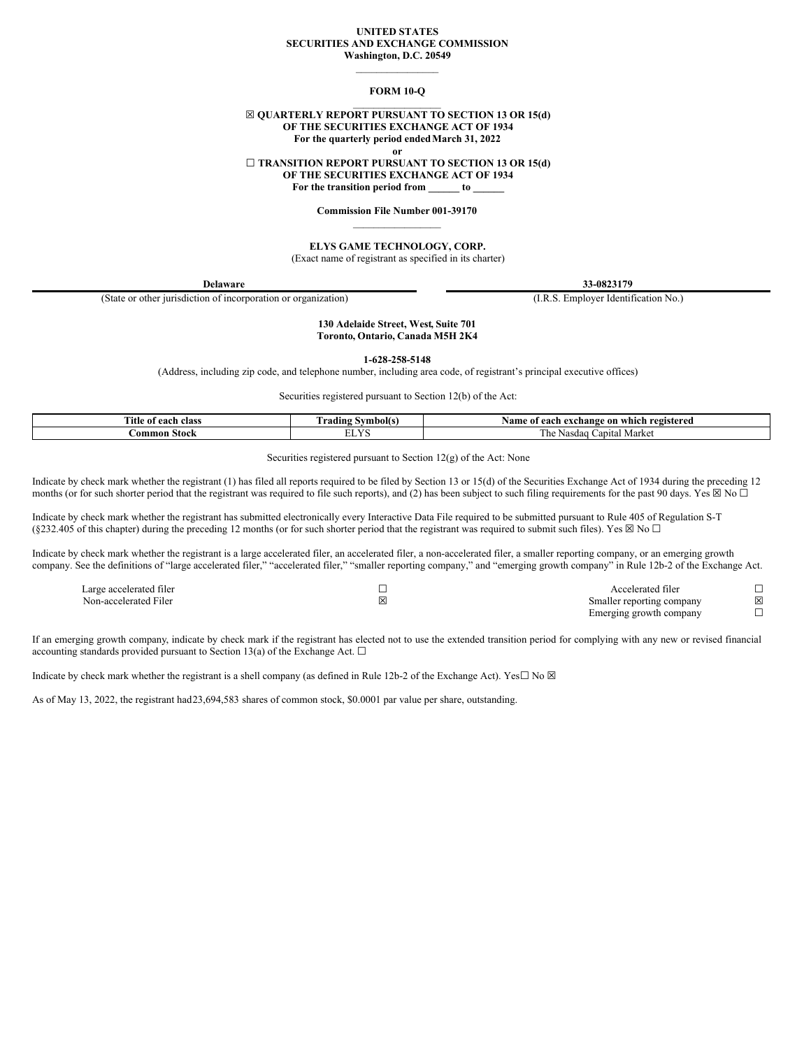**UNITED STATES**
**SECURITIES AND EXCHANGE COMMISSION**
**Washington, D.C. 20549**

# FORM 10-Q

☒ **QUARTERLY REPORT PURSUANT TO SECTION 13 OR 15(d) OF THE SECURITIES EXCHANGE ACT OF 1934**
**For the quarterly period ended March 31, 2022**

**or**

☐ **TRANSITION REPORT PURSUANT TO SECTION 13 OR 15(d) OF THE SECURITIES EXCHANGE ACT OF 1934**
**For the transition period from ______ to ______**

**Commission File Number 001-39170**

**ELYS GAME TECHNOLOGY, CORP.**
(Exact name of registrant as specified in its charter)

| **Delaware** | **33-0823179** |
|---|---|
| (State or other jurisdiction of incorporation or organization) | (I.R.S. Employer Identification No.) |

**130 Adelaide Street, West, Suite 701**
**Toronto, Ontario, Canada M5H 2K4**

**1-628-258-5148**
(Address, including zip code, and telephone number, including area code, of registrant's principal executive offices)

Securities registered pursuant to Section 12(b) of the Act:

| Title of each class | Trading Symbol(s) | Name of each exchange on which registered |
|---|---|---|
| Common Stock | ELYS | The Nasdaq Capital Market |

Securities registered pursuant to Section 12(g) of the Act: None

Indicate by check mark whether the registrant (1) has filed all reports required to be filed by Section 13 or 15(d) of the Securities Exchange Act of 1934 during the preceding 12 months (or for such shorter period that the registrant was required to file such reports), and (2) has been subject to such filing requirements for the past 90 days. Yes ☒ No ☐

Indicate by check mark whether the registrant has submitted electronically every Interactive Data File required to be submitted pursuant to Rule 405 of Regulation S-T (§232.405 of this chapter) during the preceding 12 months (or for such shorter period that the registrant was required to submit such files). Yes ☒ No ☐

Indicate by check mark whether the registrant is a large accelerated filer, an accelerated filer, a non-accelerated filer, a smaller reporting company, or an emerging growth company. See the definitions of "large accelerated filer," "accelerated filer," "smaller reporting company," and "emerging growth company" in Rule 12b-2 of the Exchange Act.

| | | | |
|---|---|---|---|
| Large accelerated filer | ☐ | Accelerated filer | ☐ |
| Non-accelerated Filer | ☒ | Smaller reporting company | ☒ |
| | | Emerging growth company | ☐ |

If an emerging growth company, indicate by check mark if the registrant has elected not to use the extended transition period for complying with any new or revised financial accounting standards provided pursuant to Section 13(a) of the Exchange Act. ☐

Indicate by check mark whether the registrant is a shell company (as defined in Rule 12b-2 of the Exchange Act). Yes☐ No ☒

As of May 13, 2022, the registrant had 23,694,583 shares of common stock, $0.0001 par value per share, outstanding.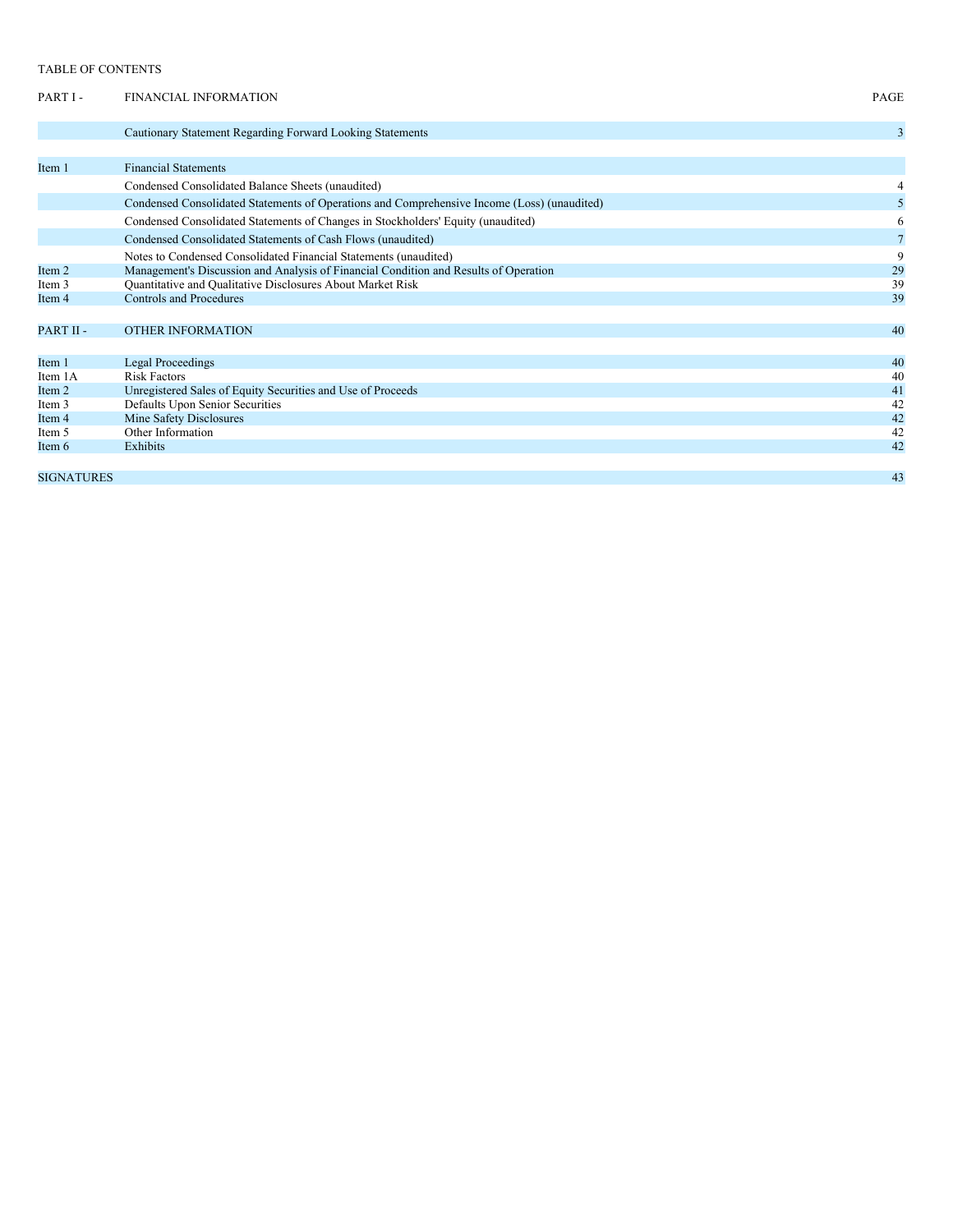TABLE OF CONTENTS

| PART I - | FINANCIAL INFORMATION | PAGE |
|---|---|---|
| | Cautionary Statement Regarding Forward Looking Statements | 3 |
| Item 1 | Financial Statements | |
| | Condensed Consolidated Balance Sheets (unaudited) | 4 |
| | Condensed Consolidated Statements of Operations and Comprehensive Income (Loss) (unaudited) | 5 |
| | Condensed Consolidated Statements of Changes in Stockholders' Equity (unaudited) | 6 |
| | Condensed Consolidated Statements of Cash Flows (unaudited) | 7 |
| | Notes to Condensed Consolidated Financial Statements (unaudited) | 9 |
| Item 2 | Management's Discussion and Analysis of Financial Condition and Results of Operation | 29 |
| Item 3 | Quantitative and Qualitative Disclosures About Market Risk | 39 |
| Item 4 | Controls and Procedures | 39 |
| PART II - | OTHER INFORMATION | 40 |
| Item 1 | Legal Proceedings | 40 |
| Item 1A | Risk Factors | 40 |
| Item 2 | Unregistered Sales of Equity Securities and Use of Proceeds | 41 |
| Item 3 | Defaults Upon Senior Securities | 42 |
| Item 4 | Mine Safety Disclosures | 42 |
| Item 5 | Other Information | 42 |
| Item 6 | Exhibits | 42 |
| SIGNATURES | | 43 |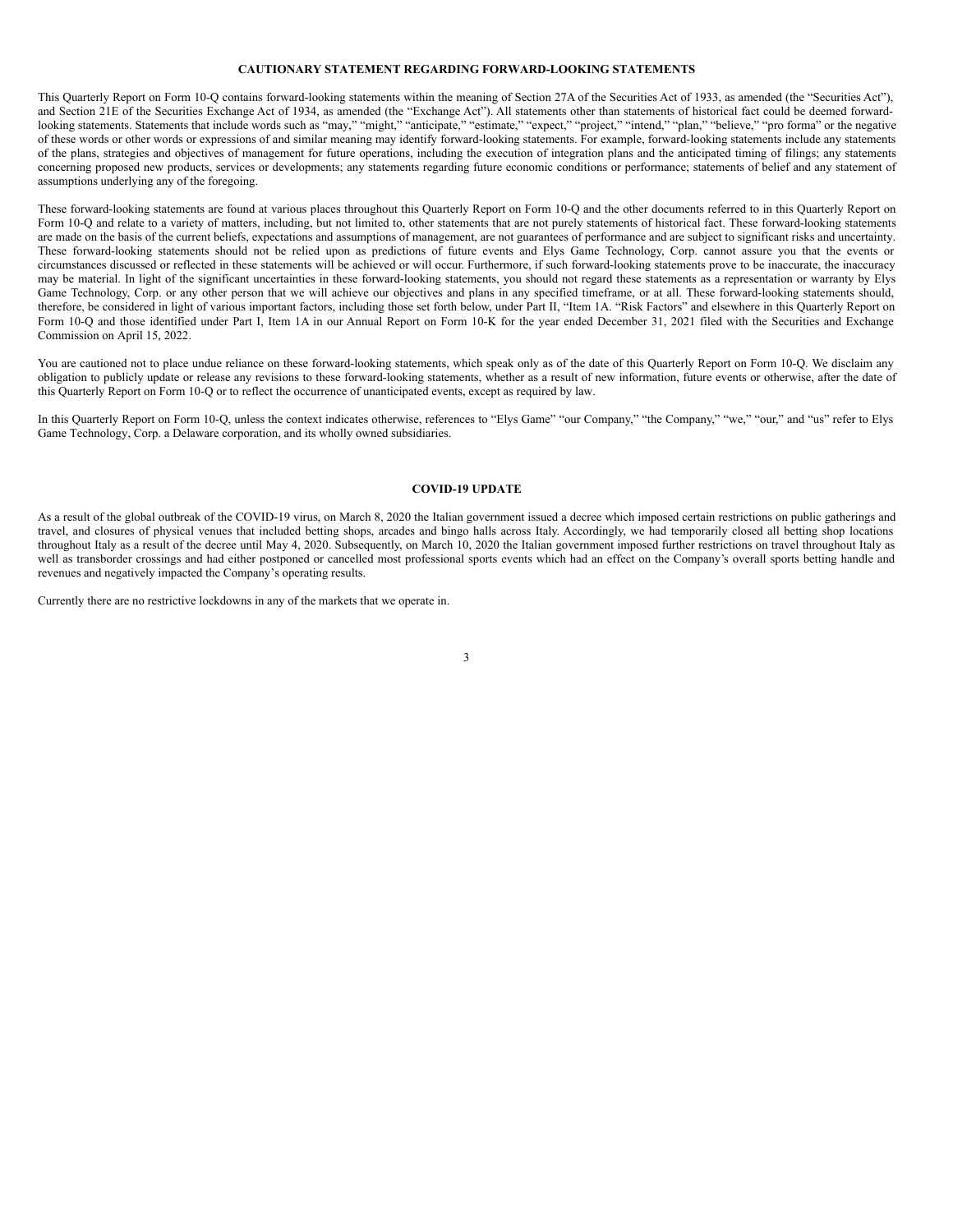## CAUTIONARY STATEMENT REGARDING FORWARD-LOOKING STATEMENTS

This Quarterly Report on Form 10-Q contains forward-looking statements within the meaning of Section 27A of the Securities Act of 1933, as amended (the "Securities Act"), and Section 21E of the Securities Exchange Act of 1934, as amended (the "Exchange Act"). All statements other than statements of historical fact could be deemed forward-looking statements. Statements that include words such as "may," "might," "anticipate," "estimate," "expect," "project," "intend," "plan," "believe," "pro forma" or the negative of these words or other words or expressions of and similar meaning may identify forward-looking statements. For example, forward-looking statements include any statements of the plans, strategies and objectives of management for future operations, including the execution of integration plans and the anticipated timing of filings; any statements concerning proposed new products, services or developments; any statements regarding future economic conditions or performance; statements of belief and any statement of assumptions underlying any of the foregoing.

These forward-looking statements are found at various places throughout this Quarterly Report on Form 10-Q and the other documents referred to in this Quarterly Report on Form 10-Q and relate to a variety of matters, including, but not limited to, other statements that are not purely statements of historical fact. These forward-looking statements are made on the basis of the current beliefs, expectations and assumptions of management, are not guarantees of performance and are subject to significant risks and uncertainty. These forward-looking statements should not be relied upon as predictions of future events and Elys Game Technology, Corp. cannot assure you that the events or circumstances discussed or reflected in these statements will be achieved or will occur. Furthermore, if such forward-looking statements prove to be inaccurate, the inaccuracy may be material. In light of the significant uncertainties in these forward-looking statements, you should not regard these statements as a representation or warranty by Elys Game Technology, Corp. or any other person that we will achieve our objectives and plans in any specified timeframe, or at all. These forward-looking statements should, therefore, be considered in light of various important factors, including those set forth below, under Part II, "Item 1A. "Risk Factors" and elsewhere in this Quarterly Report on Form 10-Q and those identified under Part I, Item 1A in our Annual Report on Form 10-K for the year ended December 31, 2021 filed with the Securities and Exchange Commission on April 15, 2022.

You are cautioned not to place undue reliance on these forward-looking statements, which speak only as of the date of this Quarterly Report on Form 10-Q. We disclaim any obligation to publicly update or release any revisions to these forward-looking statements, whether as a result of new information, future events or otherwise, after the date of this Quarterly Report on Form 10-Q or to reflect the occurrence of unanticipated events, except as required by law.

In this Quarterly Report on Form 10-Q, unless the context indicates otherwise, references to "Elys Game" "our Company," "the Company," "we," "our," and "us" refer to Elys Game Technology, Corp. a Delaware corporation, and its wholly owned subsidiaries.

## COVID-19 UPDATE

As a result of the global outbreak of the COVID-19 virus, on March 8, 2020 the Italian government issued a decree which imposed certain restrictions on public gatherings and travel, and closures of physical venues that included betting shops, arcades and bingo halls across Italy. Accordingly, we had temporarily closed all betting shop locations throughout Italy as a result of the decree until May 4, 2020. Subsequently, on March 10, 2020 the Italian government imposed further restrictions on travel throughout Italy as well as transborder crossings and had either postponed or cancelled most professional sports events which had an effect on the Company's overall sports betting handle and revenues and negatively impacted the Company's operating results.

Currently there are no restrictive lockdowns in any of the markets that we operate in.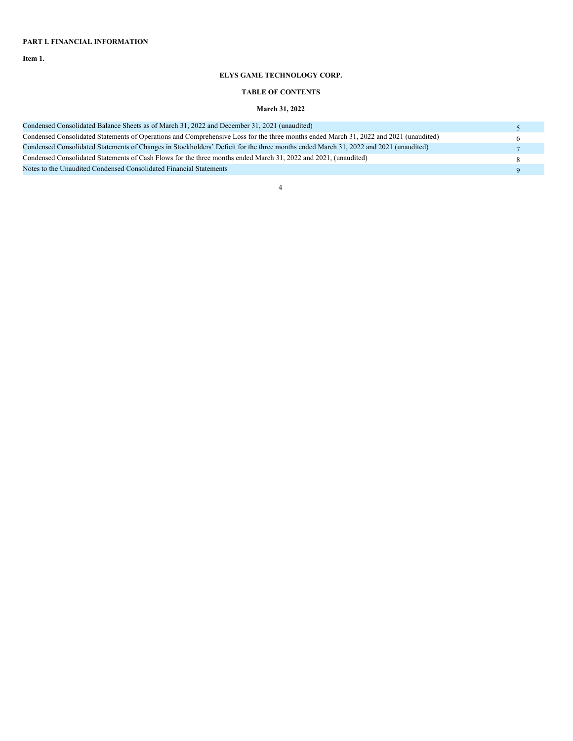**PART I. FINANCIAL INFORMATION**

**Item 1.**

**ELYS GAME TECHNOLOGY CORP.**

**TABLE OF CONTENTS**

**March 31, 2022**

| | |
|---|---|
| Condensed Consolidated Balance Sheets as of March 31, 2022 and December 31, 2021 (unaudited) | 5 |
| Condensed Consolidated Statements of Operations and Comprehensive Loss for the three months ended March 31, 2022 and 2021 (unaudited) | 6 |
| Condensed Consolidated Statements of Changes in Stockholders' Deficit for the three months ended March 31, 2022 and 2021 (unaudited) | 7 |
| Condensed Consolidated Statements of Cash Flows for the three months ended March 31, 2022 and 2021, (unaudited) | 8 |
| Notes to the Unaudited Condensed Consolidated Financial Statements | 9 |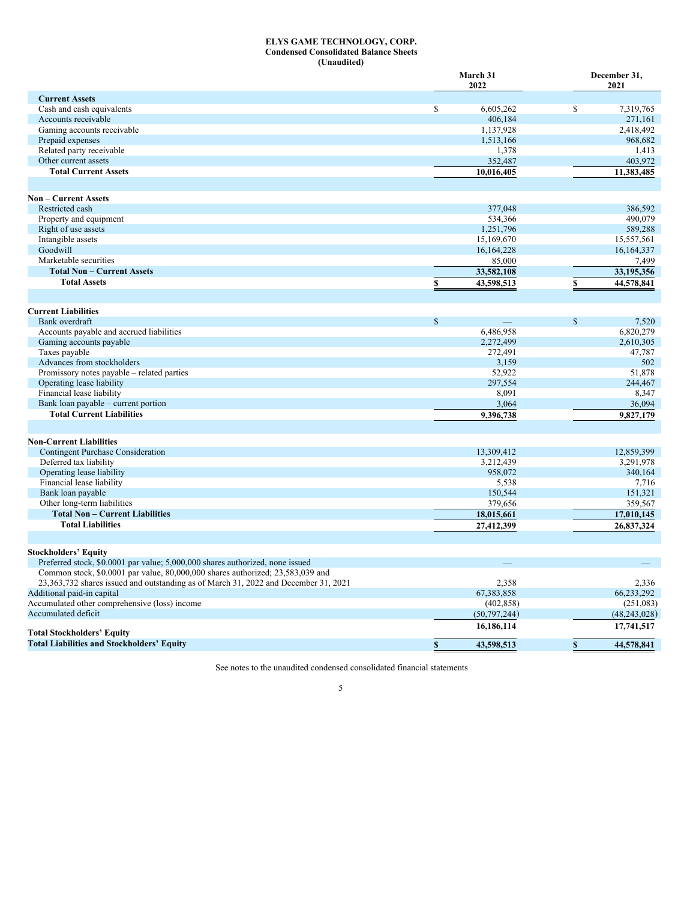**ELYS GAME TECHNOLOGY, CORP.**
**Condensed Consolidated Balance Sheets**
**(Unaudited)**

| | March 31 2022 | December 31, 2021 |
|---|---|---|
| **Current Assets** | | |
| Cash and cash equivalents | $ 6,605,262 | $ 7,319,765 |
| Accounts receivable | 406,184 | 271,161 |
| Gaming accounts receivable | 1,137,928 | 2,418,492 |
| Prepaid expenses | 1,513,166 | 968,682 |
| Related party receivable | 1,378 | 1,413 |
| Other current assets | 352,487 | 403,972 |
| **Total Current Assets** | **10,016,405** | **11,383,485** |
| | | |
| **Non – Current Assets** | | |
| Restricted cash | 377,048 | 386,592 |
| Property and equipment | 534,366 | 490,079 |
| Right of use assets | 1,251,796 | 589,288 |
| Intangible assets | 15,169,670 | 15,557,561 |
| Goodwill | 16,164,228 | 16,164,337 |
| Marketable securities | 85,000 | 7,499 |
| **Total Non – Current Assets** | **33,582,108** | **33,195,356** |
| **Total Assets** | **$ 43,598,513** | **$ 44,578,841** |
| | | |
| **Current Liabilities** | | |
| Bank overdraft | $ — | $ 7,520 |
| Accounts payable and accrued liabilities | 6,486,958 | 6,820,279 |
| Gaming accounts payable | 2,272,499 | 2,610,305 |
| Taxes payable | 272,491 | 47,787 |
| Advances from stockholders | 3,159 | 502 |
| Promissory notes payable – related parties | 52,922 | 51,878 |
| Operating lease liability | 297,554 | 244,467 |
| Financial lease liability | 8,091 | 8,347 |
| Bank loan payable – current portion | 3,064 | 36,094 |
| **Total Current Liabilities** | **9,396,738** | **9,827,179** |
| | | |
| **Non-Current Liabilities** | | |
| Contingent Purchase Consideration | 13,309,412 | 12,859,399 |
| Deferred tax liability | 3,212,439 | 3,291,978 |
| Operating lease liability | 958,072 | 340,164 |
| Financial lease liability | 5,538 | 7,716 |
| Bank loan payable | 150,544 | 151,321 |
| Other long-term liabilities | 379,656 | 359,567 |
| **Total Non – Current Liabilities** | **18,015,661** | **17,010,145** |
| **Total Liabilities** | **27,412,399** | **26,837,324** |
| | | |
| **Stockholders' Equity** | | |
| Preferred stock, $0.0001 par value; 5,000,000 shares authorized, none issued | — | — |
| Common stock, $0.0001 par value, 80,000,000 shares authorized; 23,583,039 and 23,363,732 shares issued and outstanding as of March 31, 2022 and December 31, 2021 | 2,358 | 2,336 |
| Additional paid-in capital | 67,383,858 | 66,233,292 |
| Accumulated other comprehensive (loss) income | (402,858) | (251,083) |
| Accumulated deficit | (50,797,244) | (48,243,028) |
| **Total Stockholders' Equity** | **16,186,114** | **17,741,517** |
| **Total Liabilities and Stockholders' Equity** | **$ 43,598,513** | **$ 44,578,841** |

See notes to the unaudited condensed consolidated financial statements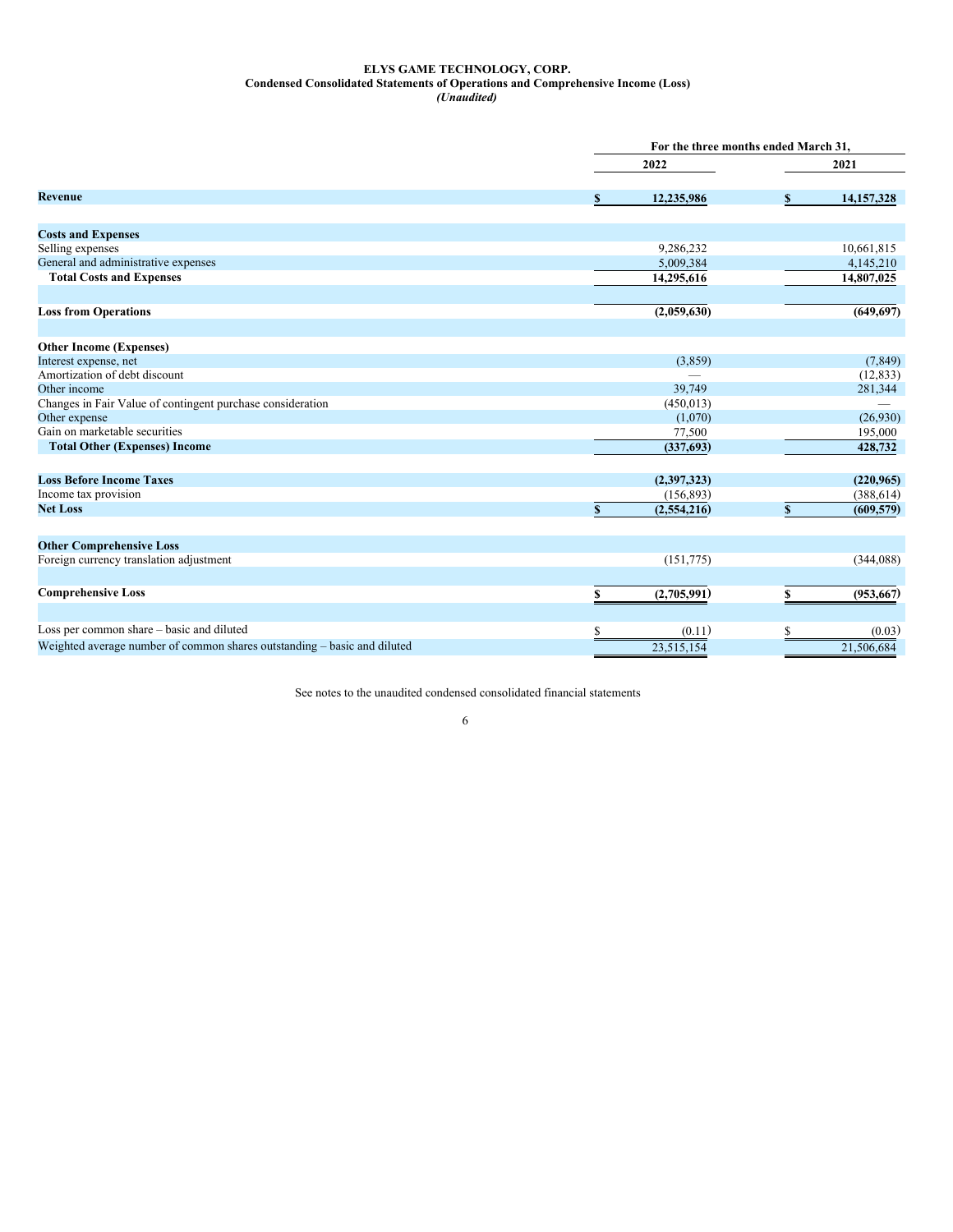**ELYS GAME TECHNOLOGY, CORP.**
**Condensed Consolidated Statements of Operations and Comprehensive Income (Loss)**
***(Unaudited)***

| | For the three months ended March 31, | |
|---|---|---|
| | **2022** | **2021** |
| **Revenue** | **$ 12,235,986** | **$ 14,157,328** |
| | | |
| **Costs and Expenses** | | |
| Selling expenses | 9,286,232 | 10,661,815 |
| General and administrative expenses | 5,009,384 | 4,145,210 |
| **Total Costs and Expenses** | **14,295,616** | **14,807,025** |
| | | |
| **Loss from Operations** | **(2,059,630)** | **(649,697)** |
| | | |
| **Other Income (Expenses)** | | |
| Interest expense, net | (3,859) | (7,849) |
| Amortization of debt discount | — | (12,833) |
| Other income | 39,749 | 281,344 |
| Changes in Fair Value of contingent purchase consideration | (450,013) | — |
| Other expense | (1,070) | (26,930) |
| Gain on marketable securities | 77,500 | 195,000 |
| **Total Other (Expenses) Income** | **(337,693)** | **428,732** |
| | | |
| **Loss Before Income Taxes** | **(2,397,323)** | **(220,965)** |
| Income tax provision | (156,893) | (388,614) |
| **Net Loss** | **$ (2,554,216)** | **$ (609,579)** |
| | | |
| **Other Comprehensive Loss** | | |
| Foreign currency translation adjustment | (151,775) | (344,088) |
| | | |
| **Comprehensive Loss** | **$ (2,705,991)** | **$ (953,667)** |
| | | |
| Loss per common share – basic and diluted | $ (0.11) | $ (0.03) |
| Weighted average number of common shares outstanding – basic and diluted | 23,515,154 | 21,506,684 |

See notes to the unaudited condensed consolidated financial statements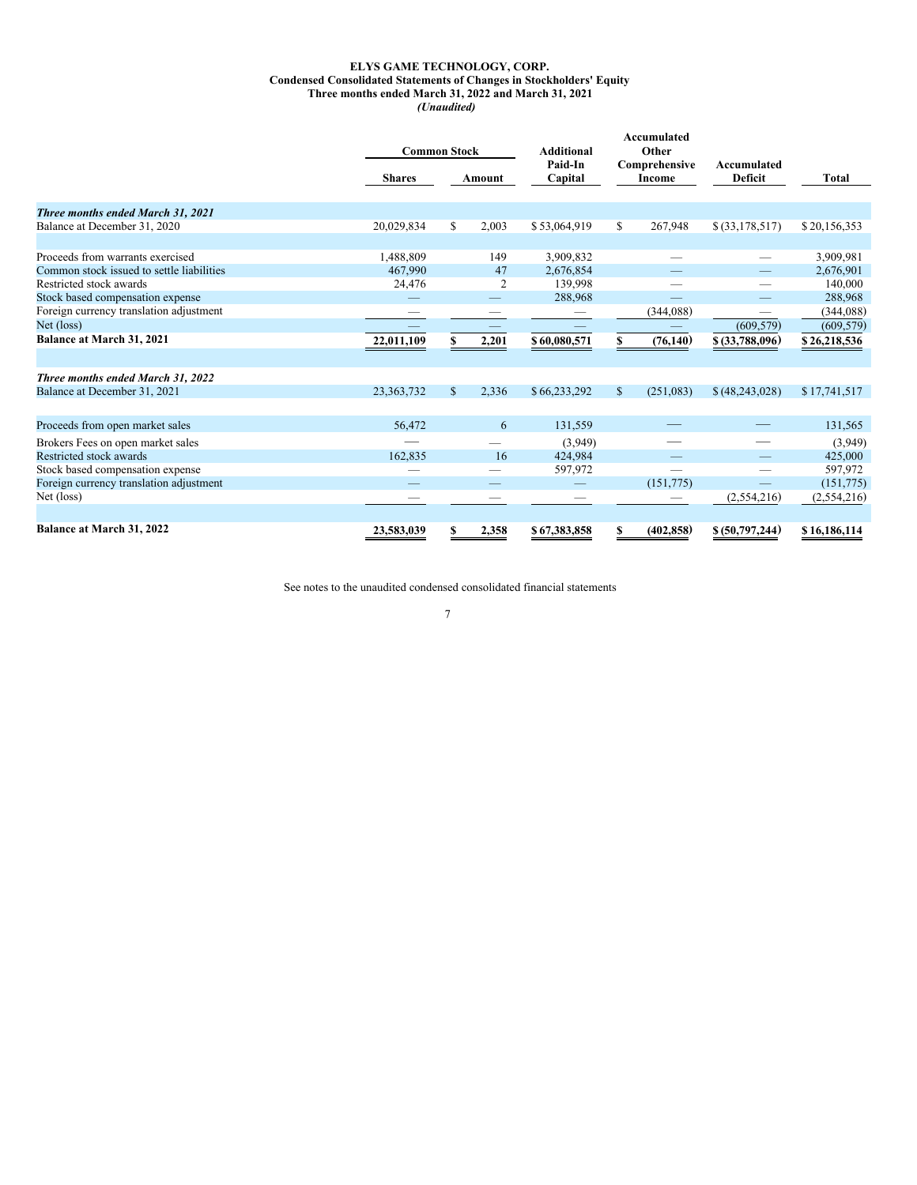**ELYS GAME TECHNOLOGY, CORP.**
**Condensed Consolidated Statements of Changes in Stockholders' Equity**
**Three months ended March 31, 2022 and March 31, 2021**
***(Unaudited)***

| | Common Stock | | Additional Paid-In Capital | Accumulated Other Comprehensive Income | Accumulated Deficit | Total |
|---|---|---|---|---|---|---|
| | Shares | Amount | | | | |
| ***Three months ended March 31, 2021*** | | | | | | |
| Balance at December 31, 2020 | 20,029,834 | $ 2,003 | $ 53,064,919 | $ 267,948 | $ (33,178,517) | $ 20,156,353 |
| Proceeds from warrants exercised | 1,488,809 | 149 | 3,909,832 | — | — | 3,909,981 |
| Common stock issued to settle liabilities | 467,990 | 47 | 2,676,854 | — | — | 2,676,901 |
| Restricted stock awards | 24,476 | 2 | 139,998 | — | — | 140,000 |
| Stock based compensation expense | — | — | 288,968 | — | — | 288,968 |
| Foreign currency translation adjustment | — | — | — | (344,088) | — | (344,088) |
| Net (loss) | — | — | — | — | (609,579) | (609,579) |
| **Balance at March 31, 2021** | **22,011,109** | **$ 2,201** | **$ 60,080,571** | **$ (76,140)** | **$ (33,788,096)** | **$ 26,218,536** |
| ***Three months ended March 31, 2022*** | | | | | | |
| Balance at December 31, 2021 | 23,363,732 | $ 2,336 | $ 66,233,292 | $ (251,083) | $ (48,243,028) | $ 17,741,517 |
| Proceeds from open market sales | 56,472 | 6 | 131,559 | — | — | 131,565 |
| Brokers Fees on open market sales | — | — | (3,949) | — | — | (3,949) |
| Restricted stock awards | 162,835 | 16 | 424,984 | — | — | 425,000 |
| Stock based compensation expense | — | — | 597,972 | — | — | 597,972 |
| Foreign currency translation adjustment | — | — | — | (151,775) | — | (151,775) |
| Net (loss) | — | — | — | — | (2,554,216) | (2,554,216) |
| **Balance at March 31, 2022** | **23,583,039** | **$ 2,358** | **$ 67,383,858** | **$ (402,858)** | **$ (50,797,244)** | **$ 16,186,114** |

See notes to the unaudited condensed consolidated financial statements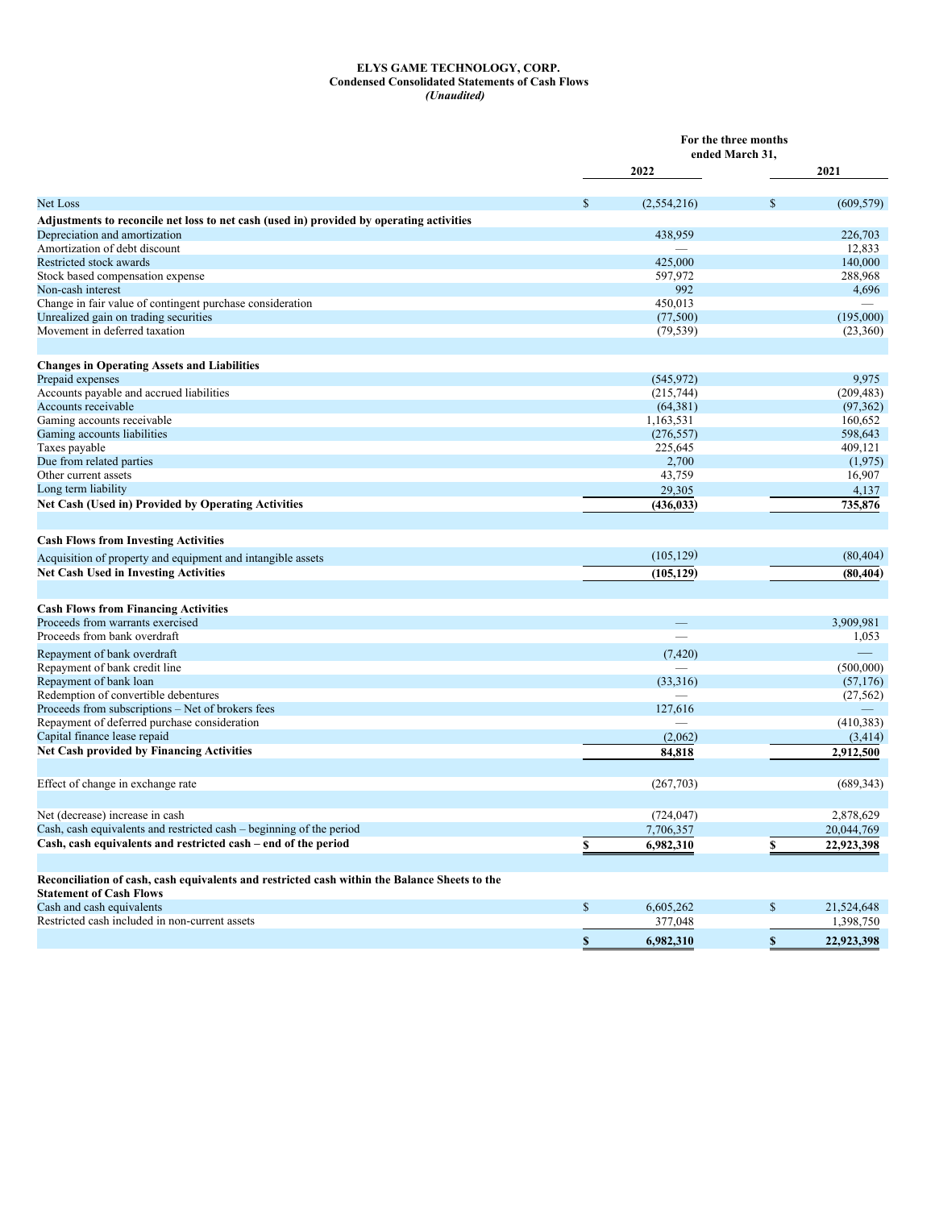**ELYS GAME TECHNOLOGY, CORP.**
**Condensed Consolidated Statements of Cash Flows**
***(Unaudited)***

| | For the three months ended March 31, | |
|---|---|---|
| | **2022** | **2021** |
| Net Loss | $ (2,554,216) | $ (609,579) |
| **Adjustments to reconcile net loss to net cash (used in) provided by operating activities** | | |
| Depreciation and amortization | 438,959 | 226,703 |
| Amortization of debt discount | — | 12,833 |
| Restricted stock awards | 425,000 | 140,000 |
| Stock based compensation expense | 597,972 | 288,968 |
| Non-cash interest | 992 | 4,696 |
| Change in fair value of contingent purchase consideration | 450,013 | — |
| Unrealized gain on trading securities | (77,500) | (195,000) |
| Movement in deferred taxation | (79,539) | (23,360) |
| **Changes in Operating Assets and Liabilities** | | |
| Prepaid expenses | (545,972) | 9,975 |
| Accounts payable and accrued liabilities | (215,744) | (209,483) |
| Accounts receivable | (64,381) | (97,362) |
| Gaming accounts receivable | 1,163,531 | 160,652 |
| Gaming accounts liabilities | (276,557) | 598,643 |
| Taxes payable | 225,645 | 409,121 |
| Due from related parties | 2,700 | (1,975) |
| Other current assets | 43,759 | 16,907 |
| Long term liability | 29,305 | 4,137 |
| **Net Cash (Used in) Provided by Operating Activities** | **(436,033)** | **735,876** |
| **Cash Flows from Investing Activities** | | |
| Acquisition of property and equipment and intangible assets | (105,129) | (80,404) |
| **Net Cash Used in Investing Activities** | **(105,129)** | **(80,404)** |
| **Cash Flows from Financing Activities** | | |
| Proceeds from warrants exercised | — | 3,909,981 |
| Proceeds from bank overdraft | — | 1,053 |
| Repayment of bank overdraft | (7,420) | — |
| Repayment of bank credit line | — | (500,000) |
| Repayment of bank loan | (33,316) | (57,176) |
| Redemption of convertible debentures | — | (27,562) |
| Proceeds from subscriptions – Net of brokers fees | 127,616 | — |
| Repayment of deferred purchase consideration | — | (410,383) |
| Capital finance lease repaid | (2,062) | (3,414) |
| **Net Cash provided by Financing Activities** | **84,818** | **2,912,500** |
| Effect of change in exchange rate | (267,703) | (689,343) |
| Net (decrease) increase in cash | (724,047) | 2,878,629 |
| Cash, cash equivalents and restricted cash – beginning of the period | 7,706,357 | 20,044,769 |
| **Cash, cash equivalents and restricted cash – end of the period** | **$ 6,982,310** | **$ 22,923,398** |
| **Reconciliation of cash, cash equivalents and restricted cash within the Balance Sheets to the Statement of Cash Flows** | | |
| Cash and cash equivalents | $ 6,605,262 | $ 21,524,648 |
| Restricted cash included in non-current assets | 377,048 | 1,398,750 |
| | **$ 6,982,310** | **$ 22,923,398** |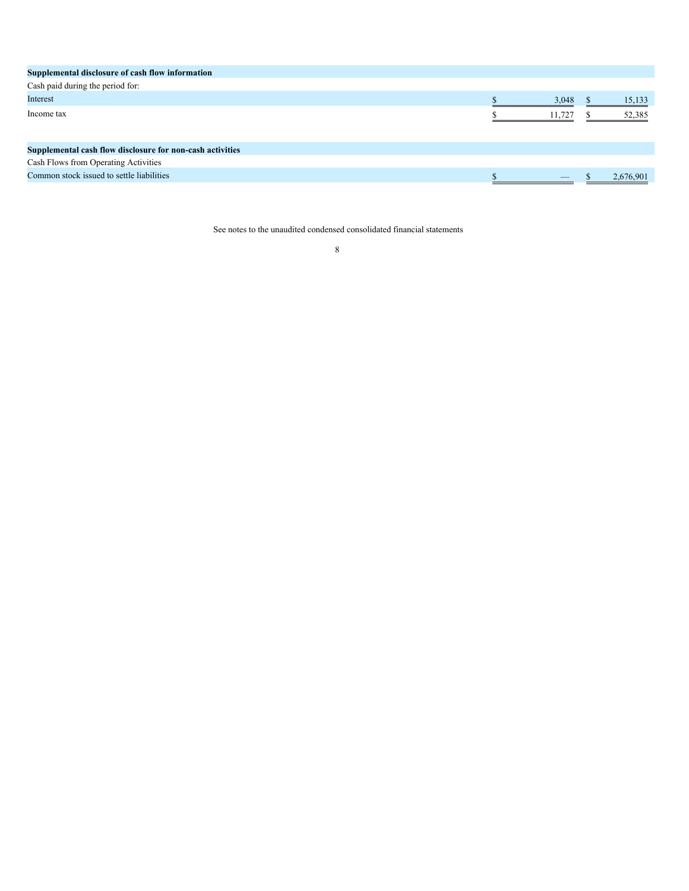| | | |
|---|---|---|
| **Supplemental disclosure of cash flow information** | | |
| Cash paid during the period for: | | |
| Interest | $ 3,048 | $ 15,133 |
| Income tax | $ 11,727 | $ 52,385 |
| | | |
| **Supplemental cash flow disclosure for non-cash activities** | | |
| Cash Flows from Operating Activities | | |
| Common stock issued to settle liabilities | $ — | $ 2,676,901 |

See notes to the unaudited condensed consolidated financial statements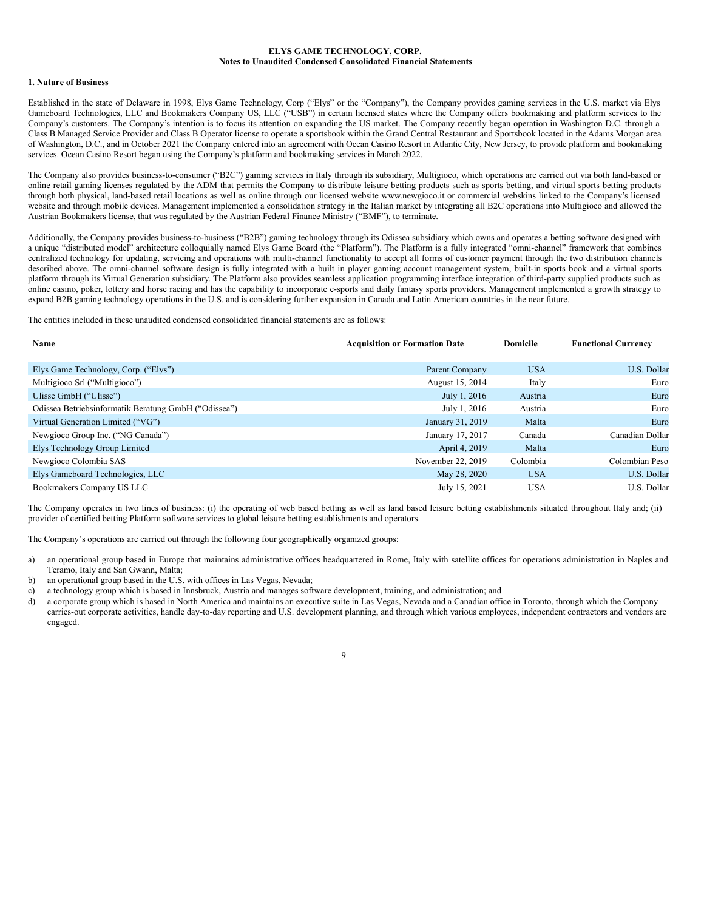**ELYS GAME TECHNOLOGY, CORP.**
**Notes to Unaudited Condensed Consolidated Financial Statements**

**1. Nature of Business**

Established in the state of Delaware in 1998, Elys Game Technology, Corp ("Elys" or the "Company"), the Company provides gaming services in the U.S. market via Elys Gameboard Technologies, LLC and Bookmakers Company US, LLC ("USB") in certain licensed states where the Company offers bookmaking and platform services to the Company's customers. The Company's intention is to focus its attention on expanding the US market. The Company recently began operation in Washington D.C. through a Class B Managed Service Provider and Class B Operator license to operate a sportsbook within the Grand Central Restaurant and Sportsbook located in the Adams Morgan area of Washington, D.C., and in October 2021 the Company entered into an agreement with Ocean Casino Resort in Atlantic City, New Jersey, to provide platform and bookmaking services. Ocean Casino Resort began using the Company's platform and bookmaking services in March 2022.

The Company also provides business-to-consumer ("B2C") gaming services in Italy through its subsidiary, Multigioco, which operations are carried out via both land-based or online retail gaming licenses regulated by the ADM that permits the Company to distribute leisure betting products such as sports betting, and virtual sports betting products through both physical, land-based retail locations as well as online through our licensed website www.newgioco.it or commercial webskins linked to the Company's licensed website and through mobile devices. Management implemented a consolidation strategy in the Italian market by integrating all B2C operations into Multigioco and allowed the Austrian Bookmakers license, that was regulated by the Austrian Federal Finance Ministry ("BMF"), to terminate.

Additionally, the Company provides business-to-business ("B2B") gaming technology through its Odissea subsidiary which owns and operates a betting software designed with a unique "distributed model" architecture colloquially named Elys Game Board (the "Platform"). The Platform is a fully integrated "omni-channel" framework that combines centralized technology for updating, servicing and operations with multi-channel functionality to accept all forms of customer payment through the two distribution channels described above. The omni-channel software design is fully integrated with a built in player gaming account management system, built-in sports book and a virtual sports platform through its Virtual Generation subsidiary. The Platform also provides seamless application programming interface integration of third-party supplied products such as online casino, poker, lottery and horse racing and has the capability to incorporate e-sports and daily fantasy sports providers. Management implemented a growth strategy to expand B2B gaming technology operations in the U.S. and is considering further expansion in Canada and Latin American countries in the near future.

The entities included in these unaudited condensed consolidated financial statements are as follows:

| Name | Acquisition or Formation Date | Domicile | Functional Currency |
|---|---|---|---|
| Elys Game Technology, Corp. ("Elys") | Parent Company | USA | U.S. Dollar |
| Multigioco Srl ("Multigioco") | August 15, 2014 | Italy | Euro |
| Ulisse GmbH ("Ulisse") | July 1, 2016 | Austria | Euro |
| Odissea Betriebsinformatik Beratung GmbH ("Odissea") | July 1, 2016 | Austria | Euro |
| Virtual Generation Limited ("VG") | January 31, 2019 | Malta | Euro |
| Newgioco Group Inc. ("NG Canada") | January 17, 2017 | Canada | Canadian Dollar |
| Elys Technology Group Limited | April 4, 2019 | Malta | Euro |
| Newgioco Colombia SAS | November 22, 2019 | Colombia | Colombian Peso |
| Elys Gameboard Technologies, LLC | May 28, 2020 | USA | U.S. Dollar |
| Bookmakers Company US LLC | July 15, 2021 | USA | U.S. Dollar |

The Company operates in two lines of business: (i) the operating of web based betting as well as land based leisure betting establishments situated throughout Italy and; (ii) provider of certified betting Platform software services to global leisure betting establishments and operators.

The Company's operations are carried out through the following four geographically organized groups:

a) an operational group based in Europe that maintains administrative offices headquartered in Rome, Italy with satellite offices for operations administration in Naples and Teramo, Italy and San Gwann, Malta;
b) an operational group based in the U.S. with offices in Las Vegas, Nevada;
c) a technology group which is based in Innsbruck, Austria and manages software development, training, and administration; and
d) a corporate group which is based in North America and maintains an executive suite in Las Vegas, Nevada and a Canadian office in Toronto, through which the Company carries-out corporate activities, handle day-to-day reporting and U.S. development planning, and through which various employees, independent contractors and vendors are engaged.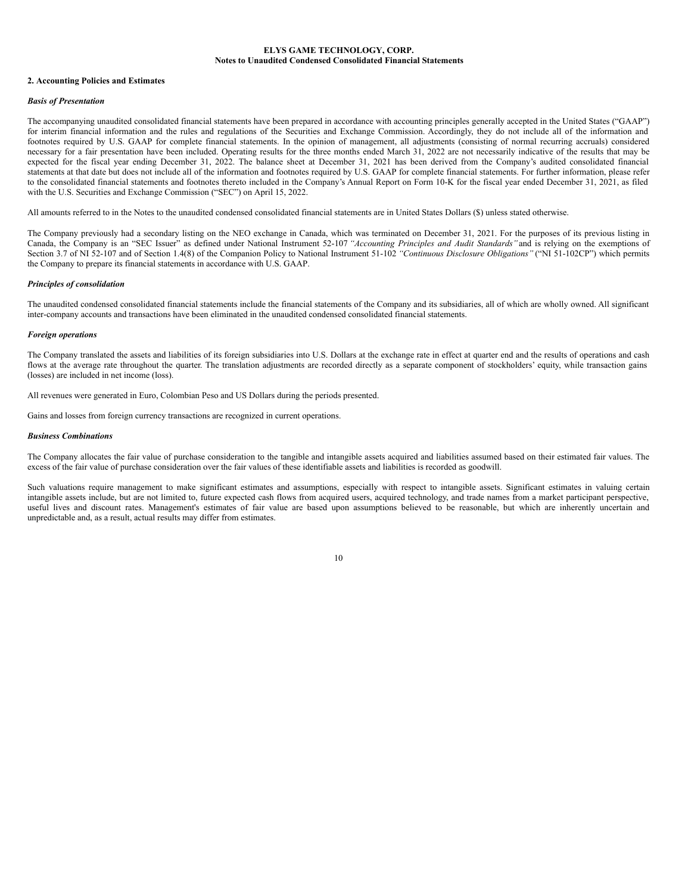**ELYS GAME TECHNOLOGY, CORP.**
**Notes to Unaudited Condensed Consolidated Financial Statements**

## 2. Accounting Policies and Estimates

***Basis of Presentation***

The accompanying unaudited consolidated financial statements have been prepared in accordance with accounting principles generally accepted in the United States ("GAAP") for interim financial information and the rules and regulations of the Securities and Exchange Commission. Accordingly, they do not include all of the information and footnotes required by U.S. GAAP for complete financial statements. In the opinion of management, all adjustments (consisting of normal recurring accruals) considered necessary for a fair presentation have been included. Operating results for the three months ended March 31, 2022 are not necessarily indicative of the results that may be expected for the fiscal year ending December 31, 2022. The balance sheet at December 31, 2021 has been derived from the Company's audited consolidated financial statements at that date but does not include all of the information and footnotes required by U.S. GAAP for complete financial statements. For further information, please refer to the consolidated financial statements and footnotes thereto included in the Company's Annual Report on Form 10-K for the fiscal year ended December 31, 2021, as filed with the U.S. Securities and Exchange Commission ("SEC") on April 15, 2022.

All amounts referred to in the Notes to the unaudited condensed consolidated financial statements are in United States Dollars ($) unless stated otherwise.

The Company previously had a secondary listing on the NEO exchange in Canada, which was terminated on December 31, 2021. For the purposes of its previous listing in Canada, the Company is an "SEC Issuer" as defined under National Instrument 52-107 *"Accounting Principles and Audit Standards"* and is relying on the exemptions of Section 3.7 of NI 52-107 and of Section 1.4(8) of the Companion Policy to National Instrument 51-102 *"Continuous Disclosure Obligations"* ("NI 51-102CP") which permits the Company to prepare its financial statements in accordance with U.S. GAAP.

***Principles of consolidation***

The unaudited condensed consolidated financial statements include the financial statements of the Company and its subsidiaries, all of which are wholly owned. All significant inter-company accounts and transactions have been eliminated in the unaudited condensed consolidated financial statements.

***Foreign operations***

The Company translated the assets and liabilities of its foreign subsidiaries into U.S. Dollars at the exchange rate in effect at quarter end and the results of operations and cash flows at the average rate throughout the quarter. The translation adjustments are recorded directly as a separate component of stockholders' equity, while transaction gains (losses) are included in net income (loss).

All revenues were generated in Euro, Colombian Peso and US Dollars during the periods presented.

Gains and losses from foreign currency transactions are recognized in current operations.

***Business Combinations***

The Company allocates the fair value of purchase consideration to the tangible and intangible assets acquired and liabilities assumed based on their estimated fair values. The excess of the fair value of purchase consideration over the fair values of these identifiable assets and liabilities is recorded as goodwill.

Such valuations require management to make significant estimates and assumptions, especially with respect to intangible assets. Significant estimates in valuing certain intangible assets include, but are not limited to, future expected cash flows from acquired users, acquired technology, and trade names from a market participant perspective, useful lives and discount rates. Management's estimates of fair value are based upon assumptions believed to be reasonable, but which are inherently uncertain and unpredictable and, as a result, actual results may differ from estimates.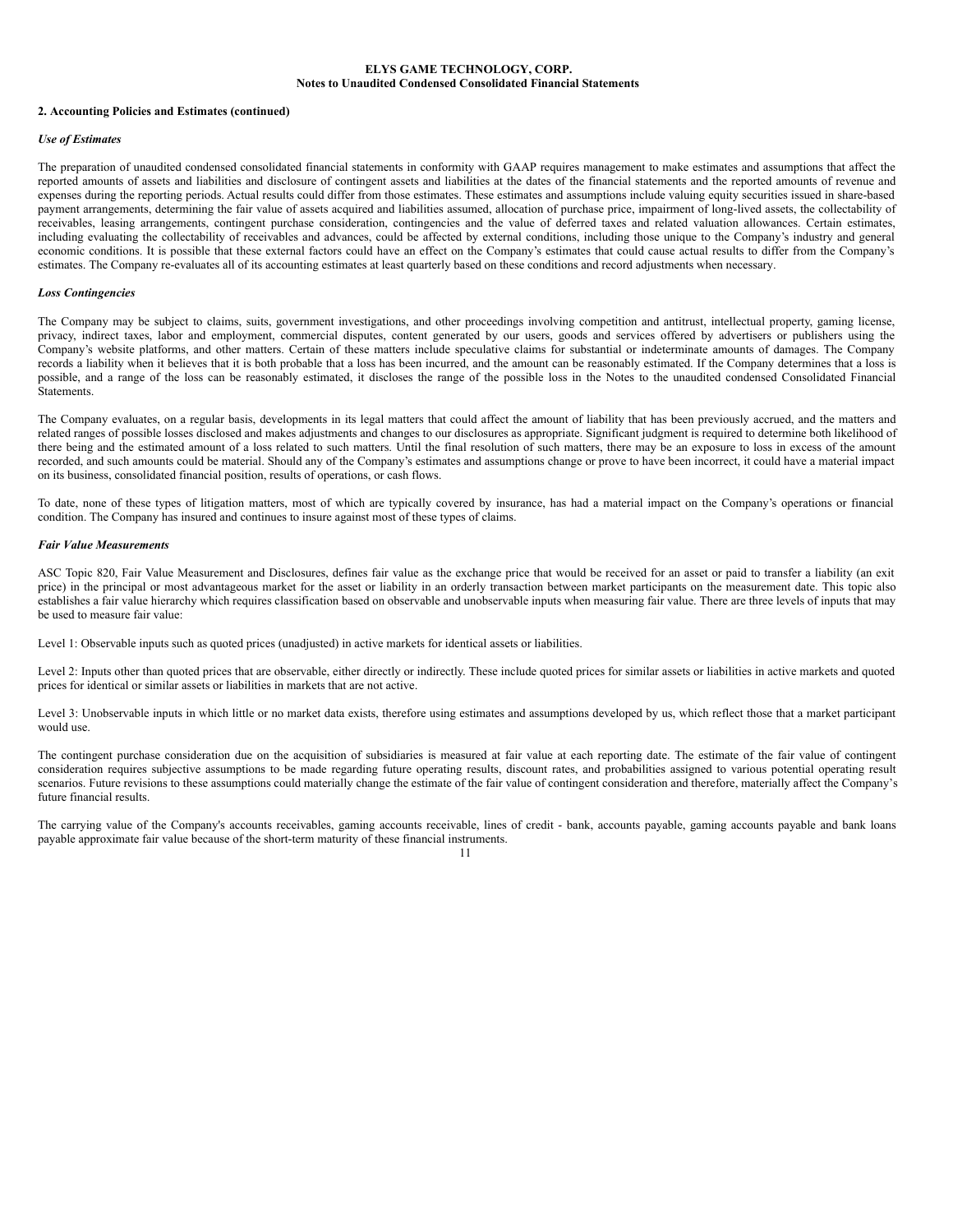**ELYS GAME TECHNOLOGY, CORP.**
**Notes to Unaudited Condensed Consolidated Financial Statements**

**2. Accounting Policies and Estimates (continued)**

***Use of Estimates***

The preparation of unaudited condensed consolidated financial statements in conformity with GAAP requires management to make estimates and assumptions that affect the reported amounts of assets and liabilities and disclosure of contingent assets and liabilities at the dates of the financial statements and the reported amounts of revenue and expenses during the reporting periods. Actual results could differ from those estimates. These estimates and assumptions include valuing equity securities issued in share-based payment arrangements, determining the fair value of assets acquired and liabilities assumed, allocation of purchase price, impairment of long-lived assets, the collectability of receivables, leasing arrangements, contingent purchase consideration, contingencies and the value of deferred taxes and related valuation allowances. Certain estimates, including evaluating the collectability of receivables and advances, could be affected by external conditions, including those unique to the Company's industry and general economic conditions. It is possible that these external factors could have an effect on the Company's estimates that could cause actual results to differ from the Company's estimates. The Company re-evaluates all of its accounting estimates at least quarterly based on these conditions and record adjustments when necessary.

***Loss Contingencies***

The Company may be subject to claims, suits, government investigations, and other proceedings involving competition and antitrust, intellectual property, gaming license, privacy, indirect taxes, labor and employment, commercial disputes, content generated by our users, goods and services offered by advertisers or publishers using the Company's website platforms, and other matters. Certain of these matters include speculative claims for substantial or indeterminate amounts of damages. The Company records a liability when it believes that it is both probable that a loss has been incurred, and the amount can be reasonably estimated. If the Company determines that a loss is possible, and a range of the loss can be reasonably estimated, it discloses the range of the possible loss in the Notes to the unaudited condensed Consolidated Financial Statements.

The Company evaluates, on a regular basis, developments in its legal matters that could affect the amount of liability that has been previously accrued, and the matters and related ranges of possible losses disclosed and makes adjustments and changes to our disclosures as appropriate. Significant judgment is required to determine both likelihood of there being and the estimated amount of a loss related to such matters. Until the final resolution of such matters, there may be an exposure to loss in excess of the amount recorded, and such amounts could be material. Should any of the Company's estimates and assumptions change or prove to have been incorrect, it could have a material impact on its business, consolidated financial position, results of operations, or cash flows.

To date, none of these types of litigation matters, most of which are typically covered by insurance, has had a material impact on the Company's operations or financial condition. The Company has insured and continues to insure against most of these types of claims.

***Fair Value Measurements***

ASC Topic 820, Fair Value Measurement and Disclosures, defines fair value as the exchange price that would be received for an asset or paid to transfer a liability (an exit price) in the principal or most advantageous market for the asset or liability in an orderly transaction between market participants on the measurement date. This topic also establishes a fair value hierarchy which requires classification based on observable and unobservable inputs when measuring fair value. There are three levels of inputs that may be used to measure fair value:

Level 1: Observable inputs such as quoted prices (unadjusted) in active markets for identical assets or liabilities.

Level 2: Inputs other than quoted prices that are observable, either directly or indirectly. These include quoted prices for similar assets or liabilities in active markets and quoted prices for identical or similar assets or liabilities in markets that are not active.

Level 3: Unobservable inputs in which little or no market data exists, therefore using estimates and assumptions developed by us, which reflect those that a market participant would use.

The contingent purchase consideration due on the acquisition of subsidiaries is measured at fair value at each reporting date. The estimate of the fair value of contingent consideration requires subjective assumptions to be made regarding future operating results, discount rates, and probabilities assigned to various potential operating result scenarios. Future revisions to these assumptions could materially change the estimate of the fair value of contingent consideration and therefore, materially affect the Company's future financial results.

The carrying value of the Company's accounts receivables, gaming accounts receivable, lines of credit - bank, accounts payable, gaming accounts payable and bank loans payable approximate fair value because of the short-term maturity of these financial instruments.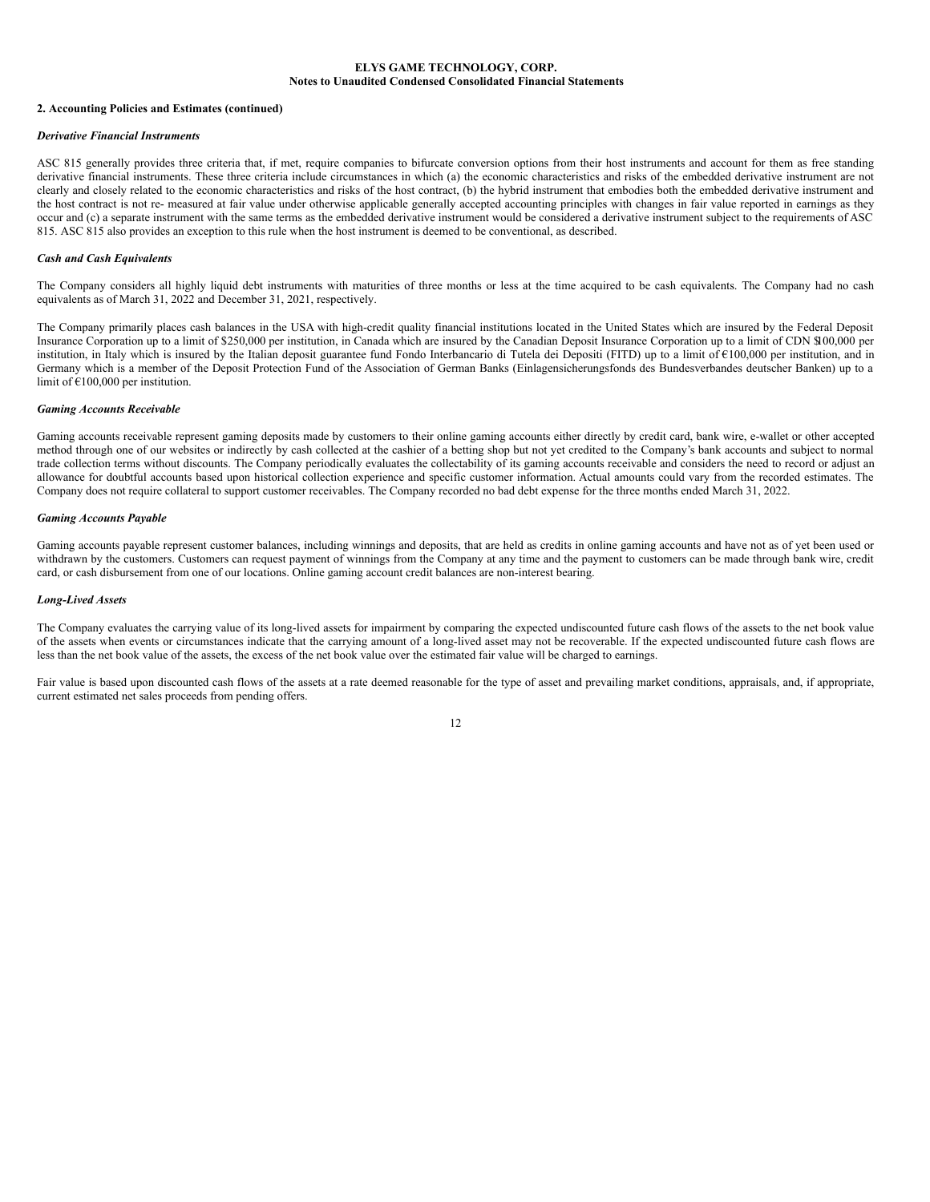**ELYS GAME TECHNOLOGY, CORP.**
**Notes to Unaudited Condensed Consolidated Financial Statements**

**2. Accounting Policies and Estimates (continued)**

***Derivative Financial Instruments***

ASC 815 generally provides three criteria that, if met, require companies to bifurcate conversion options from their host instruments and account for them as free standing derivative financial instruments. These three criteria include circumstances in which (a) the economic characteristics and risks of the embedded derivative instrument are not clearly and closely related to the economic characteristics and risks of the host contract, (b) the hybrid instrument that embodies both the embedded derivative instrument and the host contract is not re- measured at fair value under otherwise applicable generally accepted accounting principles with changes in fair value reported in earnings as they occur and (c) a separate instrument with the same terms as the embedded derivative instrument would be considered a derivative instrument subject to the requirements of ASC 815. ASC 815 also provides an exception to this rule when the host instrument is deemed to be conventional, as described.

***Cash and Cash Equivalents***

The Company considers all highly liquid debt instruments with maturities of three months or less at the time acquired to be cash equivalents. The Company had no cash equivalents as of March 31, 2022 and December 31, 2021, respectively.

The Company primarily places cash balances in the USA with high-credit quality financial institutions located in the United States which are insured by the Federal Deposit Insurance Corporation up to a limit of $250,000 per institution, in Canada which are insured by the Canadian Deposit Insurance Corporation up to a limit of CDN $100,000 per institution, in Italy which is insured by the Italian deposit guarantee fund Fondo Interbancario di Tutela dei Depositi (FITD) up to a limit of €100,000 per institution, and in Germany which is a member of the Deposit Protection Fund of the Association of German Banks (Einlagensicherungsfonds des Bundesverbandes deutscher Banken) up to a limit of €100,000 per institution.

***Gaming Accounts Receivable***

Gaming accounts receivable represent gaming deposits made by customers to their online gaming accounts either directly by credit card, bank wire, e-wallet or other accepted method through one of our websites or indirectly by cash collected at the cashier of a betting shop but not yet credited to the Company's bank accounts and subject to normal trade collection terms without discounts. The Company periodically evaluates the collectability of its gaming accounts receivable and considers the need to record or adjust an allowance for doubtful accounts based upon historical collection experience and specific customer information. Actual amounts could vary from the recorded estimates. The Company does not require collateral to support customer receivables. The Company recorded no bad debt expense for the three months ended March 31, 2022.

***Gaming Accounts Payable***

Gaming accounts payable represent customer balances, including winnings and deposits, that are held as credits in online gaming accounts and have not as of yet been used or withdrawn by the customers. Customers can request payment of winnings from the Company at any time and the payment to customers can be made through bank wire, credit card, or cash disbursement from one of our locations. Online gaming account credit balances are non-interest bearing.

***Long-Lived Assets***

The Company evaluates the carrying value of its long-lived assets for impairment by comparing the expected undiscounted future cash flows of the assets to the net book value of the assets when events or circumstances indicate that the carrying amount of a long-lived asset may not be recoverable. If the expected undiscounted future cash flows are less than the net book value of the assets, the excess of the net book value over the estimated fair value will be charged to earnings.

Fair value is based upon discounted cash flows of the assets at a rate deemed reasonable for the type of asset and prevailing market conditions, appraisals, and, if appropriate, current estimated net sales proceeds from pending offers.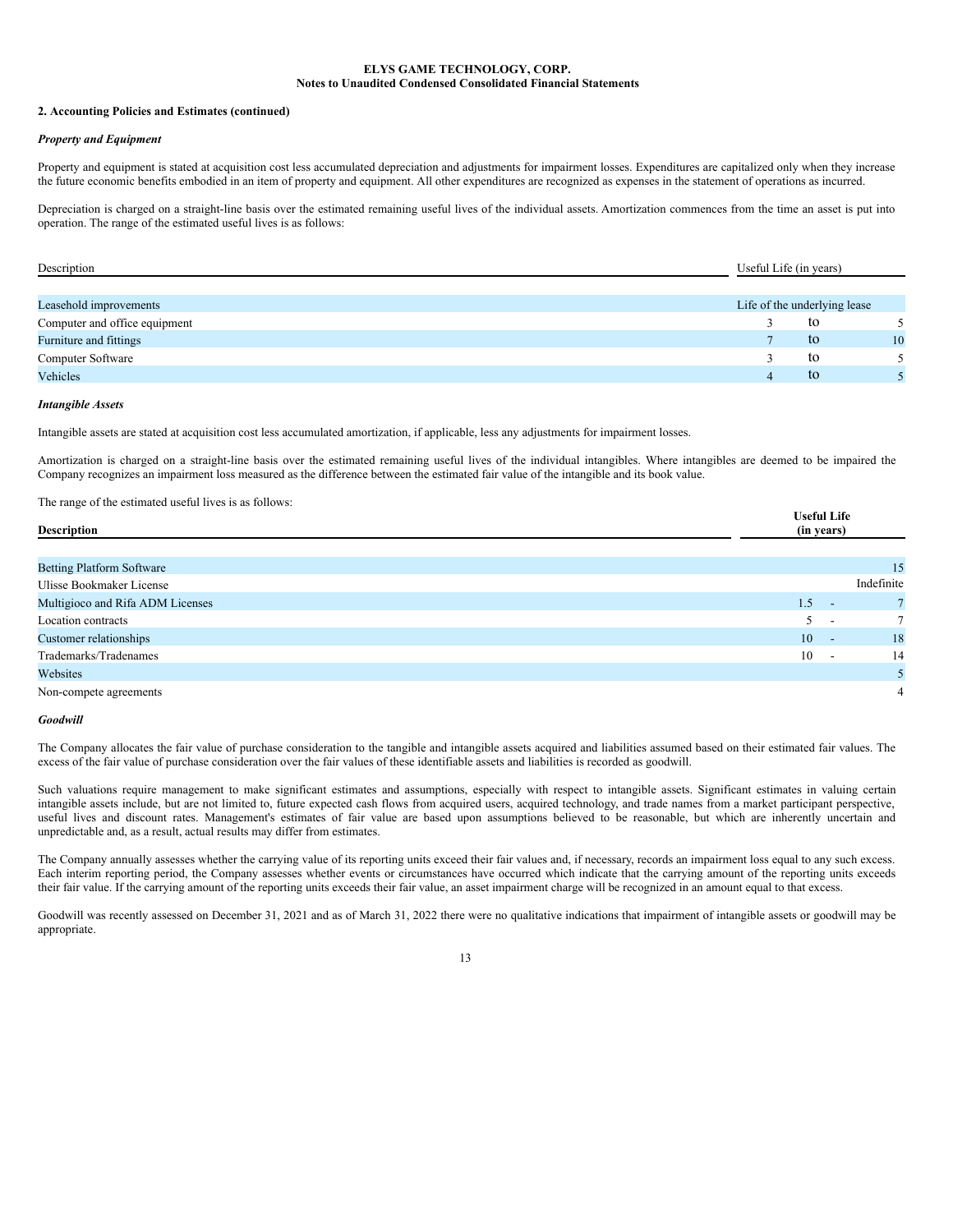**ELYS GAME TECHNOLOGY, CORP.**
**Notes to Unaudited Condensed Consolidated Financial Statements**

**2. Accounting Policies and Estimates (continued)**

***Property and Equipment***

Property and equipment is stated at acquisition cost less accumulated depreciation and adjustments for impairment losses. Expenditures are capitalized only when they increase the future economic benefits embodied in an item of property and equipment. All other expenditures are recognized as expenses in the statement of operations as incurred.

Depreciation is charged on a straight-line basis over the estimated remaining useful lives of the individual assets. Amortization commences from the time an asset is put into operation. The range of the estimated useful lives is as follows:

| Description | Useful Life (in years) |
|---|---|
| Leasehold improvements | Life of the underlying lease |
| Computer and office equipment | 3 to 5 |
| Furniture and fittings | 7 to 10 |
| Computer Software | 3 to 5 |
| Vehicles | 4 to 5 |

***Intangible Assets***

Intangible assets are stated at acquisition cost less accumulated amortization, if applicable, less any adjustments for impairment losses.

Amortization is charged on a straight-line basis over the estimated remaining useful lives of the individual intangibles. Where intangibles are deemed to be impaired the Company recognizes an impairment loss measured as the difference between the estimated fair value of the intangible and its book value.

The range of the estimated useful lives is as follows:

| **Description** | **Useful Life (in years)** |
|---|---|
| Betting Platform Software | 15 |
| Ulisse Bookmaker License | Indefinite |
| Multigioco and Rifa ADM Licenses | 1.5 - 7 |
| Location contracts | 5 - 7 |
| Customer relationships | 10 - 18 |
| Trademarks/Tradenames | 10 - 14 |
| Websites | 5 |
| Non-compete agreements | 4 |

***Goodwill***

The Company allocates the fair value of purchase consideration to the tangible and intangible assets acquired and liabilities assumed based on their estimated fair values. The excess of the fair value of purchase consideration over the fair values of these identifiable assets and liabilities is recorded as goodwill.

Such valuations require management to make significant estimates and assumptions, especially with respect to intangible assets. Significant estimates in valuing certain intangible assets include, but are not limited to, future expected cash flows from acquired users, acquired technology, and trade names from a market participant perspective, useful lives and discount rates. Management's estimates of fair value are based upon assumptions believed to be reasonable, but which are inherently uncertain and unpredictable and, as a result, actual results may differ from estimates.

The Company annually assesses whether the carrying value of its reporting units exceed their fair values and, if necessary, records an impairment loss equal to any such excess. Each interim reporting period, the Company assesses whether events or circumstances have occurred which indicate that the carrying amount of the reporting units exceeds their fair value. If the carrying amount of the reporting units exceeds their fair value, an asset impairment charge will be recognized in an amount equal to that excess.

Goodwill was recently assessed on December 31, 2021 and as of March 31, 2022 there were no qualitative indications that impairment of intangible assets or goodwill may be appropriate.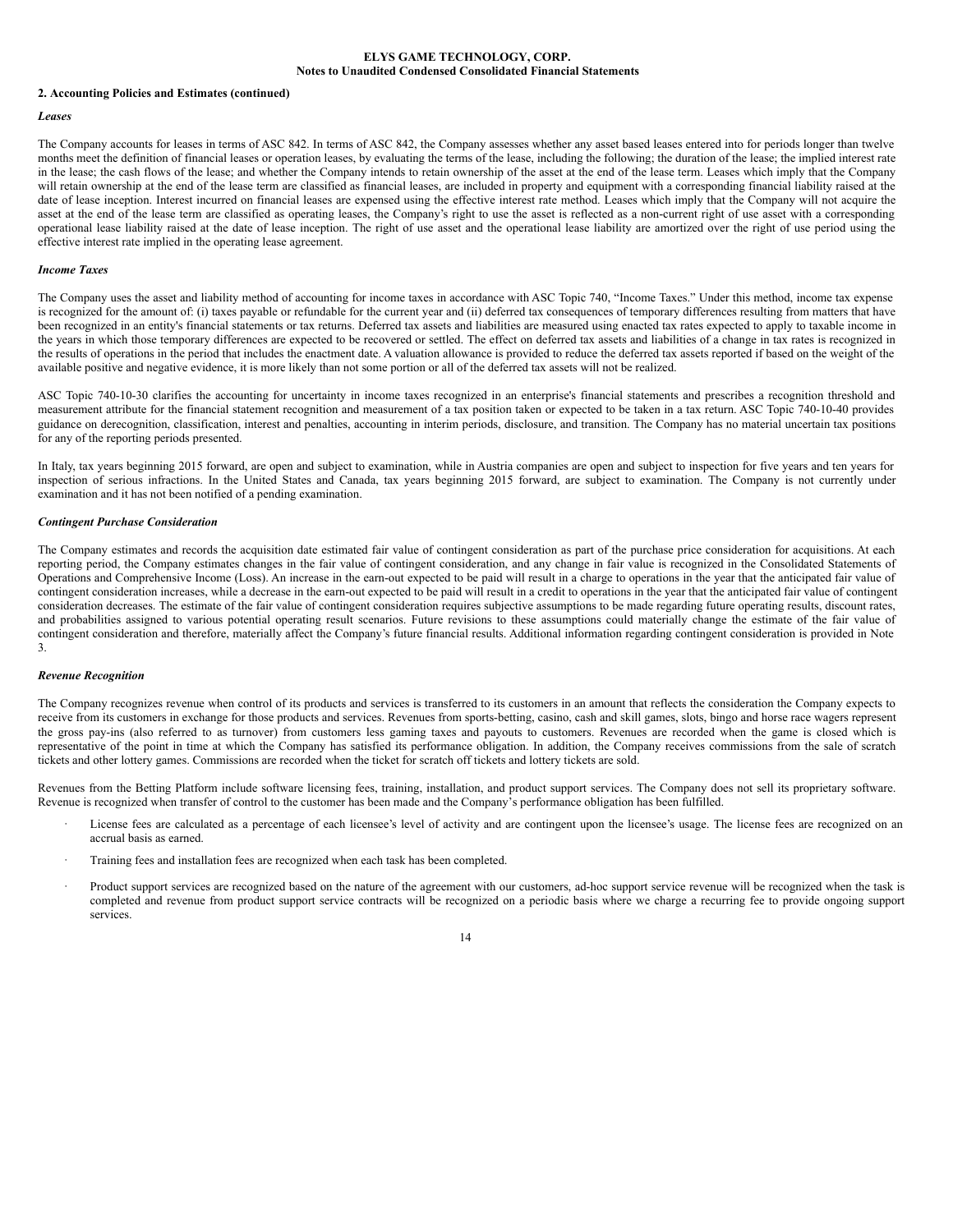## 2. Accounting Policies and Estimates (continued)

### *Leases*

The Company accounts for leases in terms of ASC 842. In terms of ASC 842, the Company assesses whether any asset based leases entered into for periods longer than twelve months meet the definition of financial leases or operation leases, by evaluating the terms of the lease, including the following; the duration of the lease; the implied interest rate in the lease; the cash flows of the lease; and whether the Company intends to retain ownership of the asset at the end of the lease term. Leases which imply that the Company will retain ownership at the end of the lease term are classified as financial leases, are included in property and equipment with a corresponding financial liability raised at the date of lease inception. Interest incurred on financial leases are expensed using the effective interest rate method. Leases which imply that the Company will not acquire the asset at the end of the lease term are classified as operating leases, the Company's right to use the asset is reflected as a non-current right of use asset with a corresponding operational lease liability raised at the date of lease inception. The right of use asset and the operational lease liability are amortized over the right of use period using the effective interest rate implied in the operating lease agreement.

### *Income Taxes*

The Company uses the asset and liability method of accounting for income taxes in accordance with ASC Topic 740, "Income Taxes." Under this method, income tax expense is recognized for the amount of: (i) taxes payable or refundable for the current year and (ii) deferred tax consequences of temporary differences resulting from matters that have been recognized in an entity's financial statements or tax returns. Deferred tax assets and liabilities are measured using enacted tax rates expected to apply to taxable income in the years in which those temporary differences are expected to be recovered or settled. The effect on deferred tax assets and liabilities of a change in tax rates is recognized in the results of operations in the period that includes the enactment date. A valuation allowance is provided to reduce the deferred tax assets reported if based on the weight of the available positive and negative evidence, it is more likely than not some portion or all of the deferred tax assets will not be realized.

ASC Topic 740-10-30 clarifies the accounting for uncertainty in income taxes recognized in an enterprise's financial statements and prescribes a recognition threshold and measurement attribute for the financial statement recognition and measurement of a tax position taken or expected to be taken in a tax return. ASC Topic 740-10-40 provides guidance on derecognition, classification, interest and penalties, accounting in interim periods, disclosure, and transition. The Company has no material uncertain tax positions for any of the reporting periods presented.

In Italy, tax years beginning 2015 forward, are open and subject to examination, while in Austria companies are open and subject to inspection for five years and ten years for inspection of serious infractions. In the United States and Canada, tax years beginning 2015 forward, are subject to examination. The Company is not currently under examination and it has not been notified of a pending examination.

### *Contingent Purchase Consideration*

The Company estimates and records the acquisition date estimated fair value of contingent consideration as part of the purchase price consideration for acquisitions. At each reporting period, the Company estimates changes in the fair value of contingent consideration, and any change in fair value is recognized in the Consolidated Statements of Operations and Comprehensive Income (Loss). An increase in the earn-out expected to be paid will result in a charge to operations in the year that the anticipated fair value of contingent consideration increases, while a decrease in the earn-out expected to be paid will result in a credit to operations in the year that the anticipated fair value of contingent consideration decreases. The estimate of the fair value of contingent consideration requires subjective assumptions to be made regarding future operating results, discount rates, and probabilities assigned to various potential operating result scenarios. Future revisions to these assumptions could materially change the estimate of the fair value of contingent consideration and therefore, materially affect the Company's future financial results. Additional information regarding contingent consideration is provided in Note 3.

### *Revenue Recognition*

The Company recognizes revenue when control of its products and services is transferred to its customers in an amount that reflects the consideration the Company expects to receive from its customers in exchange for those products and services. Revenues from sports-betting, casino, cash and skill games, slots, bingo and horse race wagers represent the gross pay-ins (also referred to as turnover) from customers less gaming taxes and payouts to customers. Revenues are recorded when the game is closed which is representative of the point in time at which the Company has satisfied its performance obligation. In addition, the Company receives commissions from the sale of scratch tickets and other lottery games. Commissions are recorded when the ticket for scratch off tickets and lottery tickets are sold.

Revenues from the Betting Platform include software licensing fees, training, installation, and product support services. The Company does not sell its proprietary software. Revenue is recognized when transfer of control to the customer has been made and the Company's performance obligation has been fulfilled.

- License fees are calculated as a percentage of each licensee's level of activity and are contingent upon the licensee's usage. The license fees are recognized on an accrual basis as earned.
- Training fees and installation fees are recognized when each task has been completed.
- Product support services are recognized based on the nature of the agreement with our customers, ad-hoc support service revenue will be recognized when the task is completed and revenue from product support service contracts will be recognized on a periodic basis where we charge a recurring fee to provide ongoing support services.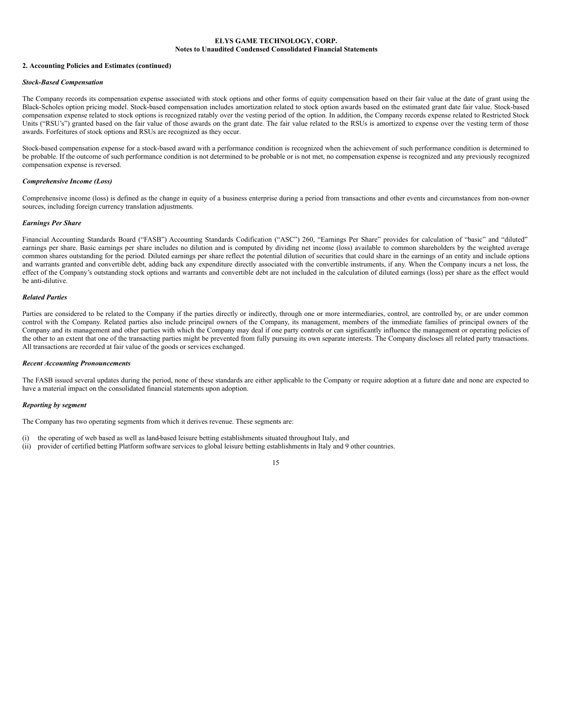**ELYS GAME TECHNOLOGY, CORP.**
**Notes to Unaudited Condensed Consolidated Financial Statements**

**2. Accounting Policies and Estimates (continued)**

***Stock-Based Compensation***

The Company records its compensation expense associated with stock options and other forms of equity compensation based on their fair value at the date of grant using the Black-Scholes option pricing model. Stock-based compensation includes amortization related to stock option awards based on the estimated grant date fair value. Stock-based compensation expense related to stock options is recognized ratably over the vesting period of the option. In addition, the Company records expense related to Restricted Stock Units ("RSU's") granted based on the fair value of those awards on the grant date. The fair value related to the RSUs is amortized to expense over the vesting term of those awards. Forfeitures of stock options and RSUs are recognized as they occur.

Stock-based compensation expense for a stock-based award with a performance condition is recognized when the achievement of such performance condition is determined to be probable. If the outcome of such performance condition is not determined to be probable or is not met, no compensation expense is recognized and any previously recognized compensation expense is reversed.

***Comprehensive Income (Loss)***

Comprehensive income (loss) is defined as the change in equity of a business enterprise during a period from transactions and other events and circumstances from non-owner sources, including foreign currency translation adjustments.

***Earnings Per Share***

Financial Accounting Standards Board ("FASB") Accounting Standards Codification ("ASC") 260, "Earnings Per Share" provides for calculation of "basic" and "diluted" earnings per share. Basic earnings per share includes no dilution and is computed by dividing net income (loss) available to common shareholders by the weighted average common shares outstanding for the period. Diluted earnings per share reflect the potential dilution of securities that could share in the earnings of an entity and include options and warrants granted and convertible debt, adding back any expenditure directly associated with the convertible instruments, if any. When the Company incurs a net loss, the effect of the Company's outstanding stock options and warrants and convertible debt are not included in the calculation of diluted earnings (loss) per share as the effect would be anti-dilutive.

***Related Parties***

Parties are considered to be related to the Company if the parties directly or indirectly, through one or more intermediaries, control, are controlled by, or are under common control with the Company. Related parties also include principal owners of the Company, its management, members of the immediate families of principal owners of the Company and its management and other parties with which the Company may deal if one party controls or can significantly influence the management or operating policies of the other to an extent that one of the transacting parties might be prevented from fully pursuing its own separate interests. The Company discloses all related party transactions. All transactions are recorded at fair value of the goods or services exchanged.

***Recent Accounting Pronouncements***

The FASB issued several updates during the period, none of these standards are either applicable to the Company or require adoption at a future date and none are expected to have a material impact on the consolidated financial statements upon adoption.

***Reporting by segment***

The Company has two operating segments from which it derives revenue. These segments are:

(i) the operating of web based as well as land-based leisure betting establishments situated throughout Italy, and
(ii) provider of certified betting Platform software services to global leisure betting establishments in Italy and 9 other countries.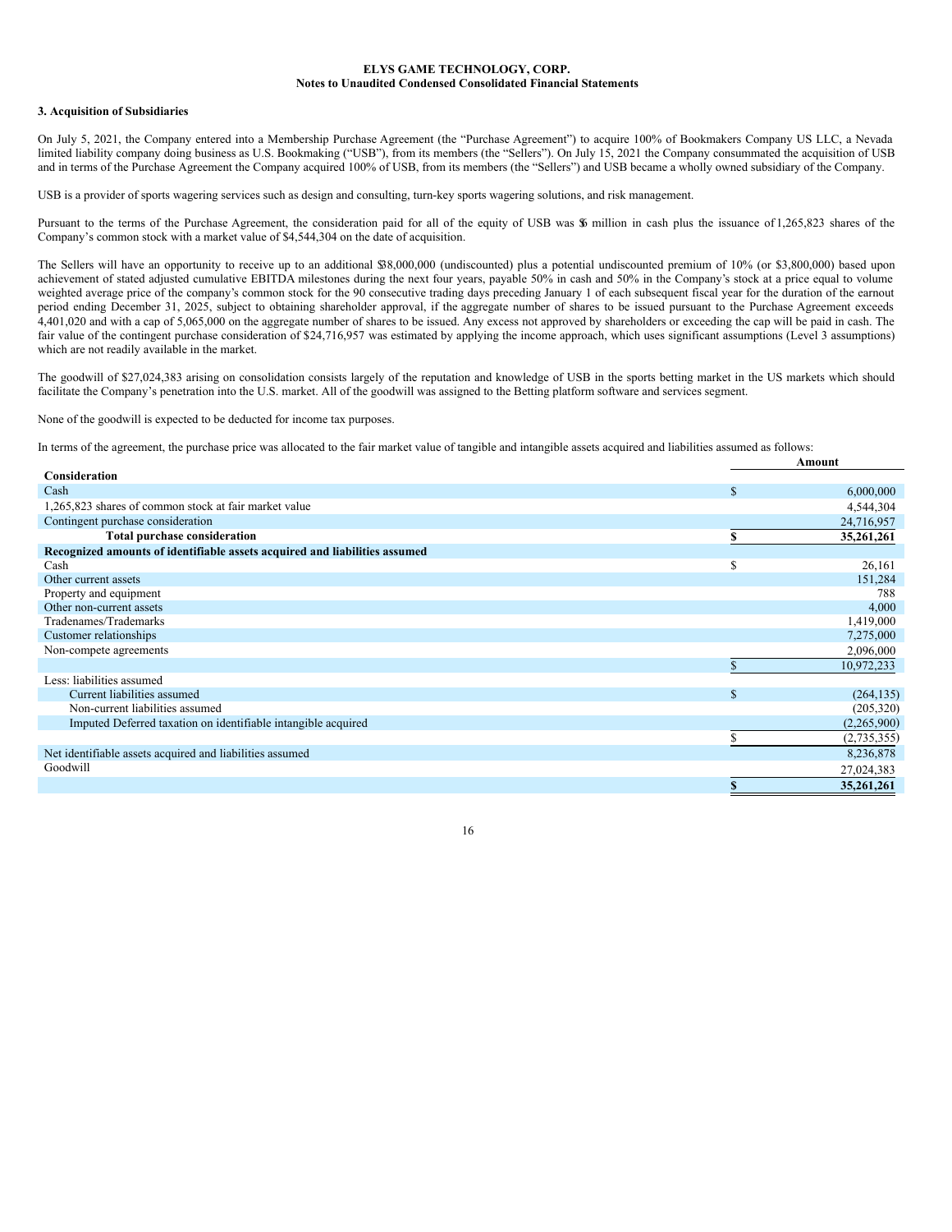**ELYS GAME TECHNOLOGY, CORP.**
**Notes to Unaudited Condensed Consolidated Financial Statements**

### 3. Acquisition of Subsidiaries

On July 5, 2021, the Company entered into a Membership Purchase Agreement (the "Purchase Agreement") to acquire 100% of Bookmakers Company US LLC, a Nevada limited liability company doing business as U.S. Bookmaking ("USB"), from its members (the "Sellers"). On July 15, 2021 the Company consummated the acquisition of USB and in terms of the Purchase Agreement the Company acquired 100% of USB, from its members (the "Sellers") and USB became a wholly owned subsidiary of the Company.

USB is a provider of sports wagering services such as design and consulting, turn-key sports wagering solutions, and risk management.

Pursuant to the terms of the Purchase Agreement, the consideration paid for all of the equity of USB was $6 million in cash plus the issuance of 1,265,823 shares of the Company's common stock with a market value of $4,544,304 on the date of acquisition.

The Sellers will have an opportunity to receive up to an additional $38,000,000 (undiscounted) plus a potential undiscounted premium of 10% (or $3,800,000) based upon achievement of stated adjusted cumulative EBITDA milestones during the next four years, payable 50% in cash and 50% in the Company's stock at a price equal to volume weighted average price of the company's common stock for the 90 consecutive trading days preceding January 1 of each subsequent fiscal year for the duration of the earnout period ending December 31, 2025, subject to obtaining shareholder approval, if the aggregate number of shares to be issued pursuant to the Purchase Agreement exceeds 4,401,020 and with a cap of 5,065,000 on the aggregate number of shares to be issued. Any excess not approved by shareholders or exceeding the cap will be paid in cash. The fair value of the contingent purchase consideration of $24,716,957 was estimated by applying the income approach, which uses significant assumptions (Level 3 assumptions) which are not readily available in the market.

The goodwill of $27,024,383 arising on consolidation consists largely of the reputation and knowledge of USB in the sports betting market in the US markets which should facilitate the Company's penetration into the U.S. market. All of the goodwill was assigned to the Betting platform software and services segment.

None of the goodwill is expected to be deducted for income tax purposes.

In terms of the agreement, the purchase price was allocated to the fair market value of tangible and intangible assets acquired and liabilities assumed as follows:

| | | Amount |
|---|---|---|
| **Consideration** | | |
| Cash | $ | 6,000,000 |
| 1,265,823 shares of common stock at fair market value | | 4,544,304 |
| Contingent purchase consideration | | 24,716,957 |
| **Total purchase consideration** | **$** | **35,261,261** |
| **Recognized amounts of identifiable assets acquired and liabilities assumed** | | |
| Cash | $ | 26,161 |
| Other current assets | | 151,284 |
| Property and equipment | | 788 |
| Other non-current assets | | 4,000 |
| Tradenames/Trademarks | | 1,419,000 |
| Customer relationships | | 7,275,000 |
| Non-compete agreements | | 2,096,000 |
| | $ | 10,972,233 |
| Less: liabilities assumed | | |
| Current liabilities assumed | $ | (264,135) |
| Non-current liabilities assumed | | (205,320) |
| Imputed Deferred taxation on identifiable intangible acquired | | (2,265,900) |
| | $ | (2,735,355) |
| Net identifiable assets acquired and liabilities assumed | | 8,236,878 |
| Goodwill | | 27,024,383 |
| | **$** | **35,261,261** |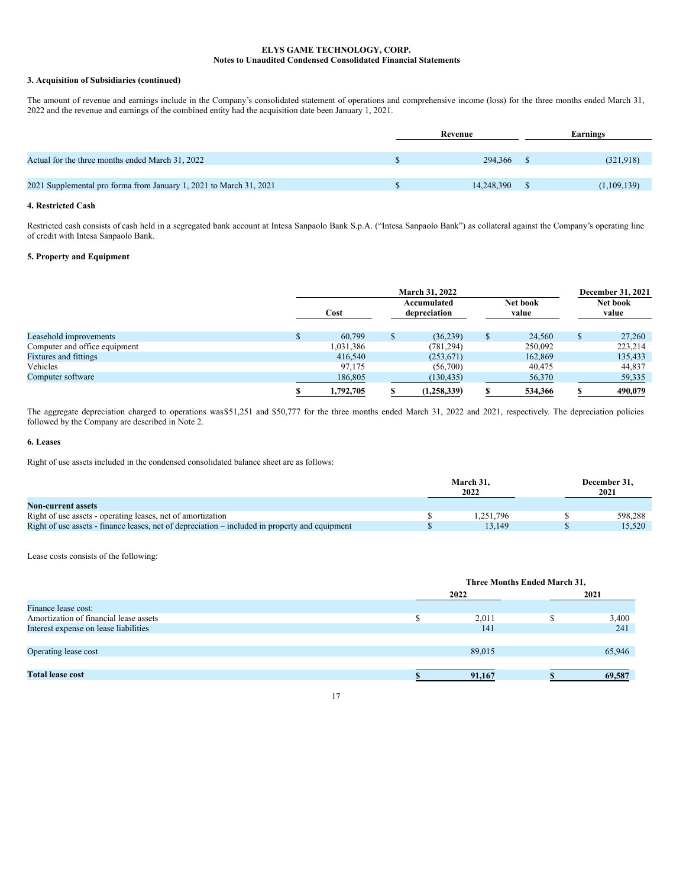**3. Acquisition of Subsidiaries (continued)**

The amount of revenue and earnings include in the Company's consolidated statement of operations and comprehensive income (loss) for the three months ended March 31, 2022 and the revenue and earnings of the combined entity had the acquisition date been January 1, 2021.

| | Revenue | Earnings |
|---|---|---|
| Actual for the three months ended March 31, 2022 | $ 294,366 | $ (321,918) |
| 2021 Supplemental pro forma from January 1, 2021 to March 31, 2021 | $ 14,248,390 | $ (1,109,139) |

**4. Restricted Cash**

Restricted cash consists of cash held in a segregated bank account at Intesa Sanpaolo Bank S.p.A. ("Intesa Sanpaolo Bank") as collateral against the Company's operating line of credit with Intesa Sanpaolo Bank.

**5. Property and Equipment**

| | March 31, 2022 | | | December 31, 2021 |
|---|---|---|---|---|
| | Cost | Accumulated depreciation | Net book value | Net book value |
| Leasehold improvements | $ 60,799 | $ (36,239) | $ 24,560 | $ 27,260 |
| Computer and office equipment | 1,031,386 | (781,294) | 250,092 | 223,214 |
| Fixtures and fittings | 416,540 | (253,671) | 162,869 | 135,433 |
| Vehicles | 97,175 | (56,700) | 40,475 | 44,837 |
| Computer software | 186,805 | (130,435) | 56,370 | 59,335 |
| | **$ 1,792,705** | **$ (1,258,339)** | **$ 534,366** | **$ 490,079** |

The aggregate depreciation charged to operations was$51,251 and $50,777 for the three months ended March 31, 2022 and 2021, respectively. The depreciation policies followed by the Company are described in Note 2.

**6. Leases**

Right of use assets included in the condensed consolidated balance sheet are as follows:

| | March 31, 2022 | December 31, 2021 |
|---|---|---|
| **Non-current assets** | | |
| Right of use assets - operating leases, net of amortization | $ 1,251,796 | $ 598,288 |
| Right of use assets - finance leases, net of depreciation – included in property and equipment | $ 13,149 | $ 15,520 |

Lease costs consists of the following:

| | Three Months Ended March 31, | |
|---|---|---|
| | 2022 | 2021 |
| Finance lease cost: | | |
| Amortization of financial lease assets | $ 2,011 | $ 3,400 |
| Interest expense on lease liabilities | 141 | 241 |
| Operating lease cost | 89,015 | 65,946 |
| **Total lease cost** | **$ 91,167** | **$ 69,587** |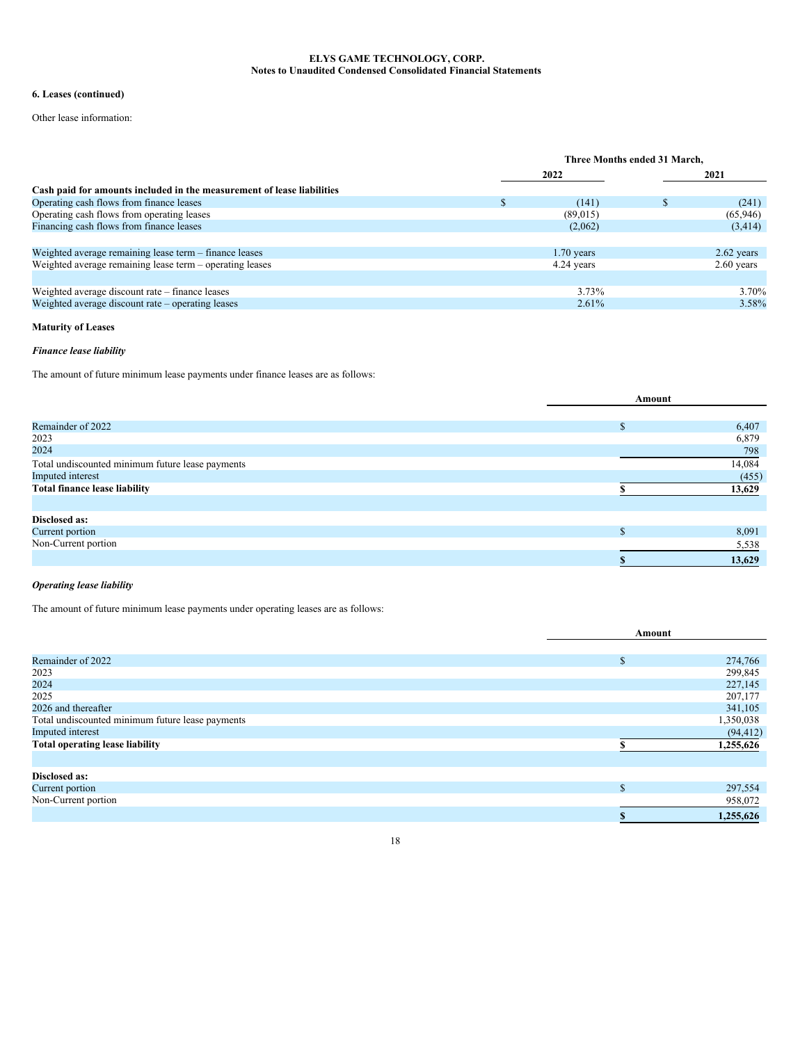**ELYS GAME TECHNOLOGY, CORP.**
**Notes to Unaudited Condensed Consolidated Financial Statements**

**6. Leases (continued)**

Other lease information:

| | Three Months ended 31 March, | |
|---|---|---|
| | 2022 | 2021 |
| **Cash paid for amounts included in the measurement of lease liabilities** | | |
| Operating cash flows from finance leases | $ (141) | $ (241) |
| Operating cash flows from operating leases | (89,015) | (65,946) |
| Financing cash flows from finance leases | (2,062) | (3,414) |
| | | |
| Weighted average remaining lease term – finance leases | 1.70 years | 2.62 years |
| Weighted average remaining lease term – operating leases | 4.24 years | 2.60 years |
| | | |
| Weighted average discount rate – finance leases | 3.73% | 3.70% |
| Weighted average discount rate – operating leases | 2.61% | 3.58% |

**Maturity of Leases**

***Finance lease liability***

The amount of future minimum lease payments under finance leases are as follows:

| | Amount |
|---|---|
| Remainder of 2022 | $ 6,407 |
| 2023 | 6,879 |
| 2024 | 798 |
| Total undiscounted minimum future lease payments | 14,084 |
| Imputed interest | (455) |
| **Total finance lease liability** | **$ 13,629** |
| | |
| **Disclosed as:** | |
| Current portion | $ 8,091 |
| Non-Current portion | 5,538 |
| | **$ 13,629** |

***Operating lease liability***

The amount of future minimum lease payments under operating leases are as follows:

| | Amount |
|---|---|
| Remainder of 2022 | $ 274,766 |
| 2023 | 299,845 |
| 2024 | 227,145 |
| 2025 | 207,177 |
| 2026 and thereafter | 341,105 |
| Total undiscounted minimum future lease payments | 1,350,038 |
| Imputed interest | (94,412) |
| **Total operating lease liability** | **$ 1,255,626** |
| | |
| **Disclosed as:** | |
| Current portion | $ 297,554 |
| Non-Current portion | 958,072 |
| | **$ 1,255,626** |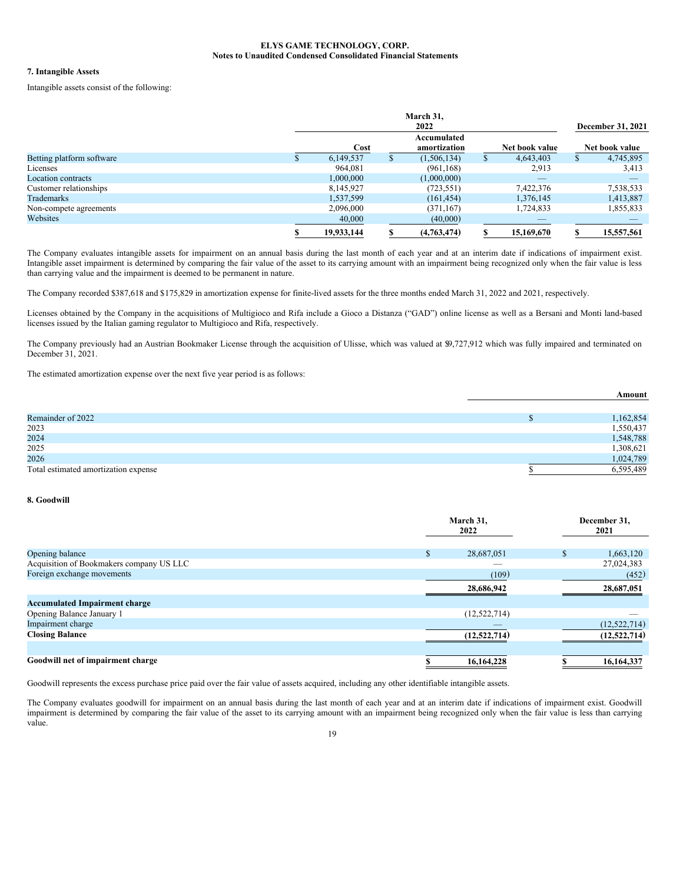## 7. Intangible Assets

Intangible assets consist of the following:

| | March 31, 2022 | | | December 31, 2021 |
|---|---|---|---|---|
| | Cost | Accumulated amortization | Net book value | Net book value |
| Betting platform software | $ 6,149,537 | $ (1,506,134) | $ 4,643,403 | $ 4,745,895 |
| Licenses | 964,081 | (961,168) | 2,913 | 3,413 |
| Location contracts | 1,000,000 | (1,000,000) | — | — |
| Customer relationships | 8,145,927 | (723,551) | 7,422,376 | 7,538,533 |
| Trademarks | 1,537,599 | (161,454) | 1,376,145 | 1,413,887 |
| Non-compete agreements | 2,096,000 | (371,167) | 1,724,833 | 1,855,833 |
| Websites | 40,000 | (40,000) | — | — |
| | $ 19,933,144 | $ (4,763,474) | $ 15,169,670 | $ 15,557,561 |

The Company evaluates intangible assets for impairment on an annual basis during the last month of each year and at an interim date if indications of impairment exist. Intangible asset impairment is determined by comparing the fair value of the asset to its carrying amount with an impairment being recognized only when the fair value is less than carrying value and the impairment is deemed to be permanent in nature.

The Company recorded $387,618 and $175,829 in amortization expense for finite-lived assets for the three months ended March 31, 2022 and 2021, respectively.

Licenses obtained by the Company in the acquisitions of Multigioco and Rifa include a Gioco a Distanza ("GAD") online license as well as a Bersani and Monti land-based licenses issued by the Italian gaming regulator to Multigioco and Rifa, respectively.

The Company previously had an Austrian Bookmaker License through the acquisition of Ulisse, which was valued at $9,727,912 which was fully impaired and terminated on December 31, 2021.

The estimated amortization expense over the next five year period is as follows:

| | Amount |
|---|---|
| Remainder of 2022 | $ 1,162,854 |
| 2023 | 1,550,437 |
| 2024 | 1,548,788 |
| 2025 | 1,308,621 |
| 2026 | 1,024,789 |
| Total estimated amortization expense | $ 6,595,489 |

## 8. Goodwill

| | March 31, 2022 | December 31, 2021 |
|---|---|---|
| Opening balance | $ 28,687,051 | $ 1,663,120 |
| Acquisition of Bookmakers company US LLC | — | 27,024,383 |
| Foreign exchange movements | (109) | (452) |
| | 28,686,942 | 28,687,051 |
| **Accumulated Impairment charge** | | |
| Opening Balance January 1 | (12,522,714) | — |
| Impairment charge | — | (12,522,714) |
| **Closing Balance** | (12,522,714) | (12,522,714) |
| | | |
| **Goodwill net of impairment charge** | $ 16,164,228 | $ 16,164,337 |

Goodwill represents the excess purchase price paid over the fair value of assets acquired, including any other identifiable intangible assets.

The Company evaluates goodwill for impairment on an annual basis during the last month of each year and at an interim date if indications of impairment exist. Goodwill impairment is determined by comparing the fair value of the asset to its carrying amount with an impairment being recognized only when the fair value is less than carrying value.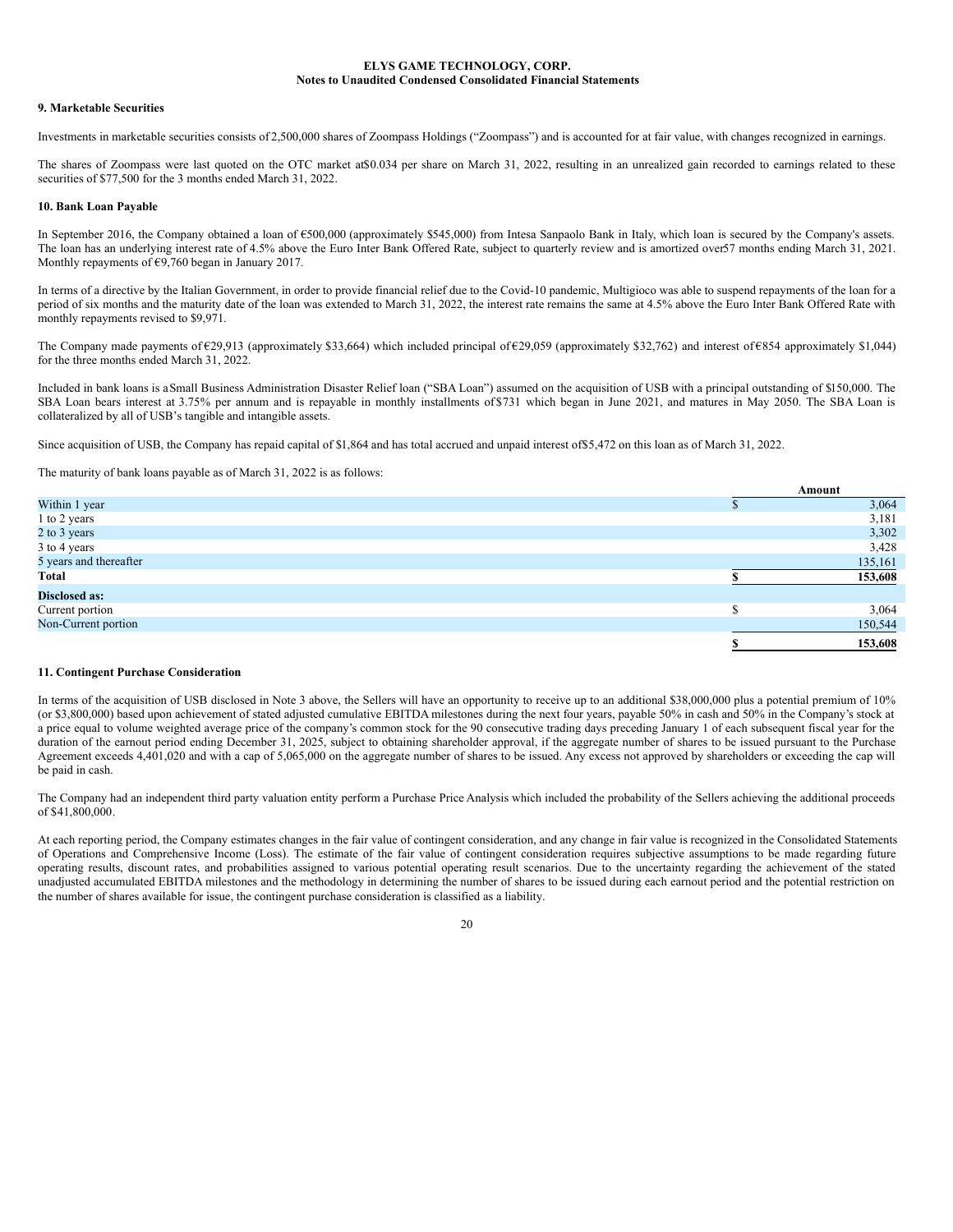**ELYS GAME TECHNOLOGY, CORP.**
**Notes to Unaudited Condensed Consolidated Financial Statements**

## 9. Marketable Securities

Investments in marketable securities consists of 2,500,000 shares of Zoompass Holdings ("Zoompass") and is accounted for at fair value, with changes recognized in earnings.

The shares of Zoompass were last quoted on the OTC market at $0.034 per share on March 31, 2022, resulting in an unrealized gain recorded to earnings related to these securities of $77,500 for the 3 months ended March 31, 2022.

## 10. Bank Loan Payable

In September 2016, the Company obtained a loan of €500,000 (approximately $545,000) from Intesa Sanpaolo Bank in Italy, which loan is secured by the Company's assets. The loan has an underlying interest rate of 4.5% above the Euro Inter Bank Offered Rate, subject to quarterly review and is amortized over 57 months ending March 31, 2021. Monthly repayments of €9,760 began in January 2017.

In terms of a directive by the Italian Government, in order to provide financial relief due to the Covid-10 pandemic, Multigioco was able to suspend repayments of the loan for a period of six months and the maturity date of the loan was extended to March 31, 2022, the interest rate remains the same at 4.5% above the Euro Inter Bank Offered Rate with monthly repayments revised to $9,971.

The Company made payments of €29,913 (approximately $33,664) which included principal of €29,059 (approximately $32,762) and interest of €854 approximately $1,044) for the three months ended March 31, 2022.

Included in bank loans is a Small Business Administration Disaster Relief loan ("SBA Loan") assumed on the acquisition of USB with a principal outstanding of $150,000. The SBA Loan bears interest at 3.75% per annum and is repayable in monthly installments of $731 which began in June 2021, and matures in May 2050. The SBA Loan is collateralized by all of USB's tangible and intangible assets.

Since acquisition of USB, the Company has repaid capital of $1,864 and has total accrued and unpaid interest of $5,472 on this loan as of March 31, 2022.

The maturity of bank loans payable as of March 31, 2022 is as follows:

| | Amount |
|---|---|
| Within 1 year | $ 3,064 |
| 1 to 2 years | 3,181 |
| 2 to 3 years | 3,302 |
| 3 to 4 years | 3,428 |
| 5 years and thereafter | 135,161 |
| **Total** | **$ 153,608** |
| **Disclosed as:** | |
| Current portion | $ 3,064 |
| Non-Current portion | 150,544 |
| | **$ 153,608** |

## 11. Contingent Purchase Consideration

In terms of the acquisition of USB disclosed in Note 3 above, the Sellers will have an opportunity to receive up to an additional $38,000,000 plus a potential premium of 10% (or $3,800,000) based upon achievement of stated adjusted cumulative EBITDA milestones during the next four years, payable 50% in cash and 50% in the Company's stock at a price equal to volume weighted average price of the company's common stock for the 90 consecutive trading days preceding January 1 of each subsequent fiscal year for the duration of the earnout period ending December 31, 2025, subject to obtaining shareholder approval, if the aggregate number of shares to be issued pursuant to the Purchase Agreement exceeds 4,401,020 and with a cap of 5,065,000 on the aggregate number of shares to be issued. Any excess not approved by shareholders or exceeding the cap will be paid in cash.

The Company had an independent third party valuation entity perform a Purchase Price Analysis which included the probability of the Sellers achieving the additional proceeds of $41,800,000.

At each reporting period, the Company estimates changes in the fair value of contingent consideration, and any change in fair value is recognized in the Consolidated Statements of Operations and Comprehensive Income (Loss). The estimate of the fair value of contingent consideration requires subjective assumptions to be made regarding future operating results, discount rates, and probabilities assigned to various potential operating result scenarios. Due to the uncertainty regarding the achievement of the stated unadjusted accumulated EBITDA milestones and the methodology in determining the number of shares to be issued during each earnout period and the potential restriction on the number of shares available for issue, the contingent purchase consideration is classified as a liability.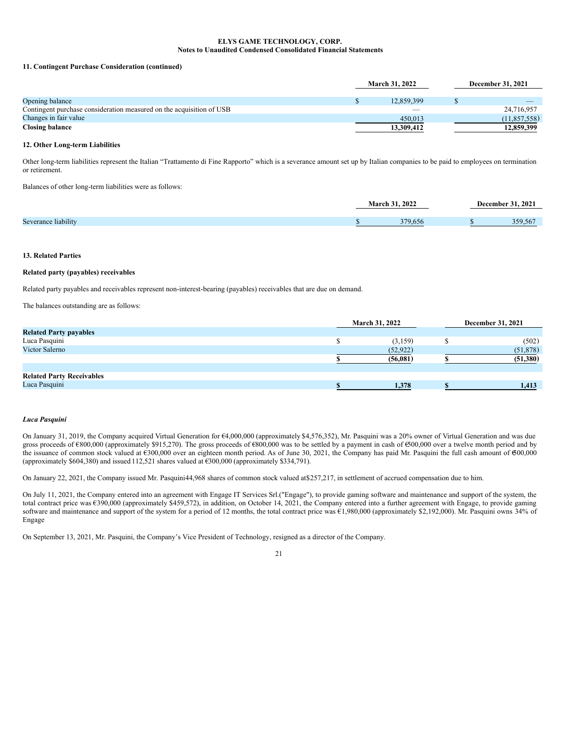**ELYS GAME TECHNOLOGY, CORP.**
**Notes to Unaudited Condensed Consolidated Financial Statements**

**11. Contingent Purchase Consideration (continued)**

| | March 31, 2022 | December 31, 2021 |
|---|---|---|
| Opening balance | $ 12,859,399 | $ — |
| Contingent purchase consideration measured on the acquisition of USB | — | 24,716,957 |
| Changes in fair value | 450,013 | (11,857,558) |
| **Closing balance** | **13,309,412** | **12,859,399** |

**12. Other Long-term Liabilities**

Other long-term liabilities represent the Italian "Trattamento di Fine Rapporto" which is a severance amount set up by Italian companies to be paid to employees on termination or retirement.

Balances of other long-term liabilities were as follows:

| | March 31, 2022 | December 31, 2021 |
|---|---|---|
| Severance liability | $ 379,656 | $ 359,567 |

**13. Related Parties**

**Related party (payables) receivables**

Related party payables and receivables represent non-interest-bearing (payables) receivables that are due on demand.

The balances outstanding are as follows:

| | March 31, 2022 | December 31, 2021 |
|---|---|---|
| **Related Party payables** | | |
| Luca Pasquini | $ (3,159) | $ (502) |
| Victor Salerno | (52,922) | (51,878) |
| | **$ (56,081)** | **$ (51,380)** |
| | | |
| **Related Party Receivables** | | |
| Luca Pasquini | **$ 1,378** | **$ 1,413** |

***Luca Pasquini***

On January 31, 2019, the Company acquired Virtual Generation for €4,000,000 (approximately $4,576,352), Mr. Pasquini was a 20% owner of Virtual Generation and was due gross proceeds of €800,000 (approximately $915,270). The gross proceeds of €800,000 was to be settled by a payment in cash of €500,000 over a twelve month period and by the issuance of common stock valued at €300,000 over an eighteen month period. As of June 30, 2021, the Company has paid Mr. Pasquini the full cash amount of €500,000 (approximately $604,380) and issued 112,521 shares valued at €300,000 (approximately $334,791).

On January 22, 2021, the Company issued Mr. Pasquini 44,968 shares of common stock valued at $257,217, in settlement of accrued compensation due to him.

On July 11, 2021, the Company entered into an agreement with Engage IT Services Srl.("Engage"), to provide gaming software and maintenance and support of the system, the total contract price was €390,000 (approximately $459,572), in addition, on October 14, 2021, the Company entered into a further agreement with Engage, to provide gaming software and maintenance and support of the system for a period of 12 months, the total contract price was €1,980,000 (approximately $2,192,000). Mr. Pasquini owns 34% of Engage

On September 13, 2021, Mr. Pasquini, the Company's Vice President of Technology, resigned as a director of the Company.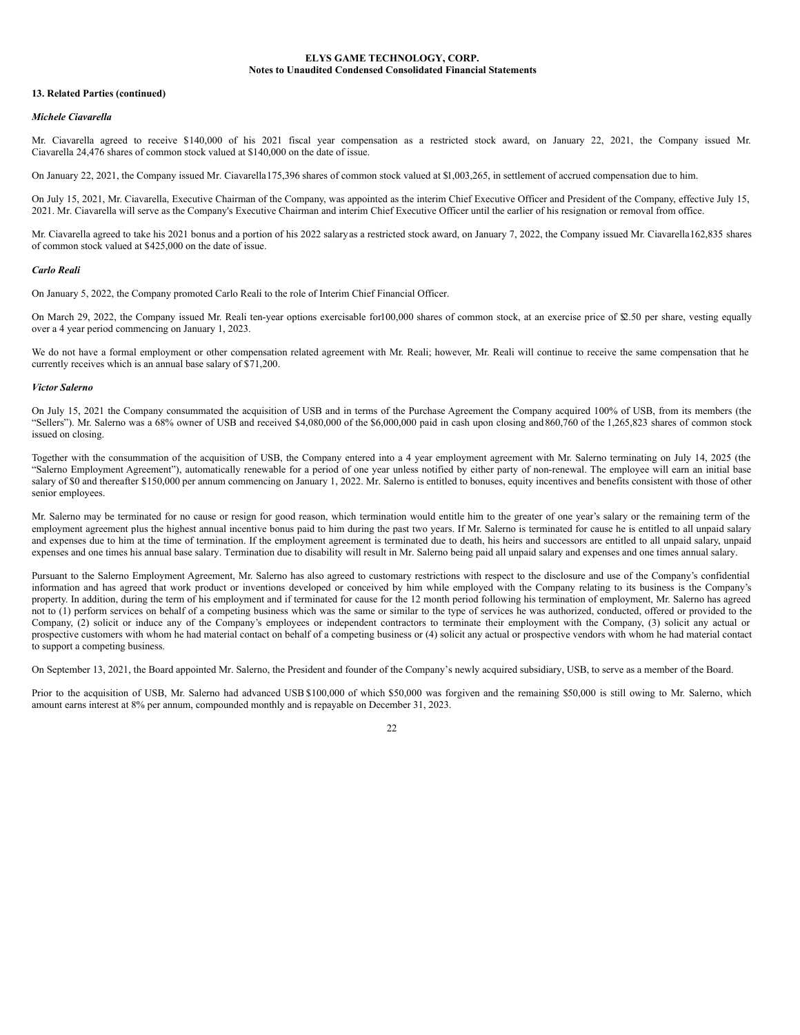**ELYS GAME TECHNOLOGY, CORP.**
**Notes to Unaudited Condensed Consolidated Financial Statements**

**13. Related Parties (continued)**

***Michele Ciavarella***

Mr. Ciavarella agreed to receive $140,000 of his 2021 fiscal year compensation as a restricted stock award, on January 22, 2021, the Company issued Mr. Ciavarella 24,476 shares of common stock valued at $140,000 on the date of issue.

On January 22, 2021, the Company issued Mr. Ciavarella 175,396 shares of common stock valued at $1,003,265, in settlement of accrued compensation due to him.

On July 15, 2021, Mr. Ciavarella, Executive Chairman of the Company, was appointed as the interim Chief Executive Officer and President of the Company, effective July 15, 2021. Mr. Ciavarella will serve as the Company's Executive Chairman and interim Chief Executive Officer until the earlier of his resignation or removal from office.

Mr. Ciavarella agreed to take his 2021 bonus and a portion of his 2022 salary as a restricted stock award, on January 7, 2022, the Company issued Mr. Ciavarella 162,835 shares of common stock valued at $425,000 on the date of issue.

***Carlo Reali***

On January 5, 2022, the Company promoted Carlo Reali to the role of Interim Chief Financial Officer.

On March 29, 2022, the Company issued Mr. Reali ten-year options exercisable for 100,000 shares of common stock, at an exercise price of $2.50 per share, vesting equally over a 4 year period commencing on January 1, 2023.

We do not have a formal employment or other compensation related agreement with Mr. Reali; however, Mr. Reali will continue to receive the same compensation that he currently receives which is an annual base salary of $71,200.

***Victor Salerno***

On July 15, 2021 the Company consummated the acquisition of USB and in terms of the Purchase Agreement the Company acquired 100% of USB, from its members (the "Sellers"). Mr. Salerno was a 68% owner of USB and received $4,080,000 of the $6,000,000 paid in cash upon closing and 860,760 of the 1,265,823 shares of common stock issued on closing.

Together with the consummation of the acquisition of USB, the Company entered into a 4 year employment agreement with Mr. Salerno terminating on July 14, 2025 (the "Salerno Employment Agreement"), automatically renewable for a period of one year unless notified by either party of non-renewal. The employee will earn an initial base salary of $0 and thereafter $150,000 per annum commencing on January 1, 2022. Mr. Salerno is entitled to bonuses, equity incentives and benefits consistent with those of other senior employees.

Mr. Salerno may be terminated for no cause or resign for good reason, which termination would entitle him to the greater of one year's salary or the remaining term of the employment agreement plus the highest annual incentive bonus paid to him during the past two years. If Mr. Salerno is terminated for cause he is entitled to all unpaid salary and expenses due to him at the time of termination. If the employment agreement is terminated due to death, his heirs and successors are entitled to all unpaid salary, unpaid expenses and one times his annual base salary. Termination due to disability will result in Mr. Salerno being paid all unpaid salary and expenses and one times annual salary.

Pursuant to the Salerno Employment Agreement, Mr. Salerno has also agreed to customary restrictions with respect to the disclosure and use of the Company's confidential information and has agreed that work product or inventions developed or conceived by him while employed with the Company relating to its business is the Company's property. In addition, during the term of his employment and if terminated for cause for the 12 month period following his termination of employment, Mr. Salerno has agreed not to (1) perform services on behalf of a competing business which was the same or similar to the type of services he was authorized, conducted, offered or provided to the Company, (2) solicit or induce any of the Company's employees or independent contractors to terminate their employment with the Company, (3) solicit any actual or prospective customers with whom he had material contact on behalf of a competing business or (4) solicit any actual or prospective vendors with whom he had material contact to support a competing business.

On September 13, 2021, the Board appointed Mr. Salerno, the President and founder of the Company's newly acquired subsidiary, USB, to serve as a member of the Board.

Prior to the acquisition of USB, Mr. Salerno had advanced USB $100,000 of which $50,000 was forgiven and the remaining $50,000 is still owing to Mr. Salerno, which amount earns interest at 8% per annum, compounded monthly and is repayable on December 31, 2023.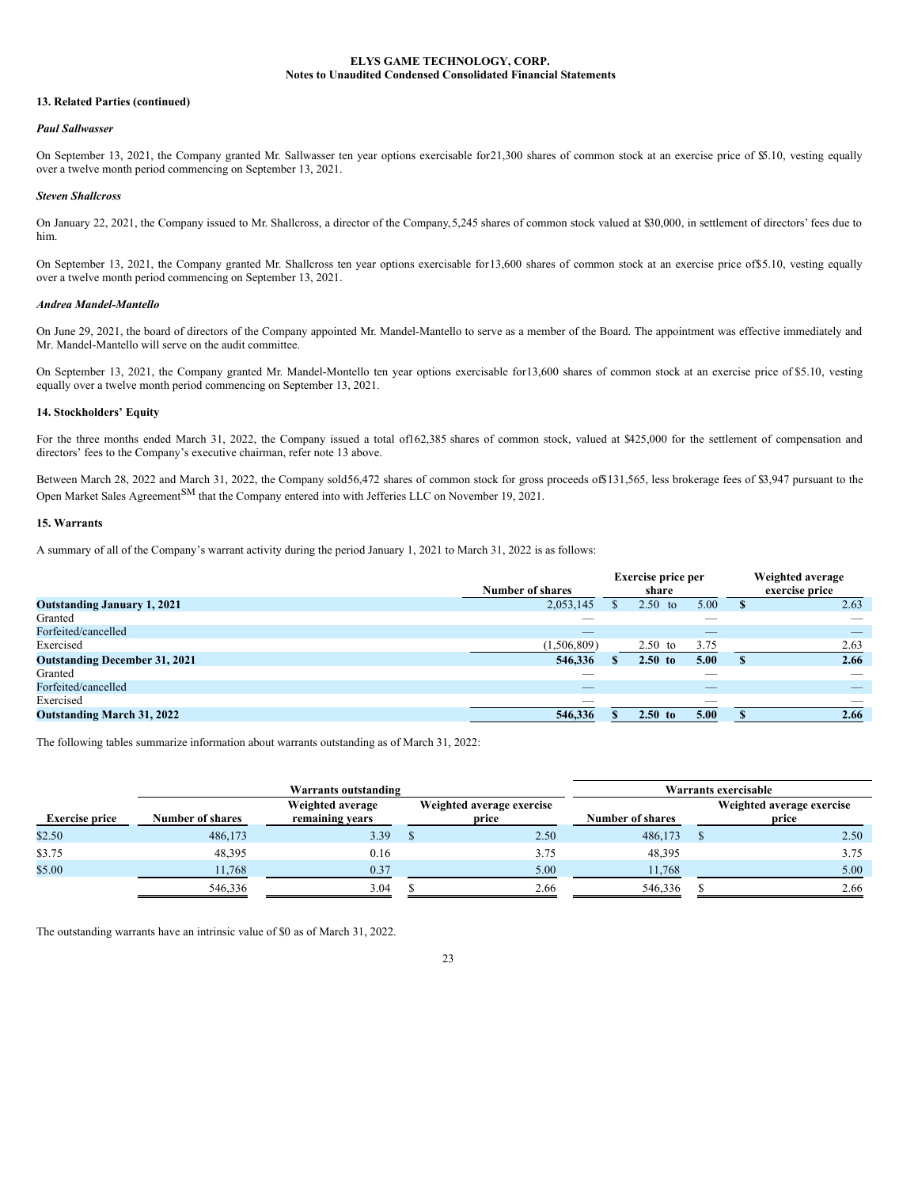**ELYS GAME TECHNOLOGY, CORP.**
**Notes to Unaudited Condensed Consolidated Financial Statements**

**13. Related Parties (continued)**

***Paul Sallwasser***

On September 13, 2021, the Company granted Mr. Sallwasser ten year options exercisable for 21,300 shares of common stock at an exercise price of $5.10, vesting equally over a twelve month period commencing on September 13, 2021.

***Steven Shallcross***

On January 22, 2021, the Company issued to Mr. Shallcross, a director of the Company, 5,245 shares of common stock valued at $30,000, in settlement of directors' fees due to him.

On September 13, 2021, the Company granted Mr. Shallcross ten year options exercisable for 13,600 shares of common stock at an exercise price of $5.10, vesting equally over a twelve month period commencing on September 13, 2021.

***Andrea Mandel-Mantello***

On June 29, 2021, the board of directors of the Company appointed Mr. Mandel-Mantello to serve as a member of the Board. The appointment was effective immediately and Mr. Mandel-Mantello will serve on the audit committee.

On September 13, 2021, the Company granted Mr. Mandel-Montello ten year options exercisable for 13,600 shares of common stock at an exercise price of $5.10, vesting equally over a twelve month period commencing on September 13, 2021.

**14. Stockholders' Equity**

For the three months ended March 31, 2022, the Company issued a total of 162,385 shares of common stock, valued at $425,000 for the settlement of compensation and directors' fees to the Company's executive chairman, refer note 13 above.

Between March 28, 2022 and March 31, 2022, the Company sold 56,472 shares of common stock for gross proceeds of $131,565, less brokerage fees of $3,947 pursuant to the Open Market Sales Agreement[SM] that the Company entered into with Jefferies LLC on November 19, 2021.

**15. Warrants**

A summary of all of the Company's warrant activity during the period January 1, 2021 to March 31, 2022 is as follows:

| | Number of shares | Exercise price per share | Weighted average exercise price |
|---|---|---|---|
| **Outstanding January 1, 2021** | 2,053,145 | $ 2.50 to 5.00 | $ 2.63 |
| Granted | — | — | — |
| Forfeited/cancelled | — | — | — |
| Exercised | (1,506,809) | 2.50 to 3.75 | 2.63 |
| **Outstanding December 31, 2021** | **546,336** | **$ 2.50 to 5.00** | **$ 2.66** |
| Granted | — | — | — |
| Forfeited/cancelled | — | — | — |
| Exercised | — | — | — |
| **Outstanding March 31, 2022** | **546,336** | **$ 2.50 to 5.00** | **$ 2.66** |

The following tables summarize information about warrants outstanding as of March 31, 2022:

| | Warrants outstanding | | | Warrants exercisable | |
|---|---|---|---|---|---|
| Exercise price | Number of shares | Weighted average remaining years | Weighted average exercise price | Number of shares | Weighted average exercise price |
| $2.50 | 486,173 | 3.39 | $ 2.50 | 486,173 | $ 2.50 |
| $3.75 | 48,395 | 0.16 | 3.75 | 48,395 | 3.75 |
| $5.00 | 11,768 | 0.37 | 5.00 | 11,768 | 5.00 |
| | 546,336 | 3.04 | $ 2.66 | 546,336 | $ 2.66 |

The outstanding warrants have an intrinsic value of $0 as of March 31, 2022.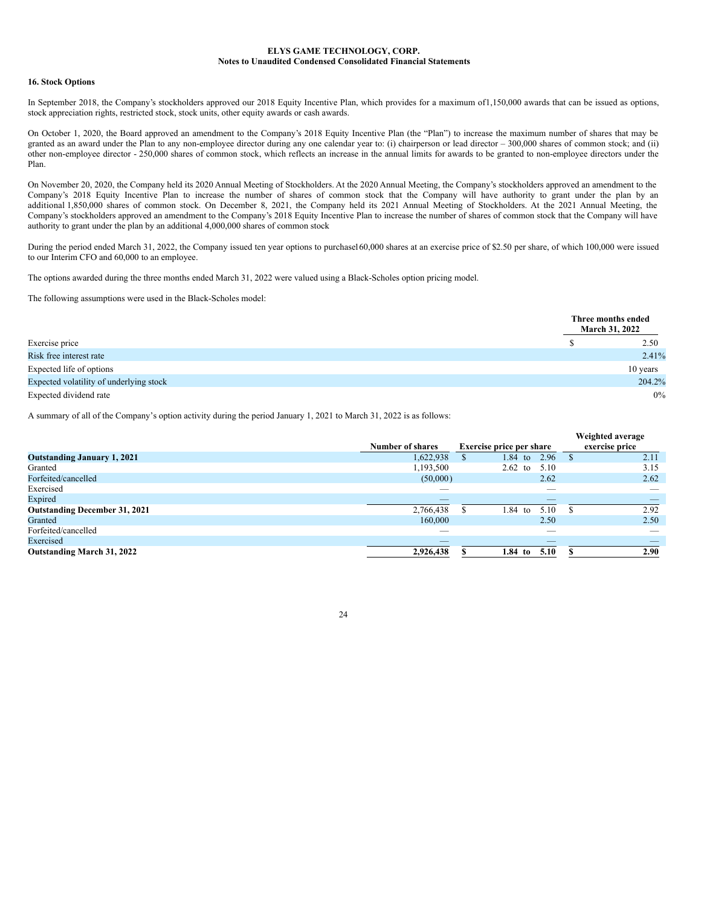**ELYS GAME TECHNOLOGY, CORP.**
**Notes to Unaudited Condensed Consolidated Financial Statements**

**16. Stock Options**

In September 2018, the Company's stockholders approved our 2018 Equity Incentive Plan, which provides for a maximum of1,150,000 awards that can be issued as options, stock appreciation rights, restricted stock, stock units, other equity awards or cash awards.

On October 1, 2020, the Board approved an amendment to the Company's 2018 Equity Incentive Plan (the "Plan") to increase the maximum number of shares that may be granted as an award under the Plan to any non-employee director during any one calendar year to: (i) chairperson or lead director – 300,000 shares of common stock; and (ii) other non-employee director - 250,000 shares of common stock, which reflects an increase in the annual limits for awards to be granted to non-employee directors under the Plan.

On November 20, 2020, the Company held its 2020 Annual Meeting of Stockholders. At the 2020 Annual Meeting, the Company's stockholders approved an amendment to the Company's 2018 Equity Incentive Plan to increase the number of shares of common stock that the Company will have authority to grant under the plan by an additional 1,850,000 shares of common stock. On December 8, 2021, the Company held its 2021 Annual Meeting of Stockholders. At the 2021 Annual Meeting, the Company's stockholders approved an amendment to the Company's 2018 Equity Incentive Plan to increase the number of shares of common stock that the Company will have authority to grant under the plan by an additional 4,000,000 shares of common stock

During the period ended March 31, 2022, the Company issued ten year options to purchase160,000 shares at an exercise price of $2.50 per share, of which 100,000 were issued to our Interim CFO and 60,000 to an employee.

The options awarded during the three months ended March 31, 2022 were valued using a Black-Scholes option pricing model.

The following assumptions were used in the Black-Scholes model:

| | Three months ended March 31, 2022 |
|---|---|
| Exercise price | $ 2.50 |
| Risk free interest rate | 2.41% |
| Expected life of options | 10 years |
| Expected volatility of underlying stock | 204.2% |
| Expected dividend rate | 0% |

A summary of all of the Company's option activity during the period January 1, 2021 to March 31, 2022 is as follows:

| | Number of shares | Exercise price per share | Weighted average exercise price |
|---|---|---|---|
| **Outstanding January 1, 2021** | 1,622,938 | $ 1.84 to 2.96 | $ 2.11 |
| Granted | 1,193,500 | 2.62 to 5.10 | 3.15 |
| Forfeited/cancelled | (50,000) | 2.62 | 2.62 |
| Exercised | — | — | — |
| Expired | — | — | — |
| **Outstanding December 31, 2021** | 2,766,438 | $ 1.84 to 5.10 | $ 2.92 |
| Granted | 160,000 | 2.50 | 2.50 |
| Forfeited/cancelled | — | — | — |
| Exercised | — | — | — |
| **Outstanding March 31, 2022** | **2,926,438** | **$ 1.84 to 5.10** | **$ 2.90** |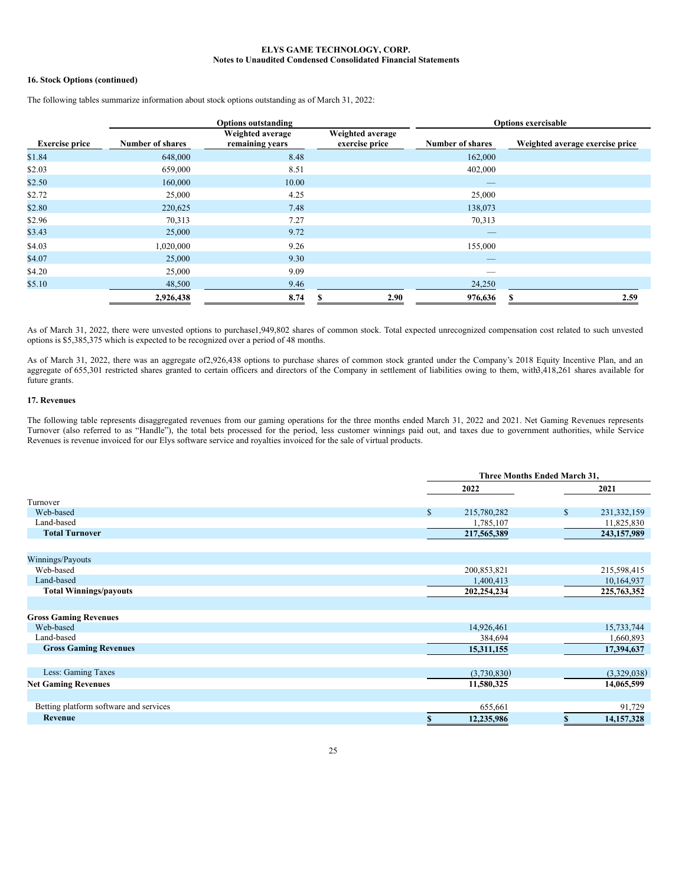### 16. Stock Options (continued)

The following tables summarize information about stock options outstanding as of March 31, 2022:

| | Options outstanding | | | Options exercisable | |
|---|---|---|---|---|---|
| Exercise price | Number of shares | Weighted average remaining years | Weighted average exercise price | Number of shares | Weighted average exercise price |
| $1.84 | 648,000 | 8.48 | | 162,000 | |
| $2.03 | 659,000 | 8.51 | | 402,000 | |
| $2.50 | 160,000 | 10.00 | | — | |
| $2.72 | 25,000 | 4.25 | | 25,000 | |
| $2.80 | 220,625 | 7.48 | | 138,073 | |
| $2.96 | 70,313 | 7.27 | | 70,313 | |
| $3.43 | 25,000 | 9.72 | | — | |
| $4.03 | 1,020,000 | 9.26 | | 155,000 | |
| $4.07 | 25,000 | 9.30 | | — | |
| $4.20 | 25,000 | 9.09 | | — | |
| $5.10 | 48,500 | 9.46 | | 24,250 | |
| | 2,926,438 | 8.74 | $ 2.90 | 976,636 | $ 2.59 |

As of March 31, 2022, there were unvested options to purchase1,949,802 shares of common stock. Total expected unrecognized compensation cost related to such unvested options is $5,385,375 which is expected to be recognized over a period of 48 months.

As of March 31, 2022, there was an aggregate of2,926,438 options to purchase shares of common stock granted under the Company's 2018 Equity Incentive Plan, and an aggregate of 655,301 restricted shares granted to certain officers and directors of the Company in settlement of liabilities owing to them, with3,418,261 shares available for future grants.

### 17. Revenues

The following table represents disaggregated revenues from our gaming operations for the three months ended March 31, 2022 and 2021. Net Gaming Revenues represents Turnover (also referred to as "Handle"), the total bets processed for the period, less customer winnings paid out, and taxes due to government authorities, while Service Revenues is revenue invoiced for our Elys software service and royalties invoiced for the sale of virtual products.

| | Three Months Ended March 31, | |
|---|---|---|
| | 2022 | 2021 |
| Turnover | | |
| Web-based | $ 215,780,282 | $ 231,332,159 |
| Land-based | 1,785,107 | 11,825,830 |
| **Total Turnover** | **217,565,389** | **243,157,989** |
| | | |
| Winnings/Payouts | | |
| Web-based | 200,853,821 | 215,598,415 |
| Land-based | 1,400,413 | 10,164,937 |
| **Total Winnings/payouts** | **202,254,234** | **225,763,352** |
| | | |
| **Gross Gaming Revenues** | | |
| Web-based | 14,926,461 | 15,733,744 |
| Land-based | 384,694 | 1,660,893 |
| **Gross Gaming Revenues** | **15,311,155** | **17,394,637** |
| | | |
| Less: Gaming Taxes | (3,730,830) | (3,329,038) |
| **Net Gaming Revenues** | **11,580,325** | **14,065,599** |
| | | |
| Betting platform software and services | 655,661 | 91,729 |
| **Revenue** | **$ 12,235,986** | **$ 14,157,328** |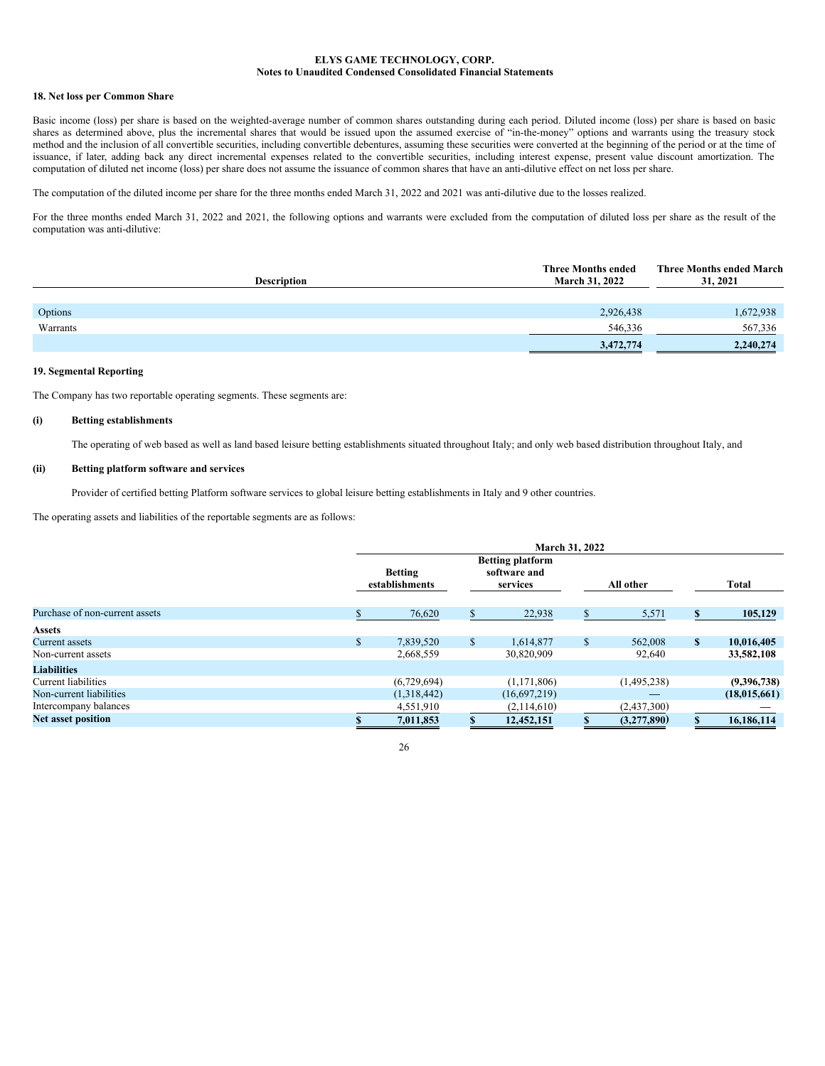**ELYS GAME TECHNOLOGY, CORP.**
**Notes to Unaudited Condensed Consolidated Financial Statements**

## 18. Net loss per Common Share

Basic income (loss) per share is based on the weighted-average number of common shares outstanding during each period. Diluted income (loss) per share is based on basic shares as determined above, plus the incremental shares that would be issued upon the assumed exercise of "in-the-money" options and warrants using the treasury stock method and the inclusion of all convertible securities, including convertible debentures, assuming these securities were converted at the beginning of the period or at the time of issuance, if later, adding back any direct incremental expenses related to the convertible securities, including interest expense, present value discount amortization. The computation of diluted net income (loss) per share does not assume the issuance of common shares that have an anti-dilutive effect on net loss per share.

The computation of the diluted income per share for the three months ended March 31, 2022 and 2021 was anti-dilutive due to the losses realized.

For the three months ended March 31, 2022 and 2021, the following options and warrants were excluded from the computation of diluted loss per share as the result of the computation was anti-dilutive:

| Description | Three Months ended March 31, 2022 | Three Months ended March 31, 2021 |
|---|---|---|
| Options | 2,926,438 | 1,672,938 |
| Warrants | 546,336 | 567,336 |
| | **3,472,774** | **2,240,274** |

## 19. Segmental Reporting

The Company has two reportable operating segments. These segments are:

**(i) Betting establishments**

The operating of web based as well as land based leisure betting establishments situated throughout Italy; and only web based distribution throughout Italy, and

**(ii) Betting platform software and services**

Provider of certified betting Platform software services to global leisure betting establishments in Italy and 9 other countries.

The operating assets and liabilities of the reportable segments are as follows:

| | March 31, 2022 | | | |
|---|---|---|---|---|
| | Betting establishments | Betting platform software and services | All other | Total |
| Purchase of non-current assets | $ 76,620 | $ 22,938 | $ 5,571 | **$ 105,129** |
| **Assets** | | | | |
| Current assets | $ 7,839,520 | $ 1,614,877 | $ 562,008 | **$ 10,016,405** |
| Non-current assets | 2,668,559 | 30,820,909 | 92,640 | **33,582,108** |
| **Liabilities** | | | | |
| Current liabilities | (6,729,694) | (1,171,806) | (1,495,238) | **(9,396,738)** |
| Non-current liabilities | (1,318,442) | (16,697,219) | — | **(18,015,661)** |
| Intercompany balances | 4,551,910 | (2,114,610) | (2,437,300) | — |
| **Net asset position** | **$ 7,011,853** | **$ 12,452,151** | **$ (3,277,890)** | **$ 16,186,114** |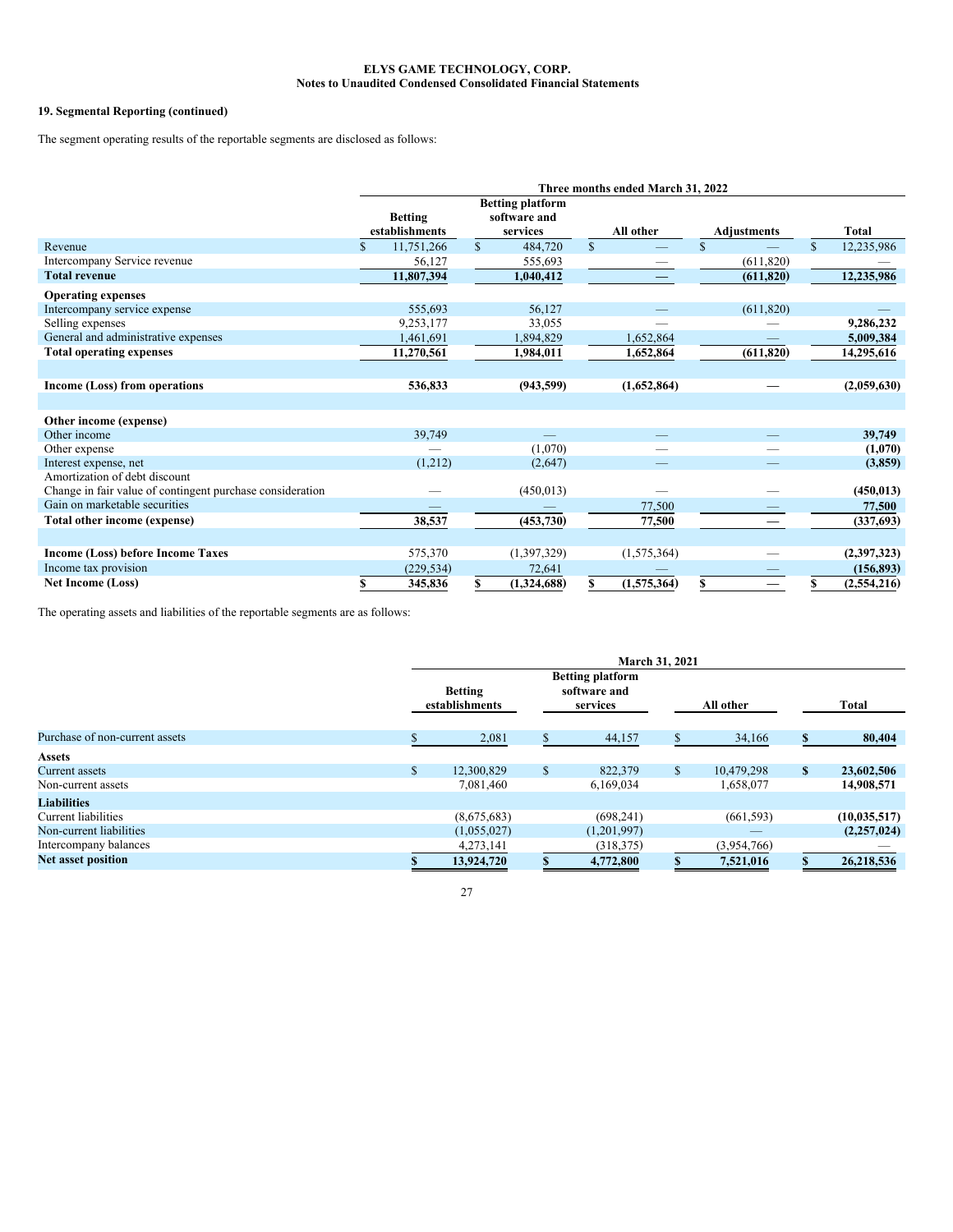**ELYS GAME TECHNOLOGY, CORP.**
**Notes to Unaudited Condensed Consolidated Financial Statements**

**19. Segmental Reporting (continued)**

The segment operating results of the reportable segments are disclosed as follows:

| | Three months ended March 31, 2022 | | | | |
|---|---|---|---|---|---|
| | Betting establishments | Betting platform software and services | All other | Adjustments | Total |
| Revenue | $ 11,751,266 | $ 484,720 | $ — | $ — | $ 12,235,986 |
| Intercompany Service revenue | 56,127 | 555,693 | — | (611,820) | — |
| **Total revenue** | **11,807,394** | **1,040,412** | **—** | **(611,820)** | **12,235,986** |
| **Operating expenses** | | | | | |
| Intercompany service expense | 555,693 | 56,127 | — | (611,820) | — |
| Selling expenses | 9,253,177 | 33,055 | — | — | **9,286,232** |
| General and administrative expenses | 1,461,691 | 1,894,829 | 1,652,864 | — | **5,009,384** |
| **Total operating expenses** | **11,270,561** | **1,984,011** | **1,652,864** | **(611,820)** | **14,295,616** |
| | | | | | |
| **Income (Loss) from operations** | **536,833** | **(943,599)** | **(1,652,864)** | **—** | **(2,059,630)** |
| | | | | | |
| **Other income (expense)** | | | | | |
| Other income | 39,749 | — | — | — | **39,749** |
| Other expense | — | (1,070) | — | — | **(1,070)** |
| Interest expense, net | (1,212) | (2,647) | — | — | **(3,859)** |
| Amortization of debt discount | | | | | |
| Change in fair value of contingent purchase consideration | — | (450,013) | — | — | **(450,013)** |
| Gain on marketable securities | — | — | 77,500 | — | **77,500** |
| **Total other income (expense)** | **38,537** | **(453,730)** | **77,500** | **—** | **(337,693)** |
| | | | | | |
| **Income (Loss) before Income Taxes** | 575,370 | (1,397,329) | (1,575,364) | — | **(2,397,323)** |
| Income tax provision | (229,534) | 72,641 | — | — | **(156,893)** |
| **Net Income (Loss)** | **$ 345,836** | **$ (1,324,688)** | **$ (1,575,364)** | **$ —** | **$ (2,554,216)** |

The operating assets and liabilities of the reportable segments are as follows:

| | March 31, 2021 | | | |
|---|---|---|---|---|
| | Betting establishments | Betting platform software and services | All other | Total |
| Purchase of non-current assets | $ 2,081 | $ 44,157 | $ 34,166 | **$ 80,404** |
| **Assets** | | | | |
| Current assets | $ 12,300,829 | $ 822,379 | $ 10,479,298 | **$ 23,602,506** |
| Non-current assets | 7,081,460 | 6,169,034 | 1,658,077 | **14,908,571** |
| **Liabilities** | | | | |
| Current liabilities | (8,675,683) | (698,241) | (661,593) | **(10,035,517)** |
| Non-current liabilities | (1,055,027) | (1,201,997) | — | **(2,257,024)** |
| Intercompany balances | 4,273,141 | (318,375) | (3,954,766) | — |
| **Net asset position** | **$ 13,924,720** | **$ 4,772,800** | **$ 7,521,016** | **$ 26,218,536** |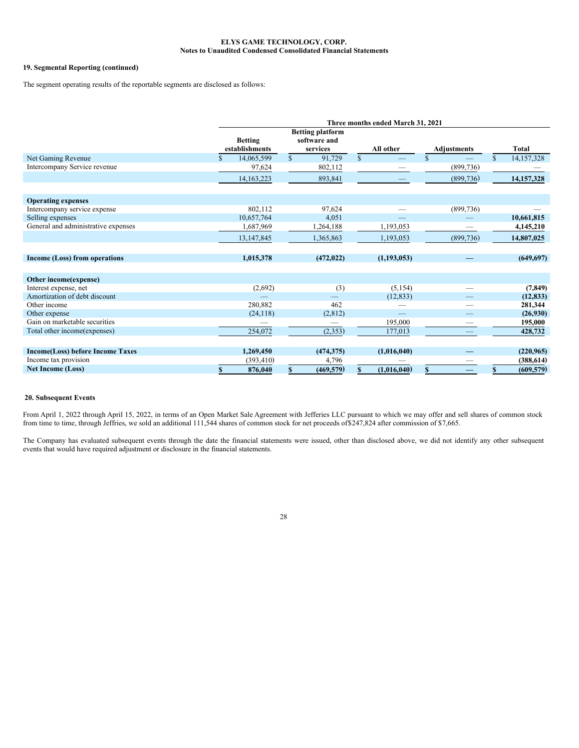**ELYS GAME TECHNOLOGY, CORP.**
**Notes to Unaudited Condensed Consolidated Financial Statements**

**19. Segmental Reporting (continued)**

The segment operating results of the reportable segments are disclosed as follows:

| | Three months ended March 31, 2021 | | | | |
|---|---|---|---|---|---|
| | Betting establishments | Betting platform software and services | All other | Adjustments | Total |
| Net Gaming Revenue | $ 14,065,599 | $ 91,729 | $ — | $ — | $ 14,157,328 |
| Intercompany Service revenue | 97,624 | 802,112 | — | (899,736) | — |
| | 14,163,223 | 893,841 | — | (899,736) | **14,157,328** |
| | | | | | |
| **Operating expenses** | | | | | |
| Intercompany service expense | 802,112 | 97,624 | — | (899,736) | — |
| Selling expenses | 10,657,764 | 4,051 | — | — | **10,661,815** |
| General and administrative expenses | 1,687,969 | 1,264,188 | 1,193,053 | — | **4,145,210** |
| | 13,147,845 | 1,365,863 | 1,193,053 | (899,736) | **14,807,025** |
| | | | | | |
| **Income (Loss) from operations** | **1,015,378** | **(472,022)** | **(1,193,053)** | **—** | **(649,697)** |
| | | | | | |
| **Other income(expense)** | | | | | |
| Interest expense, net | (2,692) | (3) | (5,154) | — | **(7,849)** |
| Amortization of debt discount | — | — | (12,833) | — | **(12,833)** |
| Other income | 280,882 | 462 | — | — | **281,344** |
| Other expense | (24,118) | (2,812) | — | — | **(26,930)** |
| Gain on marketable securities | — | — | 195,000 | — | **195,000** |
| Total other income(expenses) | 254,072 | (2,353) | 177,013 | — | **428,732** |
| | | | | | |
| **Income(Loss) before Income Taxes** | **1,269,450** | **(474,375)** | **(1,016,040)** | **—** | **(220,965)** |
| Income tax provision | (393,410) | 4,796 | — | — | **(388,614)** |
| **Net Income (Loss)** | **$ 876,040** | **$ (469,579)** | **$ (1,016,040)** | **$ —** | **$ (609,579)** |

**20. Subsequent Events**

From April 1, 2022 through April 15, 2022, in terms of an Open Market Sale Agreement with Jefferies LLC pursuant to which we may offer and sell shares of common stock from time to time, through Jeffries, we sold an additional 111,544 shares of common stock for net proceeds of$247,824 after commission of $7,665.

The Company has evaluated subsequent events through the date the financial statements were issued, other than disclosed above, we did not identify any other subsequent events that would have required adjustment or disclosure in the financial statements.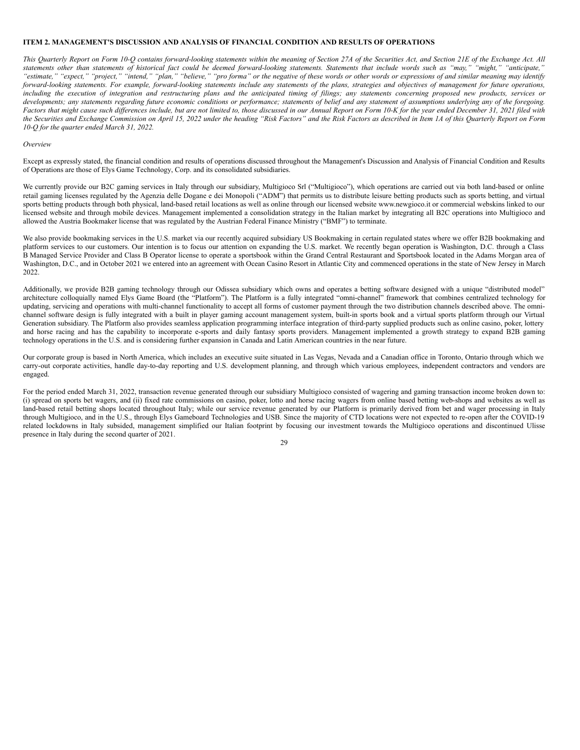**ITEM 2. MANAGEMENT'S DISCUSSION AND ANALYSIS OF FINANCIAL CONDITION AND RESULTS OF OPERATIONS**

*This Quarterly Report on Form 10-Q contains forward-looking statements within the meaning of Section 27A of the Securities Act, and Section 21E of the Exchange Act. All statements other than statements of historical fact could be deemed forward-looking statements. Statements that include words such as "may," "might," "anticipate," "estimate," "expect," "project," "intend," "plan," "believe," "pro forma" or the negative of these words or other words or expressions of and similar meaning may identify forward-looking statements. For example, forward-looking statements include any statements of the plans, strategies and objectives of management for future operations, including the execution of integration and restructuring plans and the anticipated timing of filings; any statements concerning proposed new products, services or developments; any statements regarding future economic conditions or performance; statements of belief and any statement of assumptions underlying any of the foregoing. Factors that might cause such differences include, but are not limited to, those discussed in our Annual Report on Form 10-K for the year ended December 31, 2021 filed with the Securities and Exchange Commission on April 15, 2022 under the heading "Risk Factors" and the Risk Factors as described in Item 1A of this Quarterly Report on Form 10-Q for the quarter ended March 31, 2022.*

*Overview*

Except as expressly stated, the financial condition and results of operations discussed throughout the Management's Discussion and Analysis of Financial Condition and Results of Operations are those of Elys Game Technology, Corp. and its consolidated subsidiaries.

We currently provide our B2C gaming services in Italy through our subsidiary, Multigioco Srl ("Multigioco"), which operations are carried out via both land-based or online retail gaming licenses regulated by the Agenzia delle Dogane e dei Monopoli ("ADM") that permits us to distribute leisure betting products such as sports betting, and virtual sports betting products through both physical, land-based retail locations as well as online through our licensed website www.newgioco.it or commercial webskins linked to our licensed website and through mobile devices. Management implemented a consolidation strategy in the Italian market by integrating all B2C operations into Multigioco and allowed the Austria Bookmaker license that was regulated by the Austrian Federal Finance Ministry ("BMF") to terminate.

We also provide bookmaking services in the U.S. market via our recently acquired subsidiary US Bookmaking in certain regulated states where we offer B2B bookmaking and platform services to our customers. Our intention is to focus our attention on expanding the U.S. market. We recently began operation is Washington, D.C. through a Class B Managed Service Provider and Class B Operator license to operate a sportsbook within the Grand Central Restaurant and Sportsbook located in the Adams Morgan area of Washington, D.C., and in October 2021 we entered into an agreement with Ocean Casino Resort in Atlantic City and commenced operations in the state of New Jersey in March 2022.

Additionally, we provide B2B gaming technology through our Odissea subsidiary which owns and operates a betting software designed with a unique "distributed model" architecture colloquially named Elys Game Board (the "Platform"). The Platform is a fully integrated "omni-channel" framework that combines centralized technology for updating, servicing and operations with multi-channel functionality to accept all forms of customer payment through the two distribution channels described above. The omni-channel software design is fully integrated with a built in player gaming account management system, built-in sports book and a virtual sports platform through our Virtual Generation subsidiary. The Platform also provides seamless application programming interface integration of third-party supplied products such as online casino, poker, lottery and horse racing and has the capability to incorporate e-sports and daily fantasy sports providers. Management implemented a growth strategy to expand B2B gaming technology operations in the U.S. and is considering further expansion in Canada and Latin American countries in the near future.

Our corporate group is based in North America, which includes an executive suite situated in Las Vegas, Nevada and a Canadian office in Toronto, Ontario through which we carry-out corporate activities, handle day-to-day reporting and U.S. development planning, and through which various employees, independent contractors and vendors are engaged.

For the period ended March 31, 2022, transaction revenue generated through our subsidiary Multigioco consisted of wagering and gaming transaction income broken down to: (i) spread on sports bet wagers, and (ii) fixed rate commissions on casino, poker, lotto and horse racing wagers from online based betting web-shops and websites as well as land-based retail betting shops located throughout Italy; while our service revenue generated by our Platform is primarily derived from bet and wager processing in Italy through Multigioco, and in the U.S., through Elys Gameboard Technologies and USB. Since the majority of CTD locations were not expected to re-open after the COVID-19 related lockdowns in Italy subsided, management simplified our Italian footprint by focusing our investment towards the Multigioco operations and discontinued Ulisse presence in Italy during the second quarter of 2021.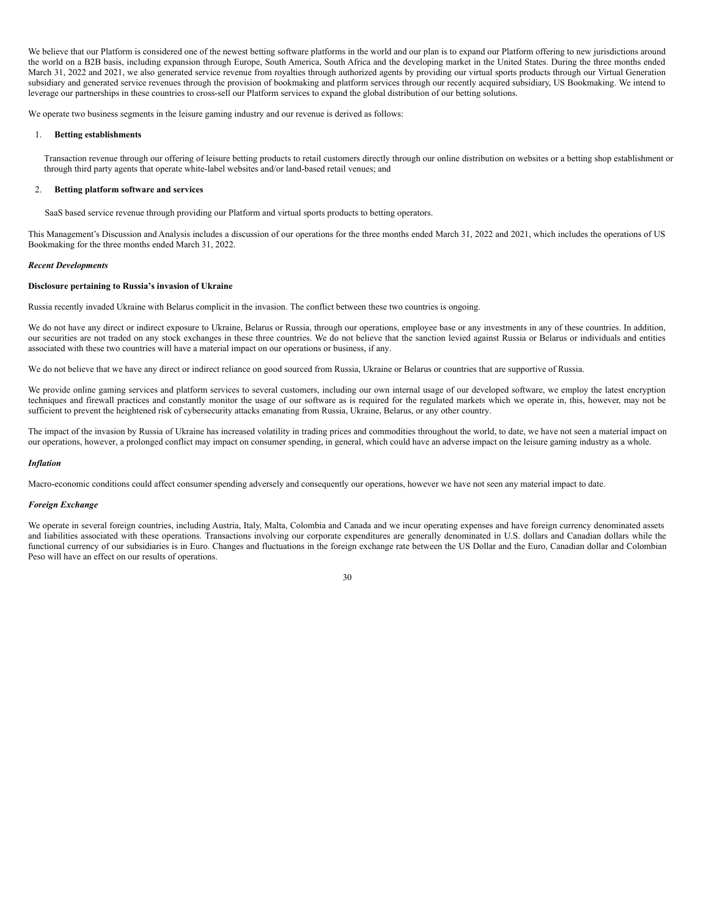We believe that our Platform is considered one of the newest betting software platforms in the world and our plan is to expand our Platform offering to new jurisdictions around the world on a B2B basis, including expansion through Europe, South America, South Africa and the developing market in the United States. During the three months ended March 31, 2022 and 2021, we also generated service revenue from royalties through authorized agents by providing our virtual sports products through our Virtual Generation subsidiary and generated service revenues through the provision of bookmaking and platform services through our recently acquired subsidiary, US Bookmaking. We intend to leverage our partnerships in these countries to cross-sell our Platform services to expand the global distribution of our betting solutions.

We operate two business segments in the leisure gaming industry and our revenue is derived as follows:

1. **Betting establishments**

   Transaction revenue through our offering of leisure betting products to retail customers directly through our online distribution on websites or a betting shop establishment or through third party agents that operate white-label websites and/or land-based retail venues; and

2. **Betting platform software and services**

   SaaS based service revenue through providing our Platform and virtual sports products to betting operators.

This Management's Discussion and Analysis includes a discussion of our operations for the three months ended March 31, 2022 and 2021, which includes the operations of US Bookmaking for the three months ended March 31, 2022.

***Recent Developments***

**Disclosure pertaining to Russia's invasion of Ukraine**

Russia recently invaded Ukraine with Belarus complicit in the invasion. The conflict between these two countries is ongoing.

We do not have any direct or indirect exposure to Ukraine, Belarus or Russia, through our operations, employee base or any investments in any of these countries. In addition, our securities are not traded on any stock exchanges in these three countries. We do not believe that the sanction levied against Russia or Belarus or individuals and entities associated with these two countries will have a material impact on our operations or business, if any.

We do not believe that we have any direct or indirect reliance on good sourced from Russia, Ukraine or Belarus or countries that are supportive of Russia.

We provide online gaming services and platform services to several customers, including our own internal usage of our developed software, we employ the latest encryption techniques and firewall practices and constantly monitor the usage of our software as is required for the regulated markets which we operate in, this, however, may not be sufficient to prevent the heightened risk of cybersecurity attacks emanating from Russia, Ukraine, Belarus, or any other country.

The impact of the invasion by Russia of Ukraine has increased volatility in trading prices and commodities throughout the world, to date, we have not seen a material impact on our operations, however, a prolonged conflict may impact on consumer spending, in general, which could have an adverse impact on the leisure gaming industry as a whole.

***Inflation***

Macro-economic conditions could affect consumer spending adversely and consequently our operations, however we have not seen any material impact to date.

***Foreign Exchange***

We operate in several foreign countries, including Austria, Italy, Malta, Colombia and Canada and we incur operating expenses and have foreign currency denominated assets and liabilities associated with these operations. Transactions involving our corporate expenditures are generally denominated in U.S. dollars and Canadian dollars while the functional currency of our subsidiaries is in Euro. Changes and fluctuations in the foreign exchange rate between the US Dollar and the Euro, Canadian dollar and Colombian Peso will have an effect on our results of operations.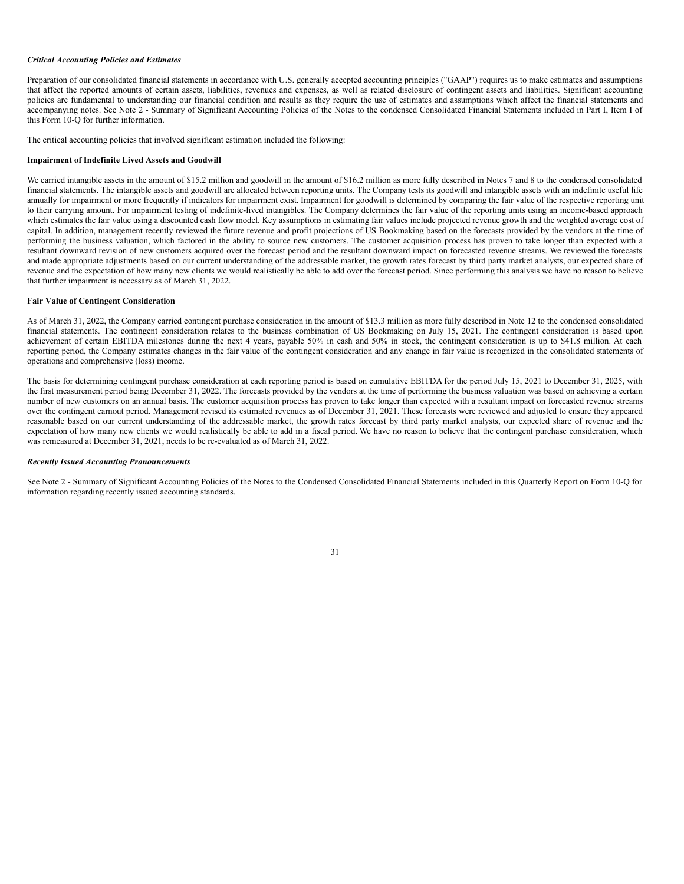***Critical Accounting Policies and Estimates***

Preparation of our consolidated financial statements in accordance with U.S. generally accepted accounting principles ("GAAP") requires us to make estimates and assumptions that affect the reported amounts of certain assets, liabilities, revenues and expenses, as well as related disclosure of contingent assets and liabilities. Significant accounting policies are fundamental to understanding our financial condition and results as they require the use of estimates and assumptions which affect the financial statements and accompanying notes. See Note 2 - Summary of Significant Accounting Policies of the Notes to the condensed Consolidated Financial Statements included in Part I, Item I of this Form 10-Q for further information.

The critical accounting policies that involved significant estimation included the following:

**Impairment of Indefinite Lived Assets and Goodwill**

We carried intangible assets in the amount of $15.2 million and goodwill in the amount of $16.2 million as more fully described in Notes 7 and 8 to the condensed consolidated financial statements. The intangible assets and goodwill are allocated between reporting units. The Company tests its goodwill and intangible assets with an indefinite useful life annually for impairment or more frequently if indicators for impairment exist. Impairment for goodwill is determined by comparing the fair value of the respective reporting unit to their carrying amount. For impairment testing of indefinite-lived intangibles. The Company determines the fair value of the reporting units using an income-based approach which estimates the fair value using a discounted cash flow model. Key assumptions in estimating fair values include projected revenue growth and the weighted average cost of capital. In addition, management recently reviewed the future revenue and profit projections of US Bookmaking based on the forecasts provided by the vendors at the time of performing the business valuation, which factored in the ability to source new customers. The customer acquisition process has proven to take longer than expected with a resultant downward revision of new customers acquired over the forecast period and the resultant downward impact on forecasted revenue streams. We reviewed the forecasts and made appropriate adjustments based on our current understanding of the addressable market, the growth rates forecast by third party market analysts, our expected share of revenue and the expectation of how many new clients we would realistically be able to add over the forecast period. Since performing this analysis we have no reason to believe that further impairment is necessary as of March 31, 2022.

**Fair Value of Contingent Consideration**

As of March 31, 2022, the Company carried contingent purchase consideration in the amount of $13.3 million as more fully described in Note 12 to the condensed consolidated financial statements. The contingent consideration relates to the business combination of US Bookmaking on July 15, 2021. The contingent consideration is based upon achievement of certain EBITDA milestones during the next 4 years, payable 50% in cash and 50% in stock, the contingent consideration is up to $41.8 million. At each reporting period, the Company estimates changes in the fair value of the contingent consideration and any change in fair value is recognized in the consolidated statements of operations and comprehensive (loss) income.

The basis for determining contingent purchase consideration at each reporting period is based on cumulative EBITDA for the period July 15, 2021 to December 31, 2025, with the first measurement period being December 31, 2022. The forecasts provided by the vendors at the time of performing the business valuation was based on achieving a certain number of new customers on an annual basis. The customer acquisition process has proven to take longer than expected with a resultant impact on forecasted revenue streams over the contingent earnout period. Management revised its estimated revenues as of December 31, 2021. These forecasts were reviewed and adjusted to ensure they appeared reasonable based on our current understanding of the addressable market, the growth rates forecast by third party market analysts, our expected share of revenue and the expectation of how many new clients we would realistically be able to add in a fiscal period. We have no reason to believe that the contingent purchase consideration, which was remeasured at December 31, 2021, needs to be re-evaluated as of March 31, 2022.

***Recently Issued Accounting Pronouncements***

See Note 2 - Summary of Significant Accounting Policies of the Notes to the Condensed Consolidated Financial Statements included in this Quarterly Report on Form 10-Q for information regarding recently issued accounting standards.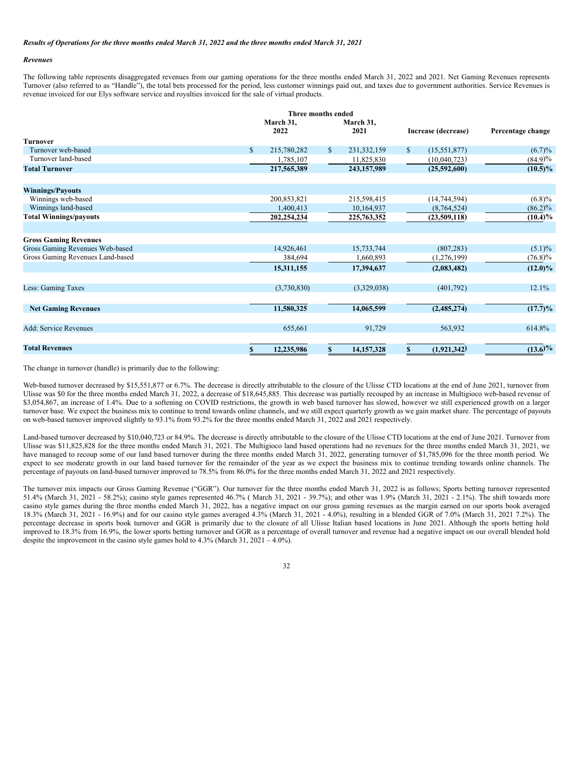***Results of Operations for the three months ended March 31, 2022 and the three months ended March 31, 2021***

***Revenues***

The following table represents disaggregated revenues from our gaming operations for the three months ended March 31, 2022 and 2021. Net Gaming Revenues represents Turnover (also referred to as "Handle"), the total bets processed for the period, less customer winnings paid out, and taxes due to government authorities. Service Revenues is revenue invoiced for our Elys software service and royalties invoiced for the sale of virtual products.

| | Three months ended March 31, 2022 | Three months ended March 31, 2021 | Increase (decrease) | Percentage change |
|---|---|---|---|---|
| **Turnover** | | | | |
| Turnover web-based | $ 215,780,282 | $ 231,332,159 | $ (15,551,877) | (6.7)% |
| Turnover land-based | 1,785,107 | 11,825,830 | (10,040,723) | (84.9)% |
| **Total Turnover** | **217,565,389** | **243,157,989** | **(25,592,600)** | **(10.5)%** |
| | | | | |
| **Winnings/Payouts** | | | | |
| Winnings web-based | 200,853,821 | 215,598,415 | (14,744,594) | (6.8)% |
| Winnings land-based | 1,400,413 | 10,164,937 | (8,764,524) | (86.2)% |
| **Total Winnings/payouts** | **202,254,234** | **225,763,352** | **(23,509,118)** | **(10.4)%** |
| | | | | |
| **Gross Gaming Revenues** | | | | |
| Gross Gaming Revenues Web-based | 14,926,461 | 15,733,744 | (807,283) | (5.1)% |
| Gross Gaming Revenues Land-based | 384,694 | 1,660,893 | (1,276,199) | (76.8)% |
| | **15,311,155** | **17,394,637** | **(2,083,482)** | **(12.0)%** |
| | | | | |
| Less: Gaming Taxes | (3,730,830) | (3,329,038) | (401,792) | 12.1% |
| | | | | |
| **Net Gaming Revenues** | **11,580,325** | **14,065,599** | **(2,485,274)** | **(17.7)%** |
| | | | | |
| Add: Service Revenues | 655,661 | 91,729 | 563,932 | 614.8% |
| | | | | |
| **Total Revenues** | **$ 12,235,986** | **$ 14,157,328** | **$ (1,921,342)** | **(13.6)%** |

The change in turnover (handle) is primarily due to the following:

Web-based turnover decreased by $15,551,877 or 6.7%. The decrease is directly attributable to the closure of the Ulisse CTD locations at the end of June 2021, turnover from Ulisse was $0 for the three months ended March 31, 2022, a decrease of $18,645,885. This decrease was partially recouped by an increase in Multigioco web-based revenue of $3,054,867, an increase of 1.4%. Due to a softening on COVID restrictions, the growth in web based turnover has slowed, however we still experienced growth on a larger turnover base. We expect the business mix to continue to trend towards online channels, and we still expect quarterly growth as we gain market share. The percentage of payouts on web-based turnover improved slightly to 93.1% from 93.2% for the three months ended March 31, 2022 and 2021 respectively.

Land-based turnover decreased by $10,040,723 or 84.9%. The decrease is directly attributable to the closure of the Ulisse CTD locations at the end of June 2021. Turnover from Ulisse was $11,825,828 for the three months ended March 31, 2021. The Multigioco land based operations had no revenues for the three months ended March 31, 2021, we have managed to recoup some of our land based turnover during the three months ended March 31, 2022, generating turnover of $1,785,096 for the three month period. We expect to see moderate growth in our land based turnover for the remainder of the year as we expect the business mix to continue trending towards online channels. The percentage of payouts on land-based turnover improved to 78.5% from 86.0% for the three months ended March 31, 2022 and 2021 respectively.

The turnover mix impacts our Gross Gaming Revenue ("GGR"). Our turnover for the three months ended March 31, 2022 is as follows; Sports betting turnover represented 51.4% (March 31, 2021 - 58.2%); casino style games represented 46.7% ( March 31, 2021 - 39.7%); and other was 1.9% (March 31, 2021 - 2.1%). The shift towards more casino style games during the three months ended March 31, 2022, has a negative impact on our gross gaming revenues as the margin earned on our sports book averaged 18.3% (March 31, 2021 - 16.9%) and for our casino style games averaged 4.3% (March 31, 2021 - 4.0%), resulting in a blended GGR of 7.0% (March 31, 2021 7.2%). The percentage decrease in sports book turnover and GGR is primarily due to the closure of all Ulisse Italian based locations in June 2021. Although the sports betting hold improved to 18.3% from 16.9%, the lower sports betting turnover and GGR as a percentage of overall turnover and revenue had a negative impact on our overall blended hold despite the improvement in the casino style games hold to 4.3% (March 31, 2021 – 4.0%).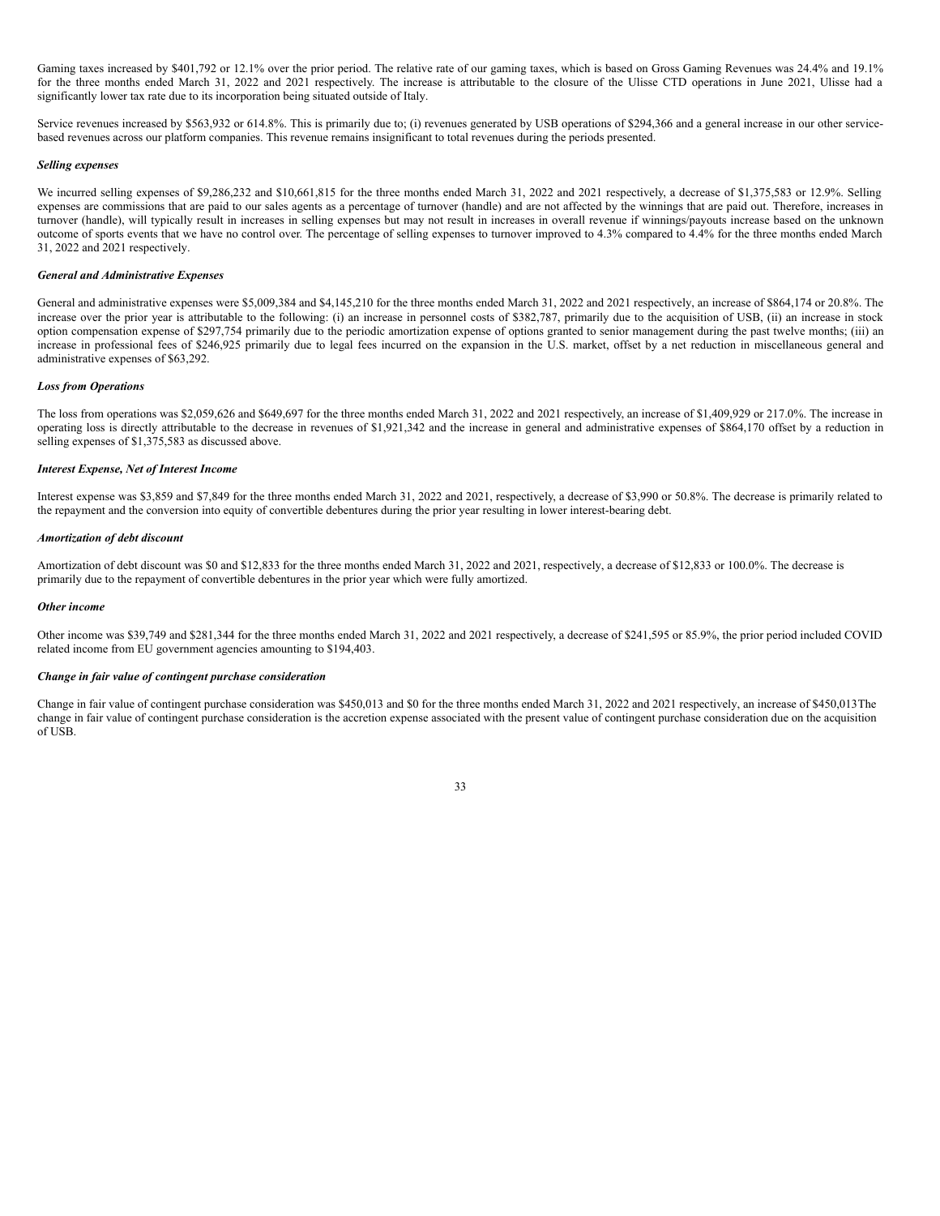Gaming taxes increased by $401,792 or 12.1% over the prior period. The relative rate of our gaming taxes, which is based on Gross Gaming Revenues was 24.4% and 19.1% for the three months ended March 31, 2022 and 2021 respectively. The increase is attributable to the closure of the Ulisse CTD operations in June 2021, Ulisse had a significantly lower tax rate due to its incorporation being situated outside of Italy.

Service revenues increased by $563,932 or 614.8%. This is primarily due to; (i) revenues generated by USB operations of $294,366 and a general increase in our other service-based revenues across our platform companies. This revenue remains insignificant to total revenues during the periods presented.

***Selling expenses***

We incurred selling expenses of $9,286,232 and $10,661,815 for the three months ended March 31, 2022 and 2021 respectively, a decrease of $1,375,583 or 12.9%. Selling expenses are commissions that are paid to our sales agents as a percentage of turnover (handle) and are not affected by the winnings that are paid out. Therefore, increases in turnover (handle), will typically result in increases in selling expenses but may not result in increases in overall revenue if winnings/payouts increase based on the unknown outcome of sports events that we have no control over. The percentage of selling expenses to turnover improved to 4.3% compared to 4.4% for the three months ended March 31, 2022 and 2021 respectively.

***General and Administrative Expenses***

General and administrative expenses were $5,009,384 and $4,145,210 for the three months ended March 31, 2022 and 2021 respectively, an increase of $864,174 or 20.8%. The increase over the prior year is attributable to the following: (i) an increase in personnel costs of $382,787, primarily due to the acquisition of USB, (ii) an increase in stock option compensation expense of $297,754 primarily due to the periodic amortization expense of options granted to senior management during the past twelve months; (iii) an increase in professional fees of $246,925 primarily due to legal fees incurred on the expansion in the U.S. market, offset by a net reduction in miscellaneous general and administrative expenses of $63,292.

***Loss from Operations***

The loss from operations was $2,059,626 and $649,697 for the three months ended March 31, 2022 and 2021 respectively, an increase of $1,409,929 or 217.0%. The increase in operating loss is directly attributable to the decrease in revenues of $1,921,342 and the increase in general and administrative expenses of $864,170 offset by a reduction in selling expenses of $1,375,583 as discussed above.

***Interest Expense, Net of Interest Income***

Interest expense was $3,859 and $7,849 for the three months ended March 31, 2022 and 2021, respectively, a decrease of $3,990 or 50.8%. The decrease is primarily related to the repayment and the conversion into equity of convertible debentures during the prior year resulting in lower interest-bearing debt.

***Amortization of debt discount***

Amortization of debt discount was $0 and $12,833 for the three months ended March 31, 2022 and 2021, respectively, a decrease of $12,833 or 100.0%. The decrease is primarily due to the repayment of convertible debentures in the prior year which were fully amortized.

***Other income***

Other income was $39,749 and $281,344 for the three months ended March 31, 2022 and 2021 respectively, a decrease of $241,595 or 85.9%, the prior period included COVID related income from EU government agencies amounting to $194,403.

***Change in fair value of contingent purchase consideration***

Change in fair value of contingent purchase consideration was $450,013 and $0 for the three months ended March 31, 2022 and 2021 respectively, an increase of $450,013The change in fair value of contingent purchase consideration is the accretion expense associated with the present value of contingent purchase consideration due on the acquisition of USB.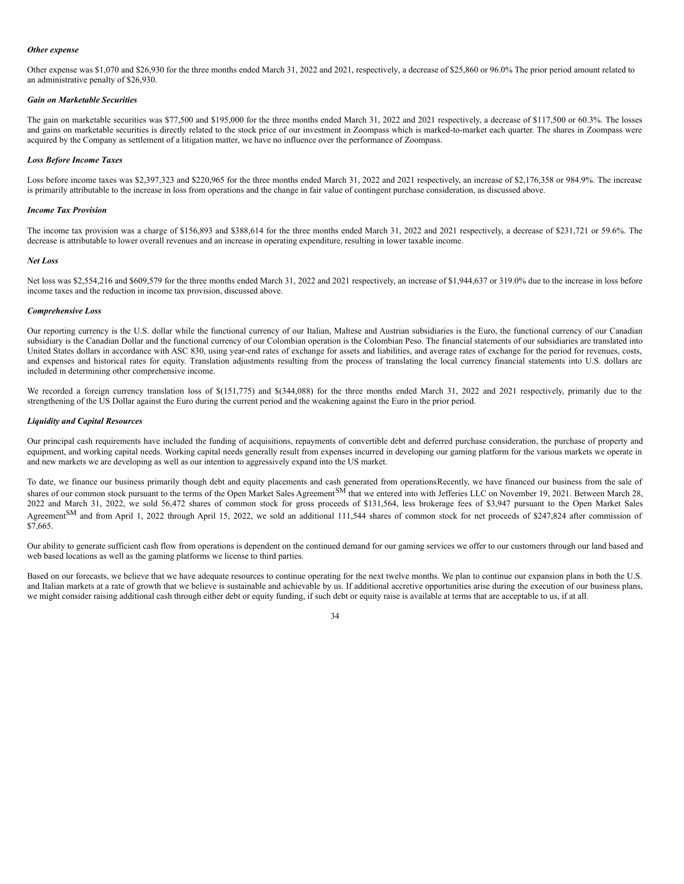***Other expense***

Other expense was $1,070 and $26,930 for the three months ended March 31, 2022 and 2021, respectively, a decrease of $25,860 or 96.0% The prior period amount related to an administrative penalty of $26,930.

***Gain on Marketable Securities***

The gain on marketable securities was $77,500 and $195,000 for the three months ended March 31, 2022 and 2021 respectively, a decrease of $117,500 or 60.3%. The losses and gains on marketable securities is directly related to the stock price of our investment in Zoompass which is marked-to-market each quarter. The shares in Zoompass were acquired by the Company as settlement of a litigation matter, we have no influence over the performance of Zoompass.

***Loss Before Income Taxes***

Loss before income taxes was $2,397,323 and $220,965 for the three months ended March 31, 2022 and 2021 respectively, an increase of $2,176,358 or 984.9%. The increase is primarily attributable to the increase in loss from operations and the change in fair value of contingent purchase consideration, as discussed above.

***Income Tax Provision***

The income tax provision was a charge of $156,893 and $388,614 for the three months ended March 31, 2022 and 2021 respectively, a decrease of $231,721 or 59.6%. The decrease is attributable to lower overall revenues and an increase in operating expenditure, resulting in lower taxable income.

***Net Loss***

Net loss was $2,554,216 and $609,579 for the three months ended March 31, 2022 and 2021 respectively, an increase of $1,944,637 or 319.0% due to the increase in loss before income taxes and the reduction in income tax provision, discussed above.

***Comprehensive Loss***

Our reporting currency is the U.S. dollar while the functional currency of our Italian, Maltese and Austrian subsidiaries is the Euro, the functional currency of our Canadian subsidiary is the Canadian Dollar and the functional currency of our Colombian operation is the Colombian Peso. The financial statements of our subsidiaries are translated into United States dollars in accordance with ASC 830, using year-end rates of exchange for assets and liabilities, and average rates of exchange for the period for revenues, costs, and expenses and historical rates for equity. Translation adjustments resulting from the process of translating the local currency financial statements into U.S. dollars are included in determining other comprehensive income.

We recorded a foreign currency translation loss of $(151,775) and $(344,088) for the three months ended March 31, 2022 and 2021 respectively, primarily due to the strengthening of the US Dollar against the Euro during the current period and the weakening against the Euro in the prior period.

***Liquidity and Capital Resources***

Our principal cash requirements have included the funding of acquisitions, repayments of convertible debt and deferred purchase consideration, the purchase of property and equipment, and working capital needs. Working capital needs generally result from expenses incurred in developing our gaming platform for the various markets we operate in and new markets we are developing as well as our intention to aggressively expand into the US market.

To date, we finance our business primarily though debt and equity placements and cash generated from operationsRecently, we have financed our business from the sale of shares of our common stock pursuant to the terms of the Open Market Sales Agreement$^{SM}$ that we entered into with Jefferies LLC on November 19, 2021. Between March 28, 2022 and March 31, 2022, we sold 56,472 shares of common stock for gross proceeds of $131,564, less brokerage fees of $3,947 pursuant to the Open Market Sales Agreement$^{SM}$ and from April 1, 2022 through April 15, 2022, we sold an additional 111,544 shares of common stock for net proceeds of $247,824 after commission of $7,665.

Our ability to generate sufficient cash flow from operations is dependent on the continued demand for our gaming services we offer to our customers through our land based and web based locations as well as the gaming platforms we license to third parties.

Based on our forecasts, we believe that we have adequate resources to continue operating for the next twelve months. We plan to continue our expansion plans in both the U.S. and Italian markets at a rate of growth that we believe is sustainable and achievable by us. If additional accretive opportunities arise during the execution of our business plans, we might consider raising additional cash through either debt or equity funding, if such debt or equity raise is available at terms that are acceptable to us, if at all.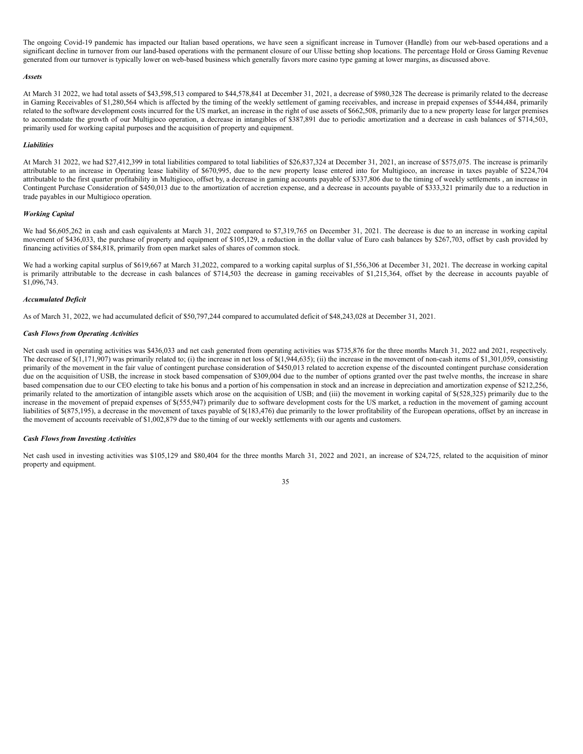The ongoing Covid-19 pandemic has impacted our Italian based operations, we have seen a significant increase in Turnover (Handle) from our web-based operations and a significant decline in turnover from our land-based operations with the permanent closure of our Ulisse betting shop locations. The percentage Hold or Gross Gaming Revenue generated from our turnover is typically lower on web-based business which generally favors more casino type gaming at lower margins, as discussed above.

***Assets***

At March 31 2022, we had total assets of $43,598,513 compared to $44,578,841 at December 31, 2021, a decrease of $980,328 The decrease is primarily related to the decrease in Gaming Receivables of $1,280,564 which is affected by the timing of the weekly settlement of gaming receivables, and increase in prepaid expenses of $544,484, primarily related to the software development costs incurred for the US market, an increase in the right of use assets of $662,508, primarily due to a new property lease for larger premises to accommodate the growth of our Multigioco operation, a decrease in intangibles of $387,891 due to periodic amortization and a decrease in cash balances of $714,503, primarily used for working capital purposes and the acquisition of property and equipment.

***Liabilities***

At March 31 2022, we had $27,412,399 in total liabilities compared to total liabilities of $26,837,324 at December 31, 2021, an increase of $575,075. The increase is primarily attributable to an increase in Operating lease liability of $670,995, due to the new property lease entered into for Multigioco, an increase in taxes payable of $224,704 attributable to the first quarter profitability in Multigioco, offset by, a decrease in gaming accounts payable of $337,806 due to the timing of weekly settlements , an increase in Contingent Purchase Consideration of $450,013 due to the amortization of accretion expense, and a decrease in accounts payable of $333,321 primarily due to a reduction in trade payables in our Multigioco operation.

***Working Capital***

We had $6,605,262 in cash and cash equivalents at March 31, 2022 compared to $7,319,765 on December 31, 2021. The decrease is due to an increase in working capital movement of $436,033, the purchase of property and equipment of $105,129, a reduction in the dollar value of Euro cash balances by $267,703, offset by cash provided by financing activities of $84,818, primarily from open market sales of shares of common stock.

We had a working capital surplus of $619,667 at March 31,2022, compared to a working capital surplus of $1,556,306 at December 31, 2021. The decrease in working capital is primarily attributable to the decrease in cash balances of $714,503 the decrease in gaming receivables of $1,215,364, offset by the decrease in accounts payable of $1,096,743.

***Accumulated Deficit***

As of March 31, 2022, we had accumulated deficit of $50,797,244 compared to accumulated deficit of $48,243,028 at December 31, 2021.

***Cash Flows from Operating Activities***

Net cash used in operating activities was $436,033 and net cash generated from operating activities was $735,876 for the three months March 31, 2022 and 2021, respectively. The decrease of $(1,171,907) was primarily related to; (i) the increase in net loss of $(1,944,635); (ii) the increase in the movement of non-cash items of $1,301,059, consisting primarily of the movement in the fair value of contingent purchase consideration of $450,013 related to accretion expense of the discounted contingent purchase consideration due on the acquisition of USB, the increase in stock based compensation of $309,004 due to the number of options granted over the past twelve months, the increase in share based compensation due to our CEO electing to take his bonus and a portion of his compensation in stock and an increase in depreciation and amortization expense of $212,256, primarily related to the amortization of intangible assets which arose on the acquisition of USB; and (iii) the movement in working capital of $(528,325) primarily due to the increase in the movement of prepaid expenses of $(555,947) primarily due to software development costs for the US market, a reduction in the movement of gaming account liabilities of $(875,195), a decrease in the movement of taxes payable of $(183,476) due primarily to the lower profitability of the European operations, offset by an increase in the movement of accounts receivable of $1,002,879 due to the timing of our weekly settlements with our agents and customers.

***Cash Flows from Investing Activities***

Net cash used in investing activities was $105,129 and $80,404 for the three months March 31, 2022 and 2021, an increase of $24,725, related to the acquisition of minor property and equipment.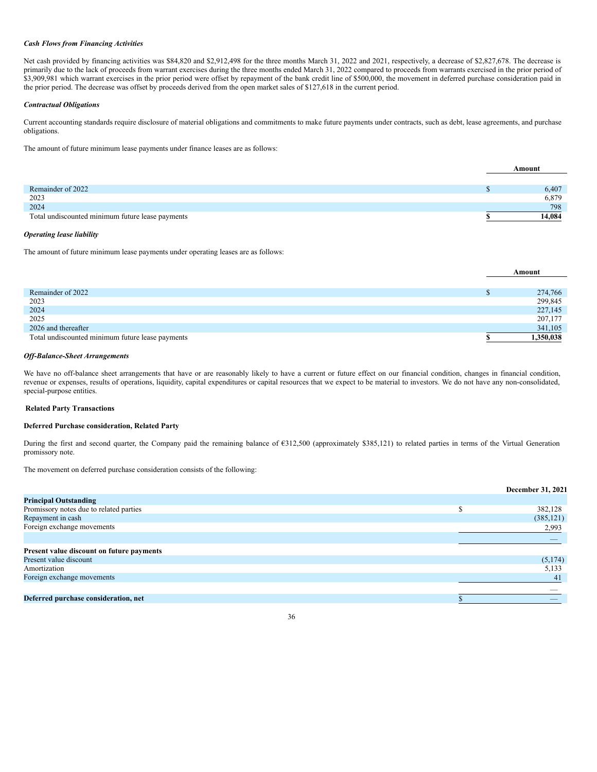### *Cash Flows from Financing Activities*

Net cash provided by financing activities was $84,820 and $2,912,498 for the three months March 31, 2022 and 2021, respectively, a decrease of $2,827,678. The decrease is primarily due to the lack of proceeds from warrant exercises during the three months ended March 31, 2022 compared to proceeds from warrants exercised in the prior period of $3,909,981 which warrant exercises in the prior period were offset by repayment of the bank credit line of $500,000, the movement in deferred purchase consideration paid in the prior period. The decrease was offset by proceeds derived from the open market sales of $127,618 in the current period.

### *Contractual Obligations*

Current accounting standards require disclosure of material obligations and commitments to make future payments under contracts, such as debt, lease agreements, and purchase obligations.

The amount of future minimum lease payments under finance leases are as follows:

| | Amount |
|---|---|
| Remainder of 2022 | $ 6,407 |
| 2023 | 6,879 |
| 2024 | 798 |
| Total undiscounted minimum future lease payments | **$ 14,084** |

### *Operating lease liability*

The amount of future minimum lease payments under operating leases are as follows:

| | Amount |
|---|---|
| Remainder of 2022 | $ 274,766 |
| 2023 | 299,845 |
| 2024 | 227,145 |
| 2025 | 207,177 |
| 2026 and thereafter | 341,105 |
| Total undiscounted minimum future lease payments | **$ 1,350,038** |

### *Off-Balance-Sheet Arrangements*

We have no off-balance sheet arrangements that have or are reasonably likely to have a current or future effect on our financial condition, changes in financial condition, revenue or expenses, results of operations, liquidity, capital expenditures or capital resources that we expect to be material to investors. We do not have any non-consolidated, special-purpose entities.

### **Related Party Transactions**

**Deferred Purchase consideration, Related Party**

During the first and second quarter, the Company paid the remaining balance of €312,500 (approximately $385,121) to related parties in terms of the Virtual Generation promissory note.

The movement on deferred purchase consideration consists of the following:

| | December 31, 2021 |
|---|---|
| **Principal Outstanding** | |
| Promissory notes due to related parties | $ 382,128 |
| Repayment in cash | (385,121) |
| Foreign exchange movements | 2,993 |
| | — |
| **Present value discount on future payments** | |
| Present value discount | (5,174) |
| Amortization | 5,133 |
| Foreign exchange movements | 41 |
| | — |
| **Deferred purchase consideration, net** | $ — |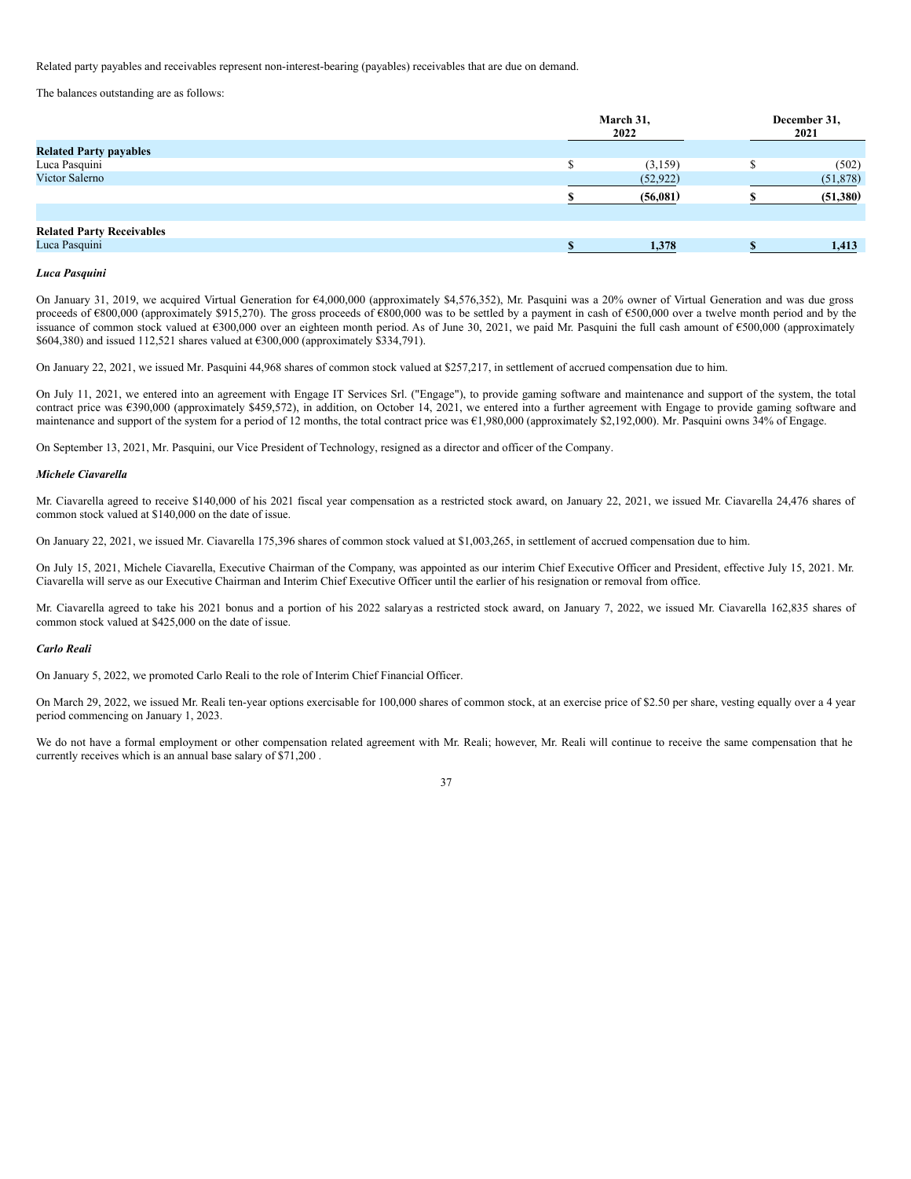Related party payables and receivables represent non-interest-bearing (payables) receivables that are due on demand.

The balances outstanding are as follows:

| | March 31, 2022 | December 31, 2021 |
|---|---|---|
| **Related Party payables** | | |
| Luca Pasquini | $ (3,159) | $ (502) |
| Victor Salerno | (52,922) | (51,878) |
| | **$ (56,081)** | **$ (51,380)** |
| | | |
| **Related Party Receivables** | | |
| Luca Pasquini | **$ 1,378** | **$ 1,413** |

***Luca Pasquini***

On January 31, 2019, we acquired Virtual Generation for €4,000,000 (approximately $4,576,352), Mr. Pasquini was a 20% owner of Virtual Generation and was due gross proceeds of €800,000 (approximately $915,270). The gross proceeds of €800,000 was to be settled by a payment in cash of €500,000 over a twelve month period and by the issuance of common stock valued at €300,000 over an eighteen month period. As of June 30, 2021, we paid Mr. Pasquini the full cash amount of €500,000 (approximately $604,380) and issued 112,521 shares valued at €300,000 (approximately $334,791).

On January 22, 2021, we issued Mr. Pasquini 44,968 shares of common stock valued at $257,217, in settlement of accrued compensation due to him.

On July 11, 2021, we entered into an agreement with Engage IT Services Srl. ("Engage"), to provide gaming software and maintenance and support of the system, the total contract price was €390,000 (approximately $459,572), in addition, on October 14, 2021, we entered into a further agreement with Engage to provide gaming software and maintenance and support of the system for a period of 12 months, the total contract price was €1,980,000 (approximately $2,192,000). Mr. Pasquini owns 34% of Engage.

On September 13, 2021, Mr. Pasquini, our Vice President of Technology, resigned as a director and officer of the Company.

***Michele Ciavarella***

Mr. Ciavarella agreed to receive $140,000 of his 2021 fiscal year compensation as a restricted stock award, on January 22, 2021, we issued Mr. Ciavarella 24,476 shares of common stock valued at $140,000 on the date of issue.

On January 22, 2021, we issued Mr. Ciavarella 175,396 shares of common stock valued at $1,003,265, in settlement of accrued compensation due to him.

On July 15, 2021, Michele Ciavarella, Executive Chairman of the Company, was appointed as our interim Chief Executive Officer and President, effective July 15, 2021. Mr. Ciavarella will serve as our Executive Chairman and Interim Chief Executive Officer until the earlier of his resignation or removal from office.

Mr. Ciavarella agreed to take his 2021 bonus and a portion of his 2022 salaryas a restricted stock award, on January 7, 2022, we issued Mr. Ciavarella 162,835 shares of common stock valued at $425,000 on the date of issue.

***Carlo Reali***

On January 5, 2022, we promoted Carlo Reali to the role of Interim Chief Financial Officer.

On March 29, 2022, we issued Mr. Reali ten-year options exercisable for 100,000 shares of common stock, at an exercise price of $2.50 per share, vesting equally over a 4 year period commencing on January 1, 2023.

We do not have a formal employment or other compensation related agreement with Mr. Reali; however, Mr. Reali will continue to receive the same compensation that he currently receives which is an annual base salary of $71,200 .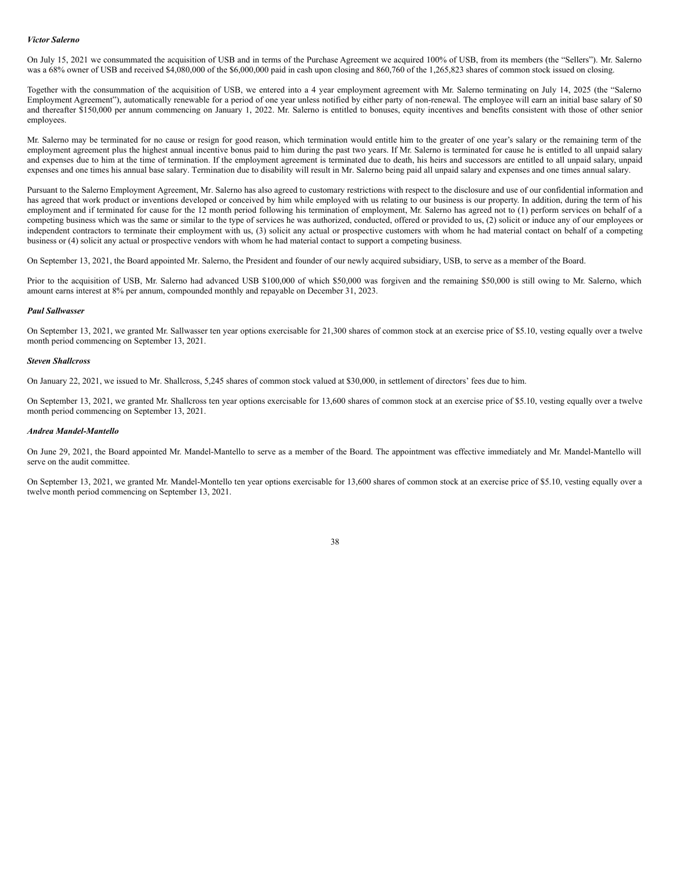***Victor Salerno***

On July 15, 2021 we consummated the acquisition of USB and in terms of the Purchase Agreement we acquired 100% of USB, from its members (the "Sellers"). Mr. Salerno was a 68% owner of USB and received $4,080,000 of the $6,000,000 paid in cash upon closing and 860,760 of the 1,265,823 shares of common stock issued on closing.

Together with the consummation of the acquisition of USB, we entered into a 4 year employment agreement with Mr. Salerno terminating on July 14, 2025 (the "Salerno Employment Agreement"), automatically renewable for a period of one year unless notified by either party of non-renewal. The employee will earn an initial base salary of $0 and thereafter $150,000 per annum commencing on January 1, 2022. Mr. Salerno is entitled to bonuses, equity incentives and benefits consistent with those of other senior employees.

Mr. Salerno may be terminated for no cause or resign for good reason, which termination would entitle him to the greater of one year's salary or the remaining term of the employment agreement plus the highest annual incentive bonus paid to him during the past two years. If Mr. Salerno is terminated for cause he is entitled to all unpaid salary and expenses due to him at the time of termination. If the employment agreement is terminated due to death, his heirs and successors are entitled to all unpaid salary, unpaid expenses and one times his annual base salary. Termination due to disability will result in Mr. Salerno being paid all unpaid salary and expenses and one times annual salary.

Pursuant to the Salerno Employment Agreement, Mr. Salerno has also agreed to customary restrictions with respect to the disclosure and use of our confidential information and has agreed that work product or inventions developed or conceived by him while employed with us relating to our business is our property. In addition, during the term of his employment and if terminated for cause for the 12 month period following his termination of employment, Mr. Salerno has agreed not to (1) perform services on behalf of a competing business which was the same or similar to the type of services he was authorized, conducted, offered or provided to us, (2) solicit or induce any of our employees or independent contractors to terminate their employment with us, (3) solicit any actual or prospective customers with whom he had material contact on behalf of a competing business or (4) solicit any actual or prospective vendors with whom he had material contact to support a competing business.

On September 13, 2021, the Board appointed Mr. Salerno, the President and founder of our newly acquired subsidiary, USB, to serve as a member of the Board.

Prior to the acquisition of USB, Mr. Salerno had advanced USB $100,000 of which $50,000 was forgiven and the remaining $50,000 is still owing to Mr. Salerno, which amount earns interest at 8% per annum, compounded monthly and repayable on December 31, 2023.

***Paul Sallwasser***

On September 13, 2021, we granted Mr. Sallwasser ten year options exercisable for 21,300 shares of common stock at an exercise price of $5.10, vesting equally over a twelve month period commencing on September 13, 2021.

***Steven Shallcross***

On January 22, 2021, we issued to Mr. Shallcross, 5,245 shares of common stock valued at $30,000, in settlement of directors' fees due to him.

On September 13, 2021, we granted Mr. Shallcross ten year options exercisable for 13,600 shares of common stock at an exercise price of $5.10, vesting equally over a twelve month period commencing on September 13, 2021.

***Andrea Mandel-Mantello***

On June 29, 2021, the Board appointed Mr. Mandel-Mantello to serve as a member of the Board. The appointment was effective immediately and Mr. Mandel-Mantello will serve on the audit committee.

On September 13, 2021, we granted Mr. Mandel-Montello ten year options exercisable for 13,600 shares of common stock at an exercise price of $5.10, vesting equally over a twelve month period commencing on September 13, 2021.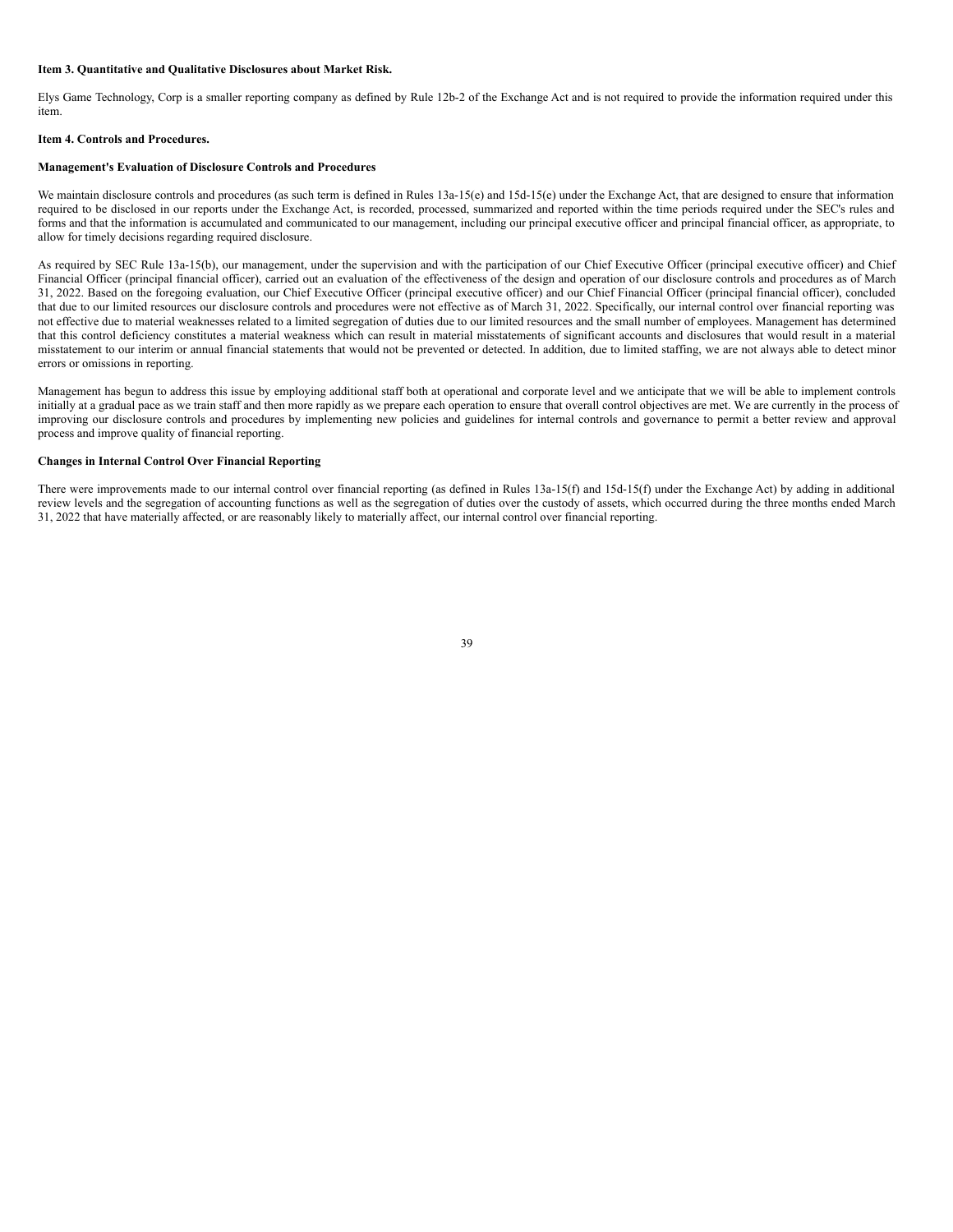**Item 3. Quantitative and Qualitative Disclosures about Market Risk.**

Elys Game Technology, Corp is a smaller reporting company as defined by Rule 12b-2 of the Exchange Act and is not required to provide the information required under this item.

**Item 4. Controls and Procedures.**

**Management's Evaluation of Disclosure Controls and Procedures**

We maintain disclosure controls and procedures (as such term is defined in Rules 13a-15(e) and 15d-15(e) under the Exchange Act, that are designed to ensure that information required to be disclosed in our reports under the Exchange Act, is recorded, processed, summarized and reported within the time periods required under the SEC's rules and forms and that the information is accumulated and communicated to our management, including our principal executive officer and principal financial officer, as appropriate, to allow for timely decisions regarding required disclosure.

As required by SEC Rule 13a-15(b), our management, under the supervision and with the participation of our Chief Executive Officer (principal executive officer) and Chief Financial Officer (principal financial officer), carried out an evaluation of the effectiveness of the design and operation of our disclosure controls and procedures as of March 31, 2022. Based on the foregoing evaluation, our Chief Executive Officer (principal executive officer) and our Chief Financial Officer (principal financial officer), concluded that due to our limited resources our disclosure controls and procedures were not effective as of March 31, 2022. Specifically, our internal control over financial reporting was not effective due to material weaknesses related to a limited segregation of duties due to our limited resources and the small number of employees. Management has determined that this control deficiency constitutes a material weakness which can result in material misstatements of significant accounts and disclosures that would result in a material misstatement to our interim or annual financial statements that would not be prevented or detected. In addition, due to limited staffing, we are not always able to detect minor errors or omissions in reporting.

Management has begun to address this issue by employing additional staff both at operational and corporate level and we anticipate that we will be able to implement controls initially at a gradual pace as we train staff and then more rapidly as we prepare each operation to ensure that overall control objectives are met. We are currently in the process of improving our disclosure controls and procedures by implementing new policies and guidelines for internal controls and governance to permit a better review and approval process and improve quality of financial reporting.

**Changes in Internal Control Over Financial Reporting**

There were improvements made to our internal control over financial reporting (as defined in Rules 13a-15(f) and 15d-15(f) under the Exchange Act) by adding in additional review levels and the segregation of accounting functions as well as the segregation of duties over the custody of assets, which occurred during the three months ended March 31, 2022 that have materially affected, or are reasonably likely to materially affect, our internal control over financial reporting.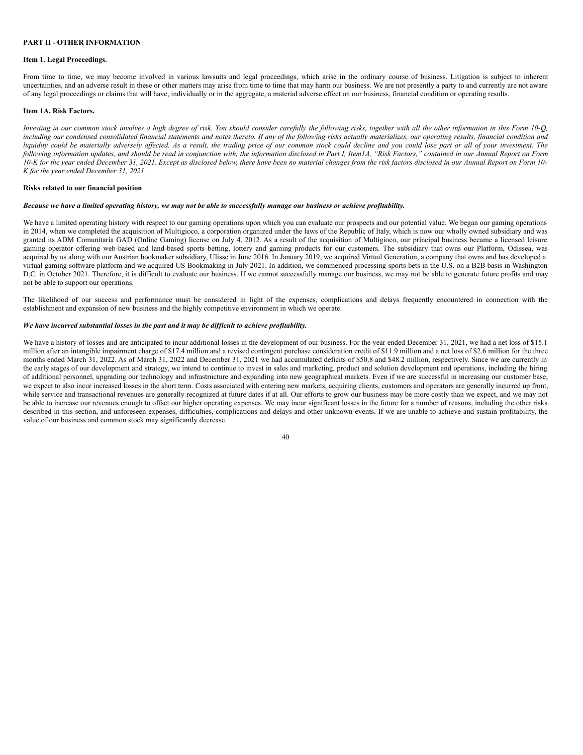## PART II - OTHER INFORMATION

### Item 1. Legal Proceedings.

From time to time, we may become involved in various lawsuits and legal proceedings, which arise in the ordinary course of business. Litigation is subject to inherent uncertainties, and an adverse result in these or other matters may arise from time to time that may harm our business. We are not presently a party to and currently are not aware of any legal proceedings or claims that will have, individually or in the aggregate, a material adverse effect on our business, financial condition or operating results.

### Item 1A. Risk Factors.

*Investing in our common stock involves a high degree of risk. You should consider carefully the following risks, together with all the other information in this Form 10-Q, including our condensed consolidated financial statements and notes thereto. If any of the following risks actually materializes, our operating results, financial condition and liquidity could be materially adversely affected. As a result, the trading price of our common stock could decline and you could lose part or all of your investment. The following information updates, and should be read in conjunction with, the information disclosed in Part I, Item1A, "Risk Factors," contained in our Annual Report on Form 10-K for the year ended December 31, 2021. Except as disclosed below, there have been no material changes from the risk factors disclosed in our Annual Report on Form 10-K for the year ended December 31, 2021.*

**Risks related to our financial position**

***Because we have a limited operating history, we may not be able to successfully manage our business or achieve profitability.***

We have a limited operating history with respect to our gaming operations upon which you can evaluate our prospects and our potential value. We began our gaming operations in 2014, when we completed the acquisition of Multigioco, a corporation organized under the laws of the Republic of Italy, which is now our wholly owned subsidiary and was granted its ADM Comunitaria GAD (Online Gaming) license on July 4, 2012. As a result of the acquisition of Multigioco, our principal business became a licensed leisure gaming operator offering web-based and land-based sports betting, lottery and gaming products for our customers. The subsidiary that owns our Platform, Odissea, was acquired by us along with our Austrian bookmaker subsidiary, Ulisse in June 2016. In January 2019, we acquired Virtual Generation, a company that owns and has developed a virtual gaming software platform and we acquired US Bookmaking in July 2021. In addition, we commenced processing sports bets in the U.S. on a B2B basis in Washington D.C. in October 2021. Therefore, it is difficult to evaluate our business. If we cannot successfully manage our business, we may not be able to generate future profits and may not be able to support our operations.

The likelihood of our success and performance must be considered in light of the expenses, complications and delays frequently encountered in connection with the establishment and expansion of new business and the highly competitive environment in which we operate.

***We have incurred substantial losses in the past and it may be difficult to achieve profitability.***

We have a history of losses and are anticipated to incur additional losses in the development of our business. For the year ended December 31, 2021, we had a net loss of $15.1 million after an intangible impairment charge of $17.4 million and a revised contingent purchase consideration credit of $11.9 million and a net loss of $2.6 million for the three months ended March 31, 2022. As of March 31, 2022 and December 31, 2021 we had accumulated deficits of $50.8 and $48.2 million, respectively. Since we are currently in the early stages of our development and strategy, we intend to continue to invest in sales and marketing, product and solution development and operations, including the hiring of additional personnel, upgrading our technology and infrastructure and expanding into new geographical markets. Even if we are successful in increasing our customer base, we expect to also incur increased losses in the short term. Costs associated with entering new markets, acquiring clients, customers and operators are generally incurred up front, while service and transactional revenues are generally recognized at future dates if at all. Our efforts to grow our business may be more costly than we expect, and we may not be able to increase our revenues enough to offset our higher operating expenses. We may incur significant losses in the future for a number of reasons, including the other risks described in this section, and unforeseen expenses, difficulties, complications and delays and other unknown events. If we are unable to achieve and sustain profitability, the value of our business and common stock may significantly decrease.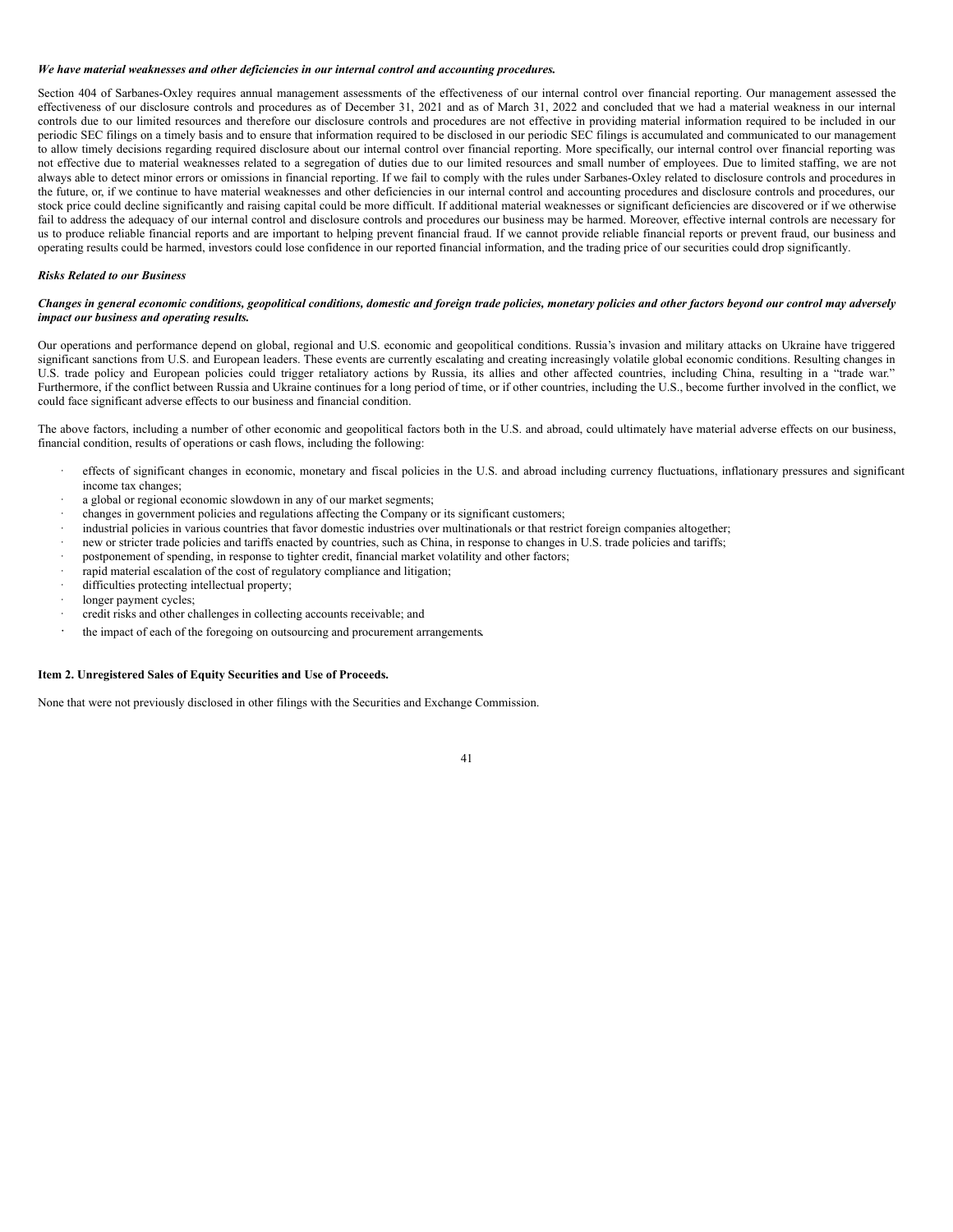***We have material weaknesses and other deficiencies in our internal control and accounting procedures.***

Section 404 of Sarbanes-Oxley requires annual management assessments of the effectiveness of our internal control over financial reporting. Our management assessed the effectiveness of our disclosure controls and procedures as of December 31, 2021 and as of March 31, 2022 and concluded that we had a material weakness in our internal controls due to our limited resources and therefore our disclosure controls and procedures are not effective in providing material information required to be included in our periodic SEC filings on a timely basis and to ensure that information required to be disclosed in our periodic SEC filings is accumulated and communicated to our management to allow timely decisions regarding required disclosure about our internal control over financial reporting. More specifically, our internal control over financial reporting was not effective due to material weaknesses related to a segregation of duties due to our limited resources and small number of employees. Due to limited staffing, we are not always able to detect minor errors or omissions in financial reporting. If we fail to comply with the rules under Sarbanes-Oxley related to disclosure controls and procedures in the future, or, if we continue to have material weaknesses and other deficiencies in our internal control and accounting procedures and disclosure controls and procedures, our stock price could decline significantly and raising capital could be more difficult. If additional material weaknesses or significant deficiencies are discovered or if we otherwise fail to address the adequacy of our internal control and disclosure controls and procedures our business may be harmed. Moreover, effective internal controls are necessary for us to produce reliable financial reports and are important to helping prevent financial fraud. If we cannot provide reliable financial reports or prevent fraud, our business and operating results could be harmed, investors could lose confidence in our reported financial information, and the trading price of our securities could drop significantly.

***Risks Related to our Business***

***Changes in general economic conditions, geopolitical conditions, domestic and foreign trade policies, monetary policies and other factors beyond our control may adversely impact our business and operating results.***

Our operations and performance depend on global, regional and U.S. economic and geopolitical conditions. Russia's invasion and military attacks on Ukraine have triggered significant sanctions from U.S. and European leaders. These events are currently escalating and creating increasingly volatile global economic conditions. Resulting changes in U.S. trade policy and European policies could trigger retaliatory actions by Russia, its allies and other affected countries, including China, resulting in a "trade war." Furthermore, if the conflict between Russia and Ukraine continues for a long period of time, or if other countries, including the U.S., become further involved in the conflict, we could face significant adverse effects to our business and financial condition.

The above factors, including a number of other economic and geopolitical factors both in the U.S. and abroad, could ultimately have material adverse effects on our business, financial condition, results of operations or cash flows, including the following:

- effects of significant changes in economic, monetary and fiscal policies in the U.S. and abroad including currency fluctuations, inflationary pressures and significant income tax changes;
- a global or regional economic slowdown in any of our market segments;
- changes in government policies and regulations affecting the Company or its significant customers;
- industrial policies in various countries that favor domestic industries over multinationals or that restrict foreign companies altogether;
- new or stricter trade policies and tariffs enacted by countries, such as China, in response to changes in U.S. trade policies and tariffs;
- postponement of spending, in response to tighter credit, financial market volatility and other factors;
- rapid material escalation of the cost of regulatory compliance and litigation;
- difficulties protecting intellectual property;
- longer payment cycles;
- credit risks and other challenges in collecting accounts receivable; and
- the impact of each of the foregoing on outsourcing and procurement arrangements.

**Item 2. Unregistered Sales of Equity Securities and Use of Proceeds.**

None that were not previously disclosed in other filings with the Securities and Exchange Commission.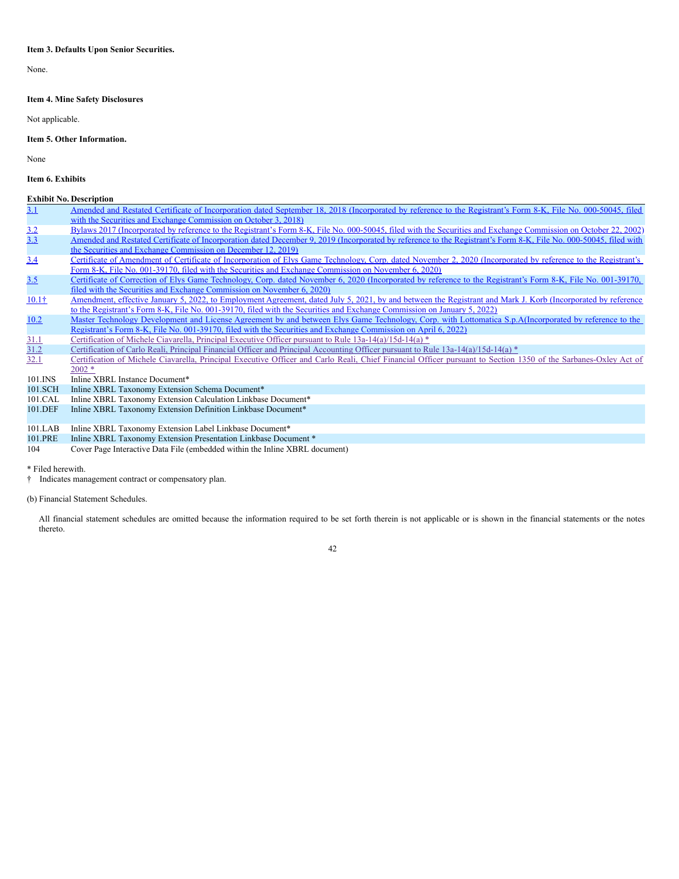**Item 3. Defaults Upon Senior Securities.**

None.

**Item 4. Mine Safety Disclosures**

Not applicable.

**Item 5. Other Information.**

None

**Item 6. Exhibits**

| Exhibit No. | Description |
|---|---|
| 3.1 | Amended and Restated Certificate of Incorporation dated September 18, 2018 (Incorporated by reference to the Registrant's Form 8-K, File No. 000-50045, filed with the Securities and Exchange Commission on October 3, 2018) |
| 3.2 | Bylaws 2017 (Incorporated by reference to the Registrant's Form 8-K, File No. 000-50045, filed with the Securities and Exchange Commission on October 22, 2002) |
| 3.3 | Amended and Restated Certificate of Incorporation dated December 9, 2019 (Incorporated by reference to the Registrant's Form 8-K, File No. 000-50045, filed with the Securities and Exchange Commission on December 12, 2019) |
| 3.4 | Certificate of Amendment of Certificate of Incorporation of Elys Game Technology, Corp. dated November 2, 2020 (Incorporated by reference to the Registrant's Form 8-K, File No. 001-39170, filed with the Securities and Exchange Commission on November 6, 2020) |
| 3.5 | Certificate of Correction of Elys Game Technology, Corp. dated November 6, 2020 (Incorporated by reference to the Registrant's Form 8-K, File No. 001-39170, filed with the Securities and Exchange Commission on November 6, 2020) |
| 10.1† | Amendment, effective January 5, 2022, to Employment Agreement, dated July 5, 2021, by and between the Registrant and Mark J. Korb (Incorporated by reference to the Registrant's Form 8-K, File No. 001-39170, filed with the Securities and Exchange Commission on January 5, 2022) |
| 10.2 | Master Technology Development and License Agreement by and between Elys Game Technology, Corp. with Lottomatica S.p.A(Incorporated by reference to the Registrant's Form 8-K, File No. 001-39170, filed with the Securities and Exchange Commission on April 6, 2022) |
| 31.1 | Certification of Michele Ciavarella, Principal Executive Officer pursuant to Rule 13a-14(a)/15d-14(a) * |
| 31.2 | Certification of Carlo Reali, Principal Financial Officer and Principal Accounting Officer pursuant to Rule 13a-14(a)/15d-14(a) * |
| 32.1 | Certification of Michele Ciavarella, Principal Executive Officer and Carlo Reali, Chief Financial Officer pursuant to Section 1350 of the Sarbanes-Oxley Act of 2002 * |
| 101.INS | Inline XBRL Instance Document* |
| 101.SCH | Inline XBRL Taxonomy Extension Schema Document* |
| 101.CAL | Inline XBRL Taxonomy Extension Calculation Linkbase Document* |
| 101.DEF | Inline XBRL Taxonomy Extension Definition Linkbase Document* |
| 101.LAB | Inline XBRL Taxonomy Extension Label Linkbase Document* |
| 101.PRE | Inline XBRL Taxonomy Extension Presentation Linkbase Document * |
| 104 | Cover Page Interactive Data File (embedded within the Inline XBRL document) |

\* Filed herewith.

† Indicates management contract or compensatory plan.

(b) Financial Statement Schedules.

All financial statement schedules are omitted because the information required to be set forth therein is not applicable or is shown in the financial statements or the notes thereto.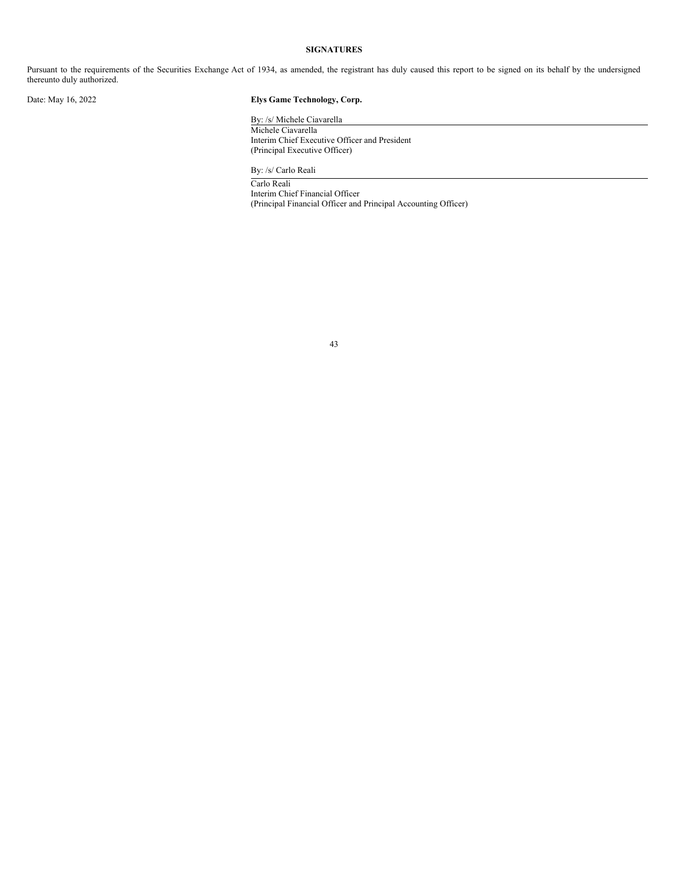## SIGNATURES

Pursuant to the requirements of the Securities Exchange Act of 1934, as amended, the registrant has duly caused this report to be signed on its behalf by the undersigned thereunto duly authorized.

Date: May 16, 2022

**Elys Game Technology, Corp.**

By: /s/ Michele Ciavarella

Michele Ciavarella
Interim Chief Executive Officer and President
(Principal Executive Officer)

By: /s/ Carlo Reali

Carlo Reali
Interim Chief Financial Officer
(Principal Financial Officer and Principal Accounting Officer)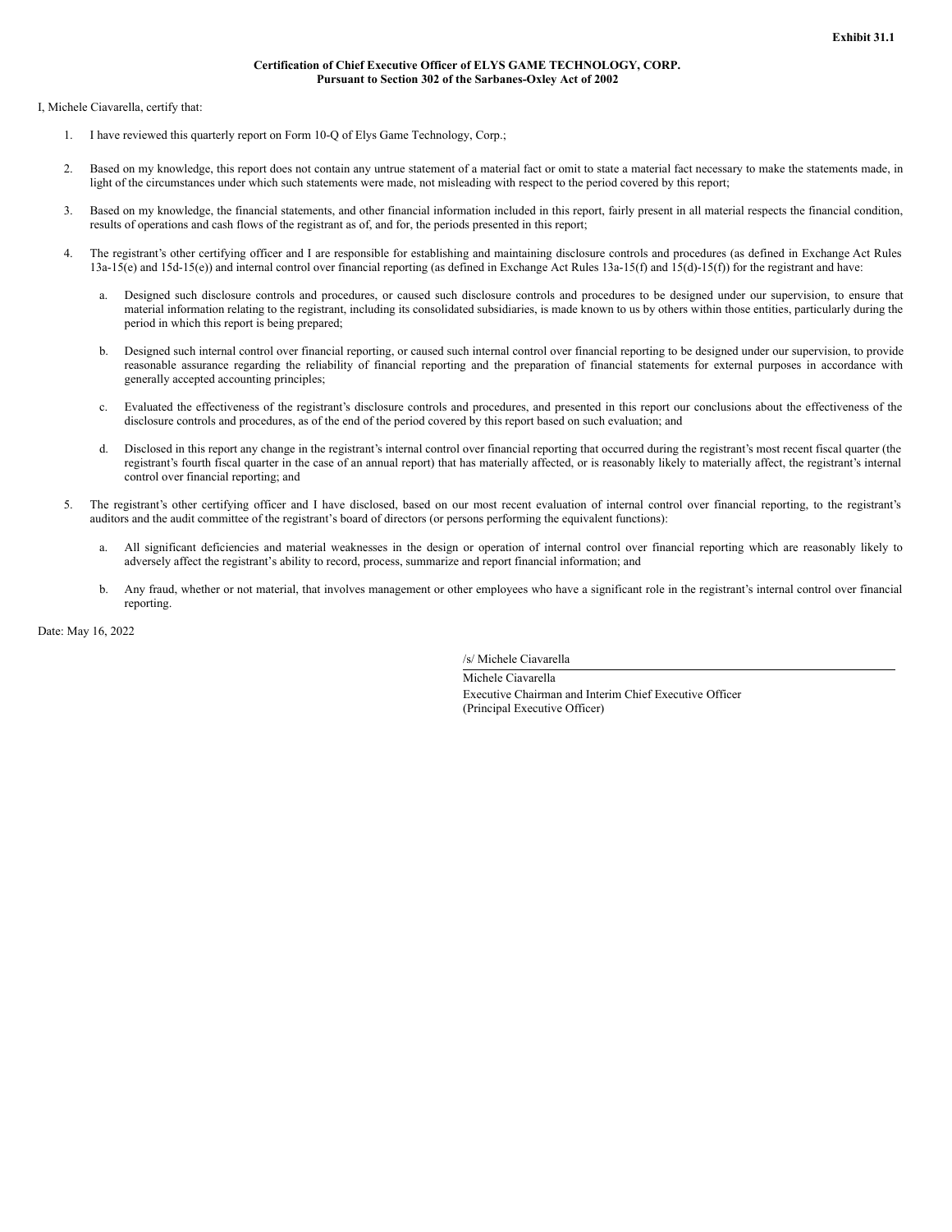**Exhibit 31.1**

**Certification of Chief Executive Officer of ELYS GAME TECHNOLOGY, CORP.**
**Pursuant to Section 302 of the Sarbanes-Oxley Act of 2002**

I, Michele Ciavarella, certify that:

1. I have reviewed this quarterly report on Form 10-Q of Elys Game Technology, Corp.;

2. Based on my knowledge, this report does not contain any untrue statement of a material fact or omit to state a material fact necessary to make the statements made, in light of the circumstances under which such statements were made, not misleading with respect to the period covered by this report;

3. Based on my knowledge, the financial statements, and other financial information included in this report, fairly present in all material respects the financial condition, results of operations and cash flows of the registrant as of, and for, the periods presented in this report;

4. The registrant's other certifying officer and I are responsible for establishing and maintaining disclosure controls and procedures (as defined in Exchange Act Rules 13a-15(e) and 15d-15(e)) and internal control over financial reporting (as defined in Exchange Act Rules 13a-15(f) and 15(d)-15(f)) for the registrant and have:

   a. Designed such disclosure controls and procedures, or caused such disclosure controls and procedures to be designed under our supervision, to ensure that material information relating to the registrant, including its consolidated subsidiaries, is made known to us by others within those entities, particularly during the period in which this report is being prepared;

   b. Designed such internal control over financial reporting, or caused such internal control over financial reporting to be designed under our supervision, to provide reasonable assurance regarding the reliability of financial reporting and the preparation of financial statements for external purposes in accordance with generally accepted accounting principles;

   c. Evaluated the effectiveness of the registrant's disclosure controls and procedures, and presented in this report our conclusions about the effectiveness of the disclosure controls and procedures, as of the end of the period covered by this report based on such evaluation; and

   d. Disclosed in this report any change in the registrant's internal control over financial reporting that occurred during the registrant's most recent fiscal quarter (the registrant's fourth fiscal quarter in the case of an annual report) that has materially affected, or is reasonably likely to materially affect, the registrant's internal control over financial reporting; and

5. The registrant's other certifying officer and I have disclosed, based on our most recent evaluation of internal control over financial reporting, to the registrant's auditors and the audit committee of the registrant's board of directors (or persons performing the equivalent functions):

   a. All significant deficiencies and material weaknesses in the design or operation of internal control over financial reporting which are reasonably likely to adversely affect the registrant's ability to record, process, summarize and report financial information; and

   b. Any fraud, whether or not material, that involves management or other employees who have a significant role in the registrant's internal control over financial reporting.

Date: May 16, 2022

/s/ Michele Ciavarella

Michele Ciavarella
Executive Chairman and Interim Chief Executive Officer
(Principal Executive Officer)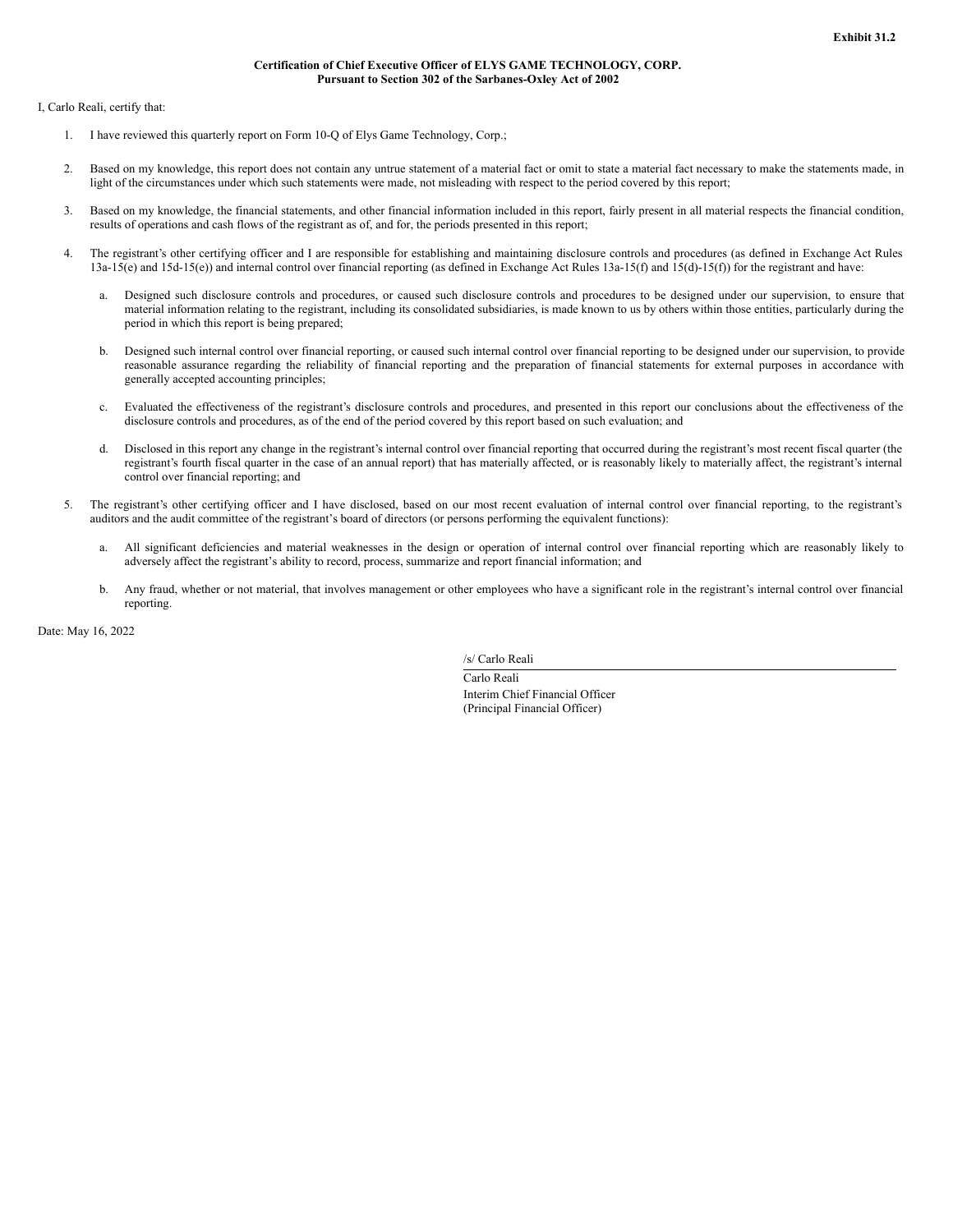**Exhibit 31.2**

**Certification of Chief Executive Officer of ELYS GAME TECHNOLOGY, CORP.**
**Pursuant to Section 302 of the Sarbanes-Oxley Act of 2002**

I, Carlo Reali, certify that:

1. I have reviewed this quarterly report on Form 10-Q of Elys Game Technology, Corp.;

2. Based on my knowledge, this report does not contain any untrue statement of a material fact or omit to state a material fact necessary to make the statements made, in light of the circumstances under which such statements were made, not misleading with respect to the period covered by this report;

3. Based on my knowledge, the financial statements, and other financial information included in this report, fairly present in all material respects the financial condition, results of operations and cash flows of the registrant as of, and for, the periods presented in this report;

4. The registrant's other certifying officer and I are responsible for establishing and maintaining disclosure controls and procedures (as defined in Exchange Act Rules 13a-15(e) and 15d-15(e)) and internal control over financial reporting (as defined in Exchange Act Rules 13a-15(f) and 15(d)-15(f)) for the registrant and have:

   a. Designed such disclosure controls and procedures, or caused such disclosure controls and procedures to be designed under our supervision, to ensure that material information relating to the registrant, including its consolidated subsidiaries, is made known to us by others within those entities, particularly during the period in which this report is being prepared;

   b. Designed such internal control over financial reporting, or caused such internal control over financial reporting to be designed under our supervision, to provide reasonable assurance regarding the reliability of financial reporting and the preparation of financial statements for external purposes in accordance with generally accepted accounting principles;

   c. Evaluated the effectiveness of the registrant's disclosure controls and procedures, and presented in this report our conclusions about the effectiveness of the disclosure controls and procedures, as of the end of the period covered by this report based on such evaluation; and

   d. Disclosed in this report any change in the registrant's internal control over financial reporting that occurred during the registrant's most recent fiscal quarter (the registrant's fourth fiscal quarter in the case of an annual report) that has materially affected, or is reasonably likely to materially affect, the registrant's internal control over financial reporting; and

5. The registrant's other certifying officer and I have disclosed, based on our most recent evaluation of internal control over financial reporting, to the registrant's auditors and the audit committee of the registrant's board of directors (or persons performing the equivalent functions):

   a. All significant deficiencies and material weaknesses in the design or operation of internal control over financial reporting which are reasonably likely to adversely affect the registrant's ability to record, process, summarize and report financial information; and

   b. Any fraud, whether or not material, that involves management or other employees who have a significant role in the registrant's internal control over financial reporting.

Date: May 16, 2022

/s/ Carlo Reali

Carlo Reali
Interim Chief Financial Officer
(Principal Financial Officer)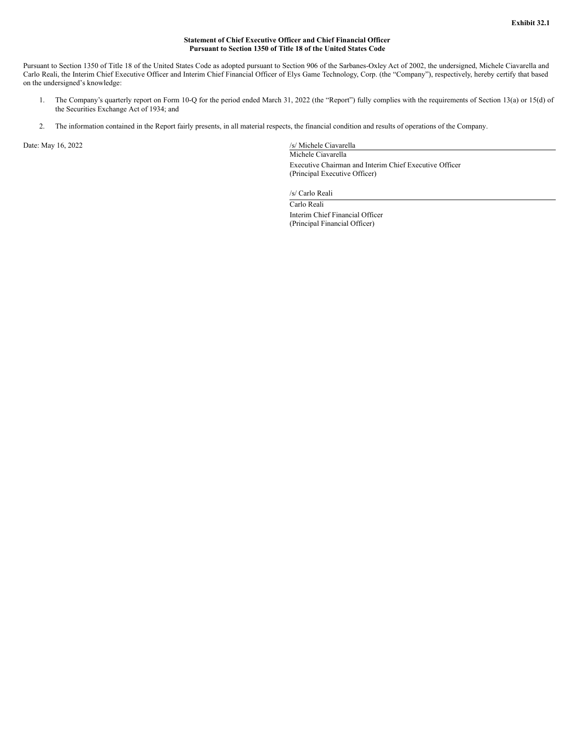**Exhibit 32.1**

**Statement of Chief Executive Officer and Chief Financial Officer**
**Pursuant to Section 1350 of Title 18 of the United States Code**

Pursuant to Section 1350 of Title 18 of the United States Code as adopted pursuant to Section 906 of the Sarbanes-Oxley Act of 2002, the undersigned, Michele Ciavarella and Carlo Reali, the Interim Chief Executive Officer and Interim Chief Financial Officer of Elys Game Technology, Corp. (the “Company”), respectively, hereby certify that based on the undersigned’s knowledge:

1. The Company’s quarterly report on Form 10-Q for the period ended March 31, 2022 (the “Report”) fully complies with the requirements of Section 13(a) or 15(d) of the Securities Exchange Act of 1934; and

2. The information contained in the Report fairly presents, in all material respects, the financial condition and results of operations of the Company.

Date: May 16, 2022

/s/ Michele Ciavarella
Michele Ciavarella
Executive Chairman and Interim Chief Executive Officer
(Principal Executive Officer)

/s/ Carlo Reali
Carlo Reali
Interim Chief Financial Officer
(Principal Financial Officer)